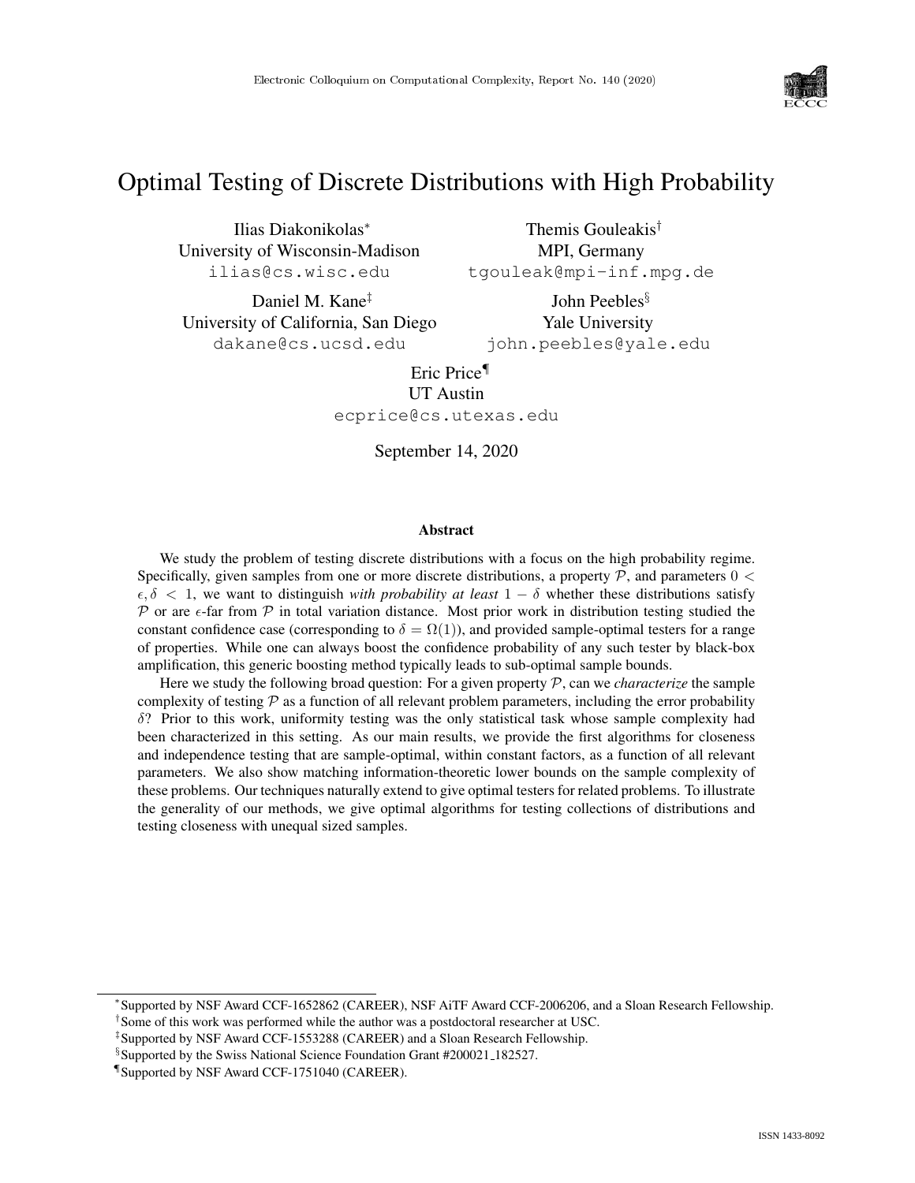# Optimal Testing of Discrete Distributions with High Probability

Ilias Diakonikolas[*]
University of Wisconsin-Madison
ilias@cs.wisc.edu

Themis Gouleakis[†]
MPI, Germany
tgouleak@mpi-inf.mpg.de

Daniel M. Kane[‡]
University of California, San Diego
dakane@cs.ucsd.edu

John Peebles[§]
Yale University
john.peebles@yale.edu

Eric Price[¶]
UT Austin
ecprice@cs.utexas.edu

September 14, 2020

### Abstract

We study the problem of testing discrete distributions with a focus on the high probability regime. Specifically, given samples from one or more discrete distributions, a property $\mathcal{P}$, and parameters $0 < \epsilon, \delta < 1$, we want to distinguish *with probability at least* $1 - \delta$ whether these distributions satisfy $\mathcal{P}$ or are $\epsilon$-far from $\mathcal{P}$ in total variation distance. Most prior work in distribution testing studied the constant confidence case (corresponding to $\delta = \Omega(1)$), and provided sample-optimal testers for a range of properties. While one can always boost the confidence probability of any such tester by black-box amplification, this generic boosting method typically leads to sub-optimal sample bounds.

Here we study the following broad question: For a given property $\mathcal{P}$, can we *characterize* the sample complexity of testing $\mathcal{P}$ as a function of all relevant problem parameters, including the error probability $\delta$? Prior to this work, uniformity testing was the only statistical task whose sample complexity had been characterized in this setting. As our main results, we provide the first algorithms for closeness and independence testing that are sample-optimal, within constant factors, as a function of all relevant parameters. We also show matching information-theoretic lower bounds on the sample complexity of these problems. Our techniques naturally extend to give optimal testers for related problems. To illustrate the generality of our methods, we give optimal algorithms for testing collections of distributions and testing closeness with unequal sized samples.

---

[*] Supported by NSF Award CCF-1652862 (CAREER), NSF AiTF Award CCF-2006206, and a Sloan Research Fellowship.

[†] Some of this work was performed while the author was a postdoctoral researcher at USC.

[‡] Supported by NSF Award CCF-1553288 (CAREER) and a Sloan Research Fellowship.

[§] Supported by the Swiss National Science Foundation Grant #200021_182527.

[¶] Supported by NSF Award CCF-1751040 (CAREER).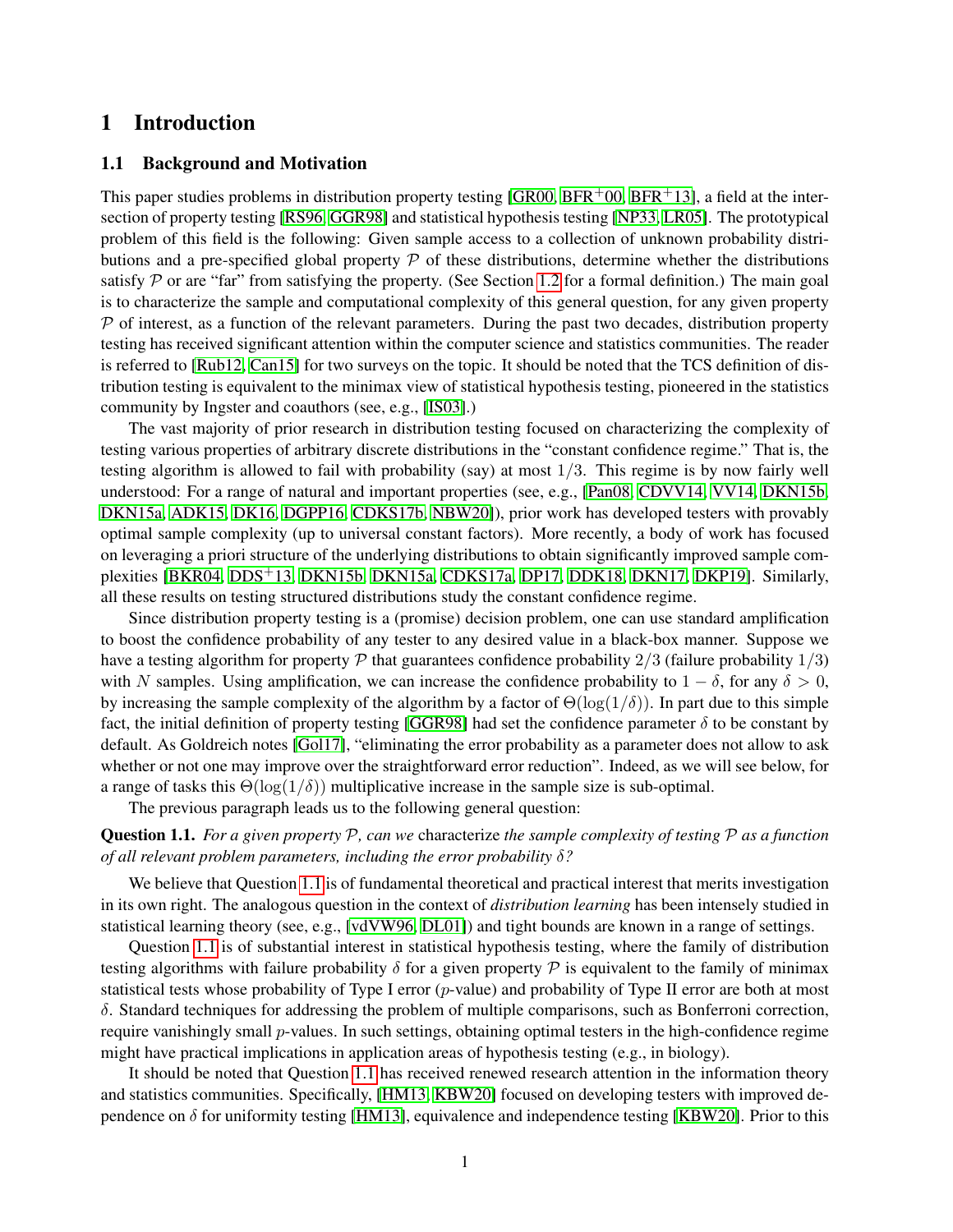# 1 Introduction

## 1.1 Background and Motivation

This paper studies problems in distribution property testing [GR00, BFR+00, BFR+13], a field at the intersection of property testing [RS96, GGR98] and statistical hypothesis testing [NP33, LR05]. The prototypical problem of this field is the following: Given sample access to a collection of unknown probability distributions and a pre-specified global property $\mathcal{P}$ of these distributions, determine whether the distributions satisfy $\mathcal{P}$ or are "far" from satisfying the property. (See Section 1.2 for a formal definition.) The main goal is to characterize the sample and computational complexity of this general question, for any given property $\mathcal{P}$ of interest, as a function of the relevant parameters. During the past two decades, distribution property testing has received significant attention within the computer science and statistics communities. The reader is referred to [Rub12, Can15] for two surveys on the topic. It should be noted that the TCS definition of distribution testing is equivalent to the minimax view of statistical hypothesis testing, pioneered in the statistics community by Ingster and coauthors (see, e.g., [IS03].)

The vast majority of prior research in distribution testing focused on characterizing the complexity of testing various properties of arbitrary discrete distributions in the "constant confidence regime." That is, the testing algorithm is allowed to fail with probability (say) at most $1/3$. This regime is by now fairly well understood: For a range of natural and important properties (see, e.g., [Pan08, CDVV14, VV14, DKN15b, DKN15a, ADK15, DK16, DGPP16, CDKS17b, NBW20]), prior work has developed testers with provably optimal sample complexity (up to universal constant factors). More recently, a body of work has focused on leveraging a priori structure of the underlying distributions to obtain significantly improved sample complexities [BKR04, DDS+13, DKN15b, DKN15a, CDKS17a, DP17, DDK18, DKN17, DKP19]. Similarly, all these results on testing structured distributions study the constant confidence regime.

Since distribution property testing is a (promise) decision problem, one can use standard amplification to boost the confidence probability of any tester to any desired value in a black-box manner. Suppose we have a testing algorithm for property $\mathcal{P}$ that guarantees confidence probability $2/3$ (failure probability $1/3$) with $N$ samples. Using amplification, we can increase the confidence probability to $1 - \delta$, for any $\delta > 0$, by increasing the sample complexity of the algorithm by a factor of $\Theta(\log(1/\delta))$. In part due to this simple fact, the initial definition of property testing [GGR98] had set the confidence parameter $\delta$ to be constant by default. As Goldreich notes [Gol17], "eliminating the error probability as a parameter does not allow to ask whether or not one may improve over the straightforward error reduction". Indeed, as we will see below, for a range of tasks this $\Theta(\log(1/\delta))$ multiplicative increase in the sample size is sub-optimal.

The previous paragraph leads us to the following general question:

**Question 1.1.** *For a given property $\mathcal{P}$, can we* characterize *the sample complexity of testing $\mathcal{P}$ as a function of all relevant problem parameters, including the error probability $\delta$?*

We believe that Question 1.1 is of fundamental theoretical and practical interest that merits investigation in its own right. The analogous question in the context of *distribution learning* has been intensely studied in statistical learning theory (see, e.g., [vdVW96, DL01]) and tight bounds are known in a range of settings.

Question 1.1 is of substantial interest in statistical hypothesis testing, where the family of distribution testing algorithms with failure probability $\delta$ for a given property $\mathcal{P}$ is equivalent to the family of minimax statistical tests whose probability of Type I error ($p$-value) and probability of Type II error are both at most $\delta$. Standard techniques for addressing the problem of multiple comparisons, such as Bonferroni correction, require vanishingly small $p$-values. In such settings, obtaining optimal testers in the high-confidence regime might have practical implications in application areas of hypothesis testing (e.g., in biology).

It should be noted that Question 1.1 has received renewed research attention in the information theory and statistics communities. Specifically, [HM13, KBW20] focused on developing testers with improved dependence on $\delta$ for uniformity testing [HM13], equivalence and independence testing [KBW20]. Prior to this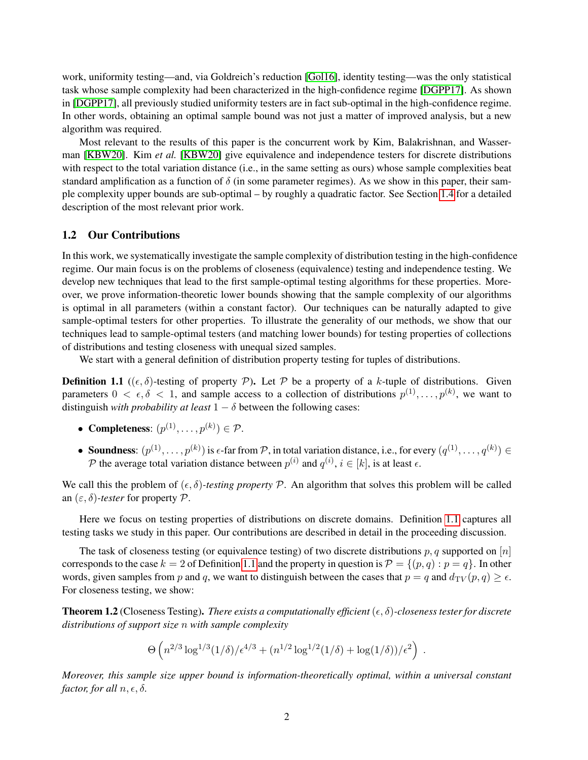work, uniformity testing—and, via Goldreich's reduction [Gol16], identity testing—was the only statistical task whose sample complexity had been characterized in the high-confidence regime [DGPP17]. As shown in [DGPP17], all previously studied uniformity testers are in fact sub-optimal in the high-confidence regime. In other words, obtaining an optimal sample bound was not just a matter of improved analysis, but a new algorithm was required.

Most relevant to the results of this paper is the concurrent work by Kim, Balakrishnan, and Wasserman [KBW20]. Kim *et al.* [KBW20] give equivalence and independence testers for discrete distributions with respect to the total variation distance (i.e., in the same setting as ours) whose sample complexities beat standard amplification as a function of $\delta$ (in some parameter regimes). As we show in this paper, their sample complexity upper bounds are sub-optimal – by roughly a quadratic factor. See Section 1.4 for a detailed description of the most relevant prior work.

## 1.2 Our Contributions

In this work, we systematically investigate the sample complexity of distribution testing in the high-confidence regime. Our main focus is on the problems of closeness (equivalence) testing and independence testing. We develop new techniques that lead to the first sample-optimal testing algorithms for these properties. Moreover, we prove information-theoretic lower bounds showing that the sample complexity of our algorithms is optimal in all parameters (within a constant factor). Our techniques can be naturally adapted to give sample-optimal testers for other properties. To illustrate the generality of our methods, we show that our techniques lead to sample-optimal testers (and matching lower bounds) for testing properties of collections of distributions and testing closeness with unequal sized samples.

We start with a general definition of distribution property testing for tuples of distributions.

**Definition 1.1** (($\epsilon, \delta$)-testing of property $\mathcal{P}$). Let $\mathcal{P}$ be a property of a $k$-tuple of distributions. Given parameters $0 < \epsilon, \delta < 1$, and sample access to a collection of distributions $p^{(1)}, \ldots, p^{(k)}$, we want to distinguish *with probability at least* $1 - \delta$ between the following cases:

- **Completeness**: $(p^{(1)}, \ldots, p^{(k)}) \in \mathcal{P}$.
- **Soundness**: $(p^{(1)}, \ldots, p^{(k)})$ is $\epsilon$-far from $\mathcal{P}$, in total variation distance, i.e., for every $(q^{(1)}, \ldots, q^{(k)}) \in \mathcal{P}$ the average total variation distance between $p^{(i)}$ and $q^{(i)}$, $i \in [k]$, is at least $\epsilon$.

We call this the problem of $(\epsilon, \delta)$-*testing property* $\mathcal{P}$. An algorithm that solves this problem will be called an $(\varepsilon, \delta)$-*tester* for property $\mathcal{P}$.

Here we focus on testing properties of distributions on discrete domains. Definition 1.1 captures all testing tasks we study in this paper. Our contributions are described in detail in the proceeding discussion.

The task of closeness testing (or equivalence testing) of two discrete distributions $p, q$ supported on $[n]$ corresponds to the case $k = 2$ of Definition 1.1 and the property in question is $\mathcal{P} = \{(p, q) : p = q\}$. In other words, given samples from $p$ and $q$, we want to distinguish between the cases that $p = q$ and $d_{\mathrm{TV}}(p, q) \geq \epsilon$. For closeness testing, we show:

**Theorem 1.2** (Closeness Testing). *There exists a computationally efficient $(\epsilon, \delta)$-closeness tester for discrete distributions of support size $n$ with sample complexity*

$$\Theta\left(n^{2/3} \log^{1/3}(1/\delta)/\epsilon^{4/3} + (n^{1/2} \log^{1/2}(1/\delta) + \log(1/\delta))/\epsilon^2\right) .$$

*Moreover, this sample size upper bound is information-theoretically optimal, within a universal constant factor, for all $n, \epsilon, \delta$.*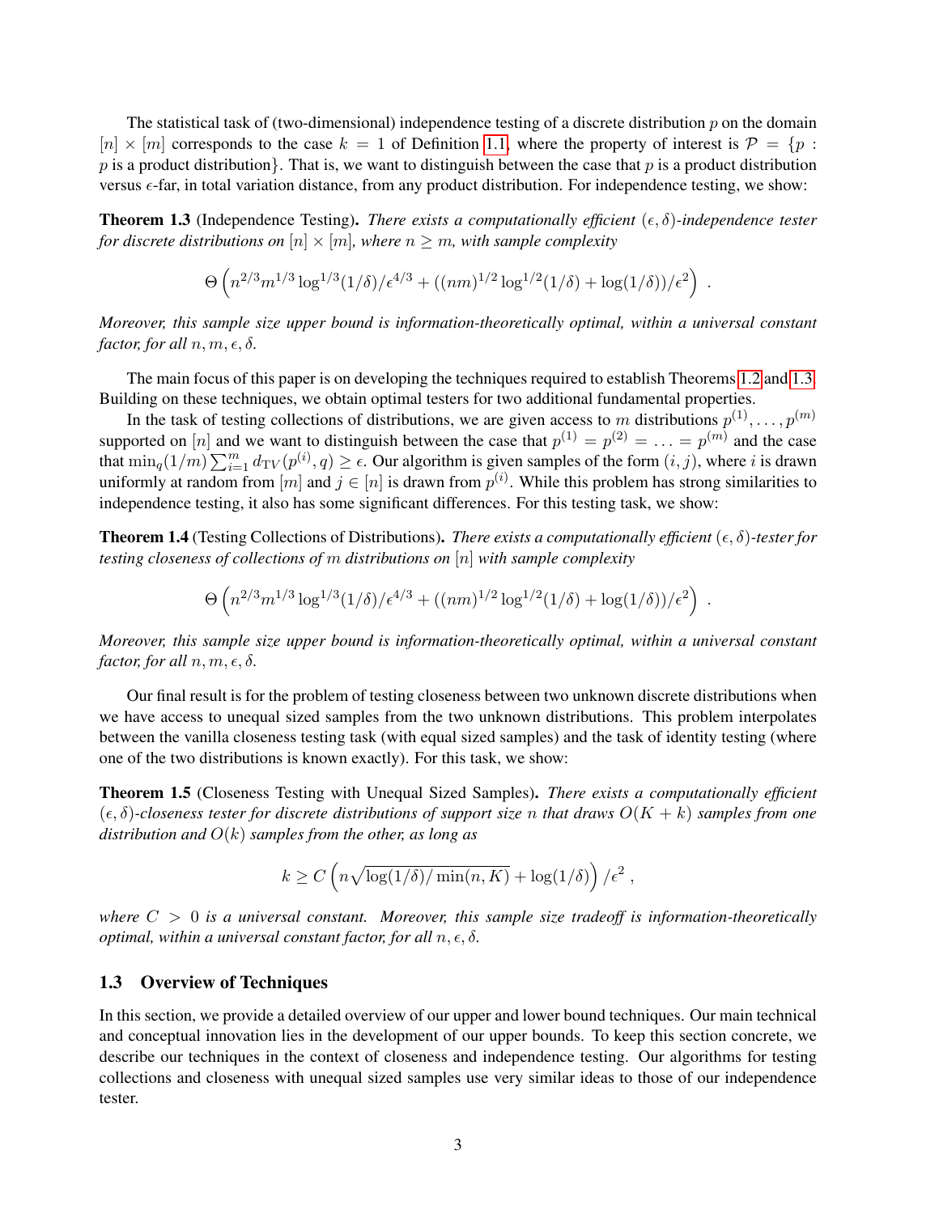The statistical task of (two-dimensional) independence testing of a discrete distribution $p$ on the domain $[n] \times [m]$ corresponds to the case $k = 1$ of Definition 1.1, where the property of interest is $\mathcal{P} = \{p : p \text{ is a product distribution}\}$. That is, we want to distinguish between the case that $p$ is a product distribution versus $\epsilon$-far, in total variation distance, from any product distribution. For independence testing, we show:

**Theorem 1.3** (Independence Testing). *There exists a computationally efficient $(\epsilon, \delta)$-independence tester for discrete distributions on $[n] \times [m]$, where $n \geq m$, with sample complexity*

$$\Theta\left(n^{2/3} m^{1/3} \log^{1/3}(1/\delta)/\epsilon^{4/3} + ((nm)^{1/2} \log^{1/2}(1/\delta) + \log(1/\delta))/\epsilon^2\right) .$$

*Moreover, this sample size upper bound is information-theoretically optimal, within a universal constant factor, for all $n, m, \epsilon, \delta$.*

The main focus of this paper is on developing the techniques required to establish Theorems 1.2 and 1.3. Building on these techniques, we obtain optimal testers for two additional fundamental properties.

In the task of testing collections of distributions, we are given access to $m$ distributions $p^{(1)}, \ldots, p^{(m)}$ supported on $[n]$ and we want to distinguish between the case that $p^{(1)} = p^{(2)} = \ldots = p^{(m)}$ and the case that $\min_q (1/m) \sum_{i=1}^{m} d_{\mathrm{TV}}(p^{(i)}, q) \geq \epsilon$. Our algorithm is given samples of the form $(i, j)$, where $i$ is drawn uniformly at random from $[m]$ and $j \in [n]$ is drawn from $p^{(i)}$. While this problem has strong similarities to independence testing, it also has some significant differences. For this testing task, we show:

**Theorem 1.4** (Testing Collections of Distributions). *There exists a computationally efficient $(\epsilon, \delta)$-tester for testing closeness of collections of $m$ distributions on $[n]$ with sample complexity*

$$\Theta\left(n^{2/3} m^{1/3} \log^{1/3}(1/\delta)/\epsilon^{4/3} + ((nm)^{1/2} \log^{1/2}(1/\delta) + \log(1/\delta))/\epsilon^2\right) .$$

*Moreover, this sample size upper bound is information-theoretically optimal, within a universal constant factor, for all $n, m, \epsilon, \delta$.*

Our final result is for the problem of testing closeness between two unknown discrete distributions when we have access to unequal sized samples from the two unknown distributions. This problem interpolates between the vanilla closeness testing task (with equal sized samples) and the task of identity testing (where one of the two distributions is known exactly). For this task, we show:

**Theorem 1.5** (Closeness Testing with Unequal Sized Samples). *There exists a computationally efficient $(\epsilon, \delta)$-closeness tester for discrete distributions of support size $n$ that draws $O(K + k)$ samples from one distribution and $O(k)$ samples from the other, as long as*

$$k \geq C\left(n\sqrt{\log(1/\delta)/\min(n, K)} + \log(1/\delta)\right)/\epsilon^2 ,$$

*where $C > 0$ is a universal constant. Moreover, this sample size tradeoff is information-theoretically optimal, within a universal constant factor, for all $n, \epsilon, \delta$.*

### 1.3 Overview of Techniques

In this section, we provide a detailed overview of our upper and lower bound techniques. Our main technical and conceptual innovation lies in the development of our upper bounds. To keep this section concrete, we describe our techniques in the context of closeness and independence testing. Our algorithms for testing collections and closeness with unequal sized samples use very similar ideas to those of our independence tester.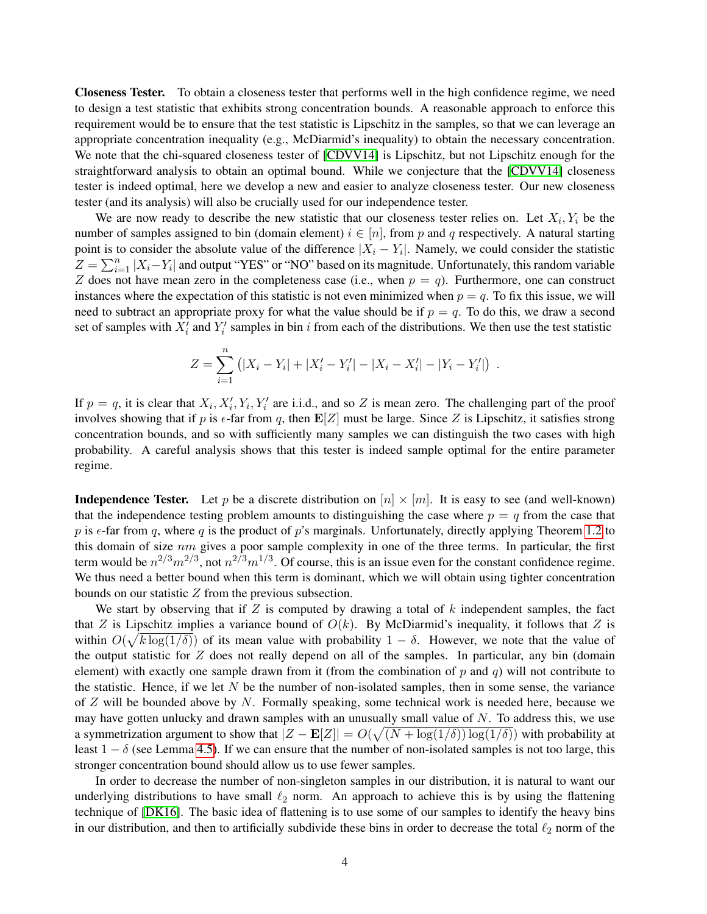**Closeness Tester.** To obtain a closeness tester that performs well in the high confidence regime, we need to design a test statistic that exhibits strong concentration bounds. A reasonable approach to enforce this requirement would be to ensure that the test statistic is Lipschitz in the samples, so that we can leverage an appropriate concentration inequality (e.g., McDiarmid's inequality) to obtain the necessary concentration. We note that the chi-squared closeness tester of [CDVV14] is Lipschitz, but not Lipschitz enough for the straightforward analysis to obtain an optimal bound. While we conjecture that the [CDVV14] closeness tester is indeed optimal, here we develop a new and easier to analyze closeness tester. Our new closeness tester (and its analysis) will also be crucially used for our independence tester.

We are now ready to describe the new statistic that our closeness tester relies on. Let $X_i, Y_i$ be the number of samples assigned to bin (domain element) $i \in [n]$, from $p$ and $q$ respectively. A natural starting point is to consider the absolute value of the difference $|X_i - Y_i|$. Namely, we could consider the statistic $Z = \sum_{i=1}^n |X_i - Y_i|$ and output "YES" or "NO" based on its magnitude. Unfortunately, this random variable $Z$ does not have mean zero in the completeness case (i.e., when $p = q$). Furthermore, one can construct instances where the expectation of this statistic is not even minimized when $p = q$. To fix this issue, we will need to subtract an appropriate proxy for what the value should be if $p = q$. To do this, we draw a second set of samples with $X'_i$ and $Y'_i$ samples in bin $i$ from each of the distributions. We then use the test statistic

$$Z = \sum_{i=1}^n \left(|X_i - Y_i| + |X'_i - Y'_i| - |X_i - X'_i| - |Y_i - Y'_i|\right) .$$

If $p = q$, it is clear that $X_i, X'_i, Y_i, Y'_i$ are i.i.d., and so $Z$ is mean zero. The challenging part of the proof involves showing that if $p$ is $\epsilon$-far from $q$, then $\mathbf{E}[Z]$ must be large. Since $Z$ is Lipschitz, it satisfies strong concentration bounds, and so with sufficiently many samples we can distinguish the two cases with high probability. A careful analysis shows that this tester is indeed sample optimal for the entire parameter regime.

**Independence Tester.** Let $p$ be a discrete distribution on $[n] \times [m]$. It is easy to see (and well-known) that the independence testing problem amounts to distinguishing the case where $p = q$ from the case that $p$ is $\epsilon$-far from $q$, where $q$ is the product of $p$'s marginals. Unfortunately, directly applying Theorem 1.2 to this domain of size $nm$ gives a poor sample complexity in one of the three terms. In particular, the first term would be $n^{2/3}m^{2/3}$, not $n^{2/3}m^{1/3}$. Of course, this is an issue even for the constant confidence regime. We thus need a better bound when this term is dominant, which we will obtain using tighter concentration bounds on our statistic $Z$ from the previous subsection.

We start by observing that if $Z$ is computed by drawing a total of $k$ independent samples, the fact that $Z$ is Lipschitz implies a variance bound of $O(k)$. By McDiarmid's inequality, it follows that $Z$ is within $O(\sqrt{k \log(1/\delta)})$ of its mean value with probability $1 - \delta$. However, we note that the value of the output statistic for $Z$ does not really depend on all of the samples. In particular, any bin (domain element) with exactly one sample drawn from it (from the combination of $p$ and $q$) will not contribute to the statistic. Hence, if we let $N$ be the number of non-isolated samples, then in some sense, the variance of $Z$ will be bounded above by $N$. Formally speaking, some technical work is needed here, because we may have gotten unlucky and drawn samples with an unusually small value of $N$. To address this, we use a symmetrization argument to show that $|Z - \mathbf{E}[Z]| = O(\sqrt{(N + \log(1/\delta))\log(1/\delta)})$ with probability at least $1 - \delta$ (see Lemma 4.5). If we can ensure that the number of non-isolated samples is not too large, this stronger concentration bound should allow us to use fewer samples.

In order to decrease the number of non-singleton samples in our distribution, it is natural to want our underlying distributions to have small $\ell_2$ norm. An approach to achieve this is by using the flattening technique of [DK16]. The basic idea of flattening is to use some of our samples to identify the heavy bins in our distribution, and then to artificially subdivide these bins in order to decrease the total $\ell_2$ norm of the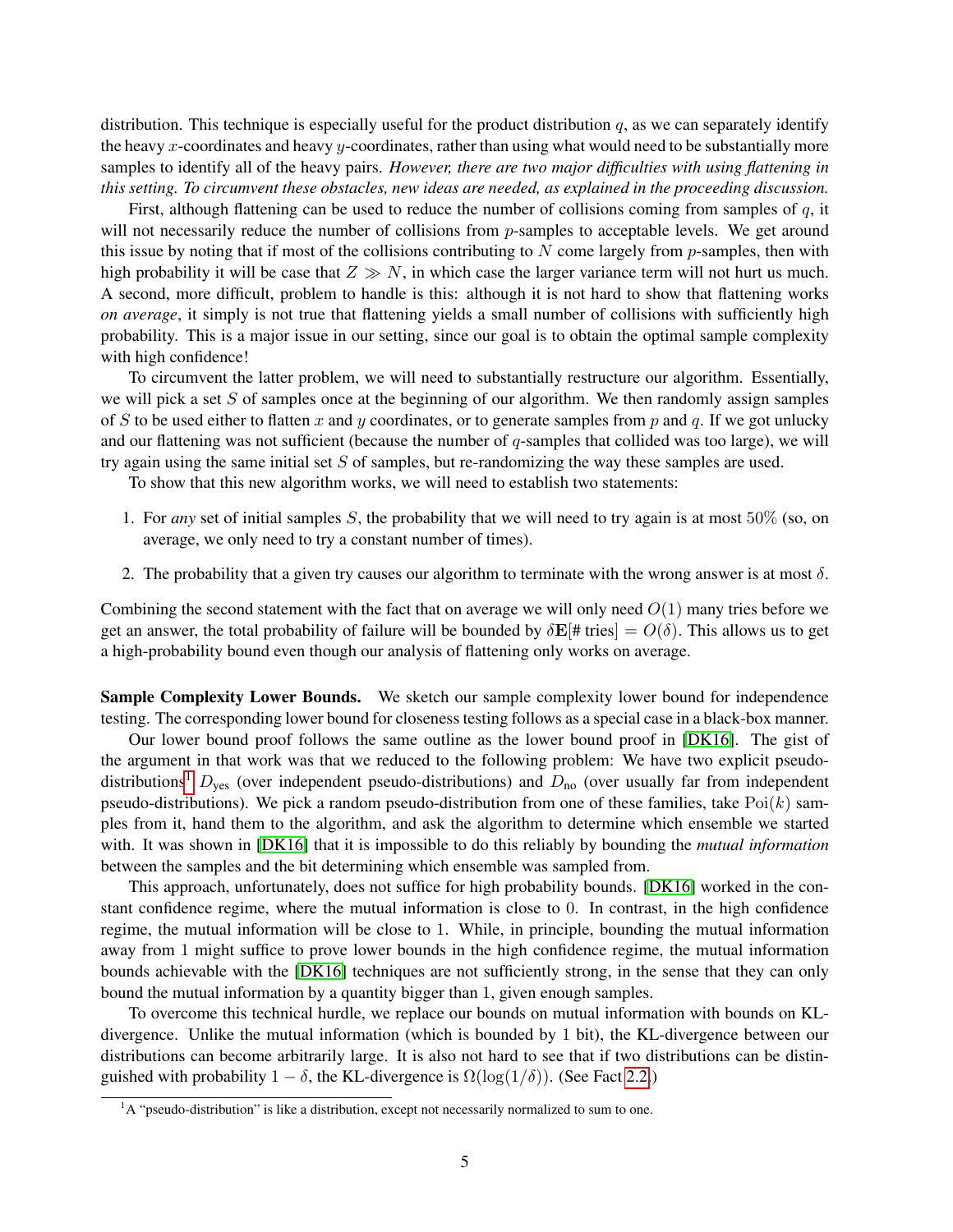distribution. This technique is especially useful for the product distribution $q$, as we can separately identify the heavy $x$-coordinates and heavy $y$-coordinates, rather than using what would need to be substantially more samples to identify all of the heavy pairs. *However, there are two major difficulties with using flattening in this setting. To circumvent these obstacles, new ideas are needed, as explained in the proceeding discussion.*

First, although flattening can be used to reduce the number of collisions coming from samples of $q$, it will not necessarily reduce the number of collisions from $p$-samples to acceptable levels. We get around this issue by noting that if most of the collisions contributing to $N$ come largely from $p$-samples, then with high probability it will be case that $Z \gg N$, in which case the larger variance term will not hurt us much. A second, more difficult, problem to handle is this: although it is not hard to show that flattening works *on average*, it simply is not true that flattening yields a small number of collisions with sufficiently high probability. This is a major issue in our setting, since our goal is to obtain the optimal sample complexity with high confidence!

To circumvent the latter problem, we will need to substantially restructure our algorithm. Essentially, we will pick a set $S$ of samples once at the beginning of our algorithm. We then randomly assign samples of $S$ to be used either to flatten $x$ and $y$ coordinates, or to generate samples from $p$ and $q$. If we got unlucky and our flattening was not sufficient (because the number of $q$-samples that collided was too large), we will try again using the same initial set $S$ of samples, but re-randomizing the way these samples are used.

To show that this new algorithm works, we will need to establish two statements:

1. For *any* set of initial samples $S$, the probability that we will need to try again is at most $50\%$ (so, on average, we only need to try a constant number of times).

2. The probability that a given try causes our algorithm to terminate with the wrong answer is at most $\delta$.

Combining the second statement with the fact that on average we will only need $O(1)$ many tries before we get an answer, the total probability of failure will be bounded by $\delta\mathbf{E}[\text{\# tries}] = O(\delta)$. This allows us to get a high-probability bound even though our analysis of flattening only works on average.

**Sample Complexity Lower Bounds.** We sketch our sample complexity lower bound for independence testing. The corresponding lower bound for closeness testing follows as a special case in a black-box manner.

Our lower bound proof follows the same outline as the lower bound proof in [DK16]. The gist of the argument in that work was that we reduced to the following problem: We have two explicit pseudo-distributions[1] $D_{\text{yes}}$ (over independent pseudo-distributions) and $D_{\text{no}}$ (over usually far from independent pseudo-distributions). We pick a random pseudo-distribution from one of these families, take $\mathrm{Poi}(k)$ samples from it, hand them to the algorithm, and ask the algorithm to determine which ensemble we started with. It was shown in [DK16] that it is impossible to do this reliably by bounding the *mutual information* between the samples and the bit determining which ensemble was sampled from.

This approach, unfortunately, does not suffice for high probability bounds. [DK16] worked in the constant confidence regime, where the mutual information is close to 0. In contrast, in the high confidence regime, the mutual information will be close to 1. While, in principle, bounding the mutual information away from 1 might suffice to prove lower bounds in the high confidence regime, the mutual information bounds achievable with the [DK16] techniques are not sufficiently strong, in the sense that they can only bound the mutual information by a quantity bigger than 1, given enough samples.

To overcome this technical hurdle, we replace our bounds on mutual information with bounds on KL-divergence. Unlike the mutual information (which is bounded by 1 bit), the KL-divergence between our distributions can become arbitrarily large. It is also not hard to see that if two distributions can be distinguished with probability $1 - \delta$, the KL-divergence is $\Omega(\log(1/\delta))$. (See Fact 2.2.)

[1] A "pseudo-distribution" is like a distribution, except not necessarily normalized to sum to one.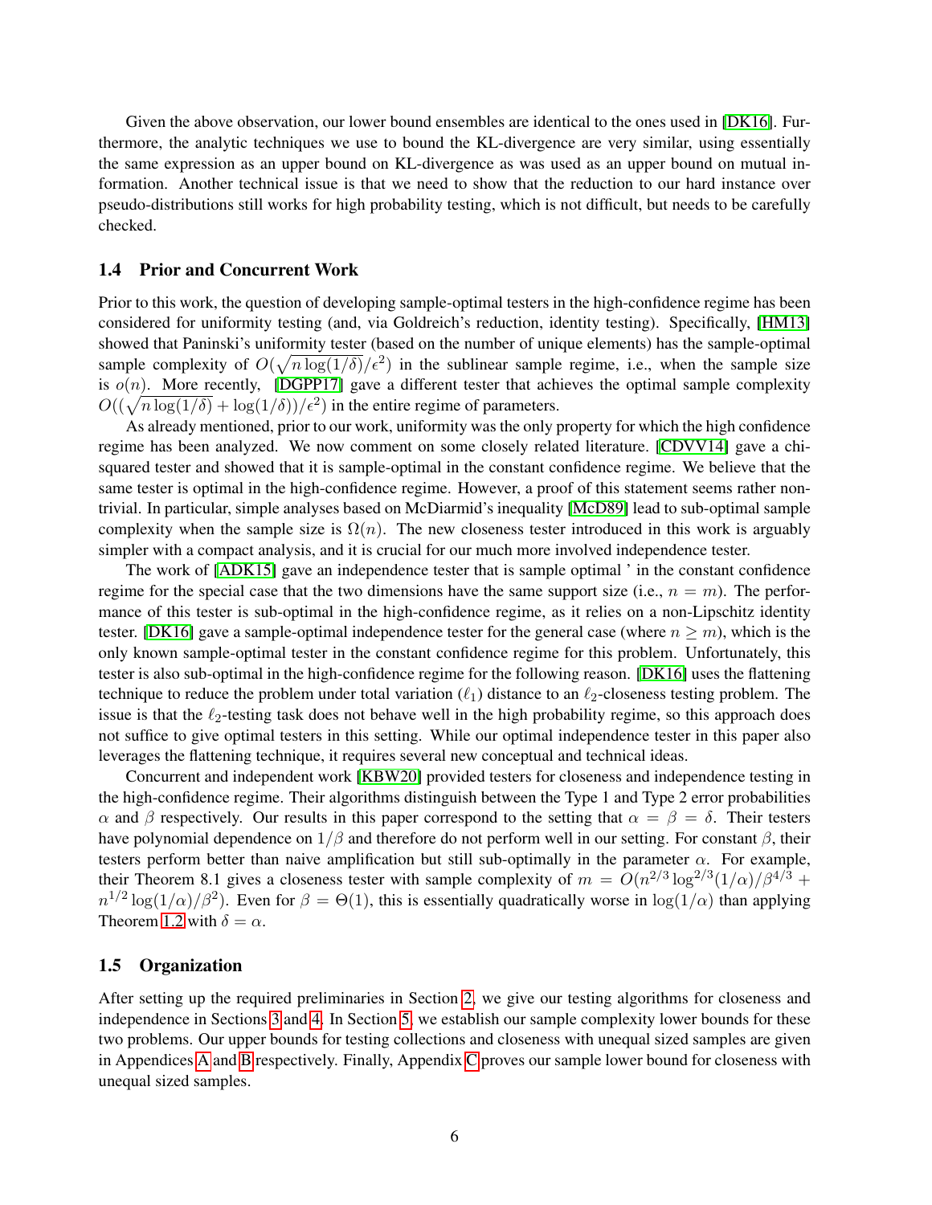Given the above observation, our lower bound ensembles are identical to the ones used in [DK16]. Furthermore, the analytic techniques we use to bound the KL-divergence are very similar, using essentially the same expression as an upper bound on KL-divergence as was used as an upper bound on mutual information. Another technical issue is that we need to show that the reduction to our hard instance over pseudo-distributions still works for high probability testing, which is not difficult, but needs to be carefully checked.

### 1.4 Prior and Concurrent Work

Prior to this work, the question of developing sample-optimal testers in the high-confidence regime has been considered for uniformity testing (and, via Goldreich's reduction, identity testing). Specifically, [HM13] showed that Paninski's uniformity tester (based on the number of unique elements) has the sample-optimal sample complexity of $O(\sqrt{n \log(1/\delta)}/\epsilon^2)$ in the sublinear sample regime, i.e., when the sample size is $o(n)$. More recently, [DGPP17] gave a different tester that achieves the optimal sample complexity $O((\sqrt{n \log(1/\delta)} + \log(1/\delta))/\epsilon^2)$ in the entire regime of parameters.

As already mentioned, prior to our work, uniformity was the only property for which the high confidence regime has been analyzed. We now comment on some closely related literature. [CDVV14] gave a chi-squared tester and showed that it is sample-optimal in the constant confidence regime. We believe that the same tester is optimal in the high-confidence regime. However, a proof of this statement seems rather non-trivial. In particular, simple analyses based on McDiarmid's inequality [McD89] lead to sub-optimal sample complexity when the sample size is $\Omega(n)$. The new closeness tester introduced in this work is arguably simpler with a compact analysis, and it is crucial for our much more involved independence tester.

The work of [ADK15] gave an independence tester that is sample optimal ' in the constant confidence regime for the special case that the two dimensions have the same support size (i.e., $n = m$). The performance of this tester is sub-optimal in the high-confidence regime, as it relies on a non-Lipschitz identity tester. [DK16] gave a sample-optimal independence tester for the general case (where $n \geq m$), which is the only known sample-optimal tester in the constant confidence regime for this problem. Unfortunately, this tester is also sub-optimal in the high-confidence regime for the following reason. [DK16] uses the flattening technique to reduce the problem under total variation ($\ell_1$) distance to an $\ell_2$-closeness testing problem. The issue is that the $\ell_2$-testing task does not behave well in the high probability regime, so this approach does not suffice to give optimal testers in this setting. While our optimal independence tester in this paper also leverages the flattening technique, it requires several new conceptual and technical ideas.

Concurrent and independent work [KBW20] provided testers for closeness and independence testing in the high-confidence regime. Their algorithms distinguish between the Type 1 and Type 2 error probabilities $\alpha$ and $\beta$ respectively. Our results in this paper correspond to the setting that $\alpha = \beta = \delta$. Their testers have polynomial dependence on $1/\beta$ and therefore do not perform well in our setting. For constant $\beta$, their testers perform better than naive amplification but still sub-optimally in the parameter $\alpha$. For example, their Theorem 8.1 gives a closeness tester with sample complexity of $m = O(n^{2/3} \log^{2/3}(1/\alpha)/\beta^{4/3} + n^{1/2} \log(1/\alpha)/\beta^2)$. Even for $\beta = \Theta(1)$, this is essentially quadratically worse in $\log(1/\alpha)$ than applying Theorem 1.2 with $\delta = \alpha$.

### 1.5 Organization

After setting up the required preliminaries in Section 2, we give our testing algorithms for closeness and independence in Sections 3 and 4. In Section 5, we establish our sample complexity lower bounds for these two problems. Our upper bounds for testing collections and closeness with unequal sized samples are given in Appendices A and B respectively. Finally, Appendix C proves our sample lower bound for closeness with unequal sized samples.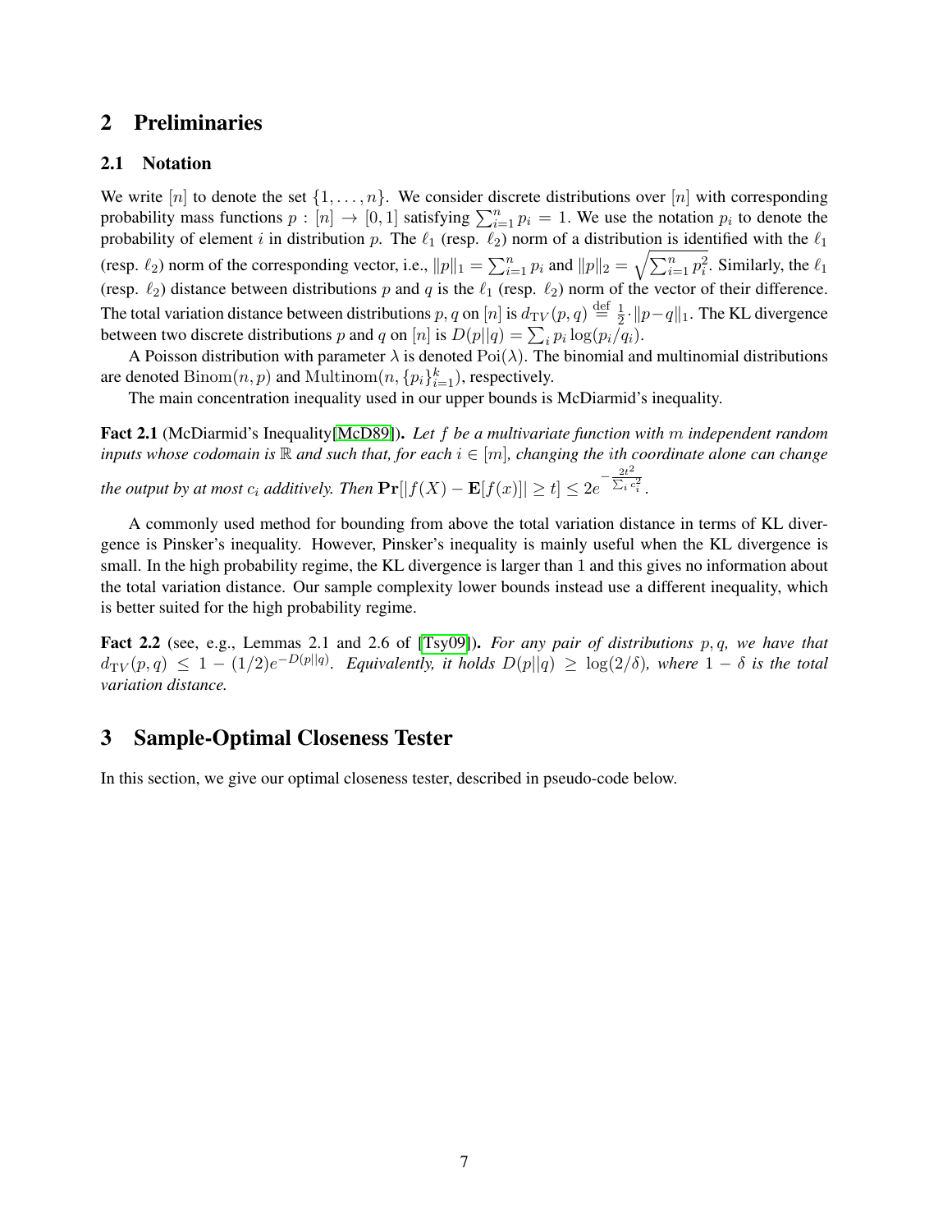## 2 Preliminaries

### 2.1 Notation

We write $[n]$ to denote the set $\{1, \ldots, n\}$. We consider discrete distributions over $[n]$ with corresponding probability mass functions $p : [n] \to [0, 1]$ satisfying $\sum_{i=1}^{n} p_i = 1$. We use the notation $p_i$ to denote the probability of element $i$ in distribution $p$. The $\ell_1$ (resp. $\ell_2$) norm of a distribution is identified with the $\ell_1$ (resp. $\ell_2$) norm of the corresponding vector, i.e., $\|p\|_1 = \sum_{i=1}^{n} p_i$ and $\|p\|_2 = \sqrt{\sum_{i=1}^{n} p_i^2}$. Similarly, the $\ell_1$ (resp. $\ell_2$) distance between distributions $p$ and $q$ is the $\ell_1$ (resp. $\ell_2$) norm of the vector of their difference. The total variation distance between distributions $p, q$ on $[n]$ is $d_{\mathrm{TV}}(p, q) \stackrel{\text{def}}{=} \frac{1}{2} \cdot \|p - q\|_1$. The KL divergence between two discrete distributions $p$ and $q$ on $[n]$ is $D(p||q) = \sum_i p_i \log(p_i/q_i)$.

A Poisson distribution with parameter $\lambda$ is denoted $\mathrm{Poi}(\lambda)$. The binomial and multinomial distributions are denoted $\mathrm{Binom}(n, p)$ and $\mathrm{Multinom}(n, \{p_i\}_{i=1}^{k})$, respectively.

The main concentration inequality used in our upper bounds is McDiarmid's inequality.

**Fact 2.1** (McDiarmid's Inequality[McD89]). *Let $f$ be a multivariate function with $m$ independent random inputs whose codomain is $\mathbb{R}$ and such that, for each $i \in [m]$, changing the $i$th coordinate alone can change the output by at most $c_i$ additively. Then $\mathbf{Pr}[|f(X) - \mathbf{E}[f(x)]| \geq t] \leq 2e^{-\frac{2t^2}{\sum_i c_i^2}}$.*

A commonly used method for bounding from above the total variation distance in terms of KL divergence is Pinsker's inequality. However, Pinsker's inequality is mainly useful when the KL divergence is small. In the high probability regime, the KL divergence is larger than 1 and this gives no information about the total variation distance. Our sample complexity lower bounds instead use a different inequality, which is better suited for the high probability regime.

**Fact 2.2** (see, e.g., Lemmas 2.1 and 2.6 of [Tsy09]). *For any pair of distributions $p, q$, we have that $d_{\mathrm{TV}}(p, q) \leq 1 - (1/2)e^{-D(p||q)}$. Equivalently, it holds $D(p||q) \geq \log(2/\delta)$, where $1 - \delta$ is the total variation distance.*

## 3 Sample-Optimal Closeness Tester

In this section, we give our optimal closeness tester, described in pseudo-code below.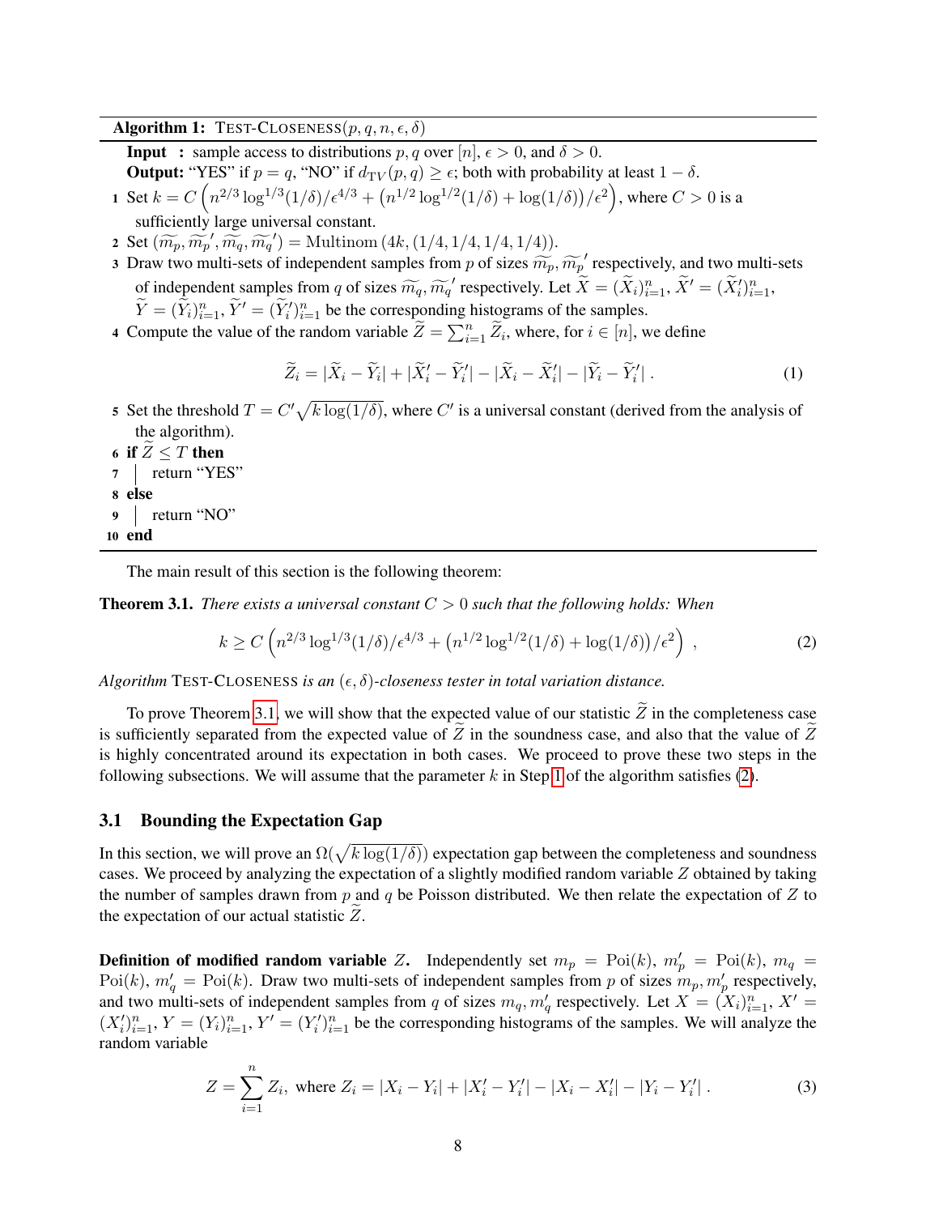**Algorithm 1:** TEST-CLOSENESS$(p, q, n, \epsilon, \delta)$

**Input :** sample access to distributions $p, q$ over $[n]$, $\epsilon > 0$, and $\delta > 0$.
**Output:** "YES" if $p = q$, "NO" if $d_{\mathrm{TV}}(p, q) \geq \epsilon$; both with probability at least $1 - \delta$.

1. Set $k = C\left(n^{2/3}\log^{1/3}(1/\delta)/\epsilon^{4/3} + \left(n^{1/2}\log^{1/2}(1/\delta) + \log(1/\delta)\right)/\epsilon^2\right)$, where $C > 0$ is a sufficiently large universal constant.
2. Set $(\widetilde{m_p}, \widetilde{m_p}', \widetilde{m_q}, \widetilde{m_q}') = \mathrm{Multinom}\left(4k, (1/4, 1/4, 1/4, 1/4)\right)$.
3. Draw two multi-sets of independent samples from $p$ of sizes $\widetilde{m_p}, \widetilde{m_p}'$ respectively, and two multi-sets of independent samples from $q$ of sizes $\widetilde{m_q}, \widetilde{m_q}'$ respectively. Let $\widetilde{X} = (\widetilde{X}_i)_{i=1}^n$, $\widetilde{X}' = (\widetilde{X}'_i)_{i=1}^n$, $\widetilde{Y} = (\widetilde{Y}_i)_{i=1}^n$, $\widetilde{Y}' = (\widetilde{Y}'_i)_{i=1}^n$ be the corresponding histograms of the samples.
4. Compute the value of the random variable $\widetilde{Z} = \sum_{i=1}^n \widetilde{Z}_i$, where, for $i \in [n]$, we define

$$\widetilde{Z}_i = |\widetilde{X}_i - \widetilde{Y}_i| + |\widetilde{X}'_i - \widetilde{Y}'_i| - |\widetilde{X}_i - \widetilde{X}'_i| - |\widetilde{Y}_i - \widetilde{Y}'_i| \,. \tag{1}$$

5. Set the threshold $T = C'\sqrt{k\log(1/\delta)}$, where $C'$ is a universal constant (derived from the analysis of the algorithm).
6. **if** $\widetilde{Z} \leq T$ **then**
7. return "YES"
8. **else**
9. return "NO"
10. **end**

The main result of this section is the following theorem:

**Theorem 3.1.** *There exists a universal constant $C > 0$ such that the following holds: When*

$$k \geq C\left(n^{2/3}\log^{1/3}(1/\delta)/\epsilon^{4/3} + \left(n^{1/2}\log^{1/2}(1/\delta) + \log(1/\delta)\right)/\epsilon^2\right) \,, \tag{2}$$

*Algorithm* TEST-CLOSENESS *is an $(\epsilon, \delta)$-closeness tester in total variation distance.*

To prove Theorem 3.1, we will show that the expected value of our statistic $\widetilde{Z}$ in the completeness case is sufficiently separated from the expected value of $\widetilde{Z}$ in the soundness case, and also that the value of $\widetilde{Z}$ is highly concentrated around its expectation in both cases. We proceed to prove these two steps in the following subsections. We will assume that the parameter $k$ in Step 1 of the algorithm satisfies (2).

## 3.1 Bounding the Expectation Gap

In this section, we will prove an $\Omega(\sqrt{k\log(1/\delta)})$ expectation gap between the completeness and soundness cases. We proceed by analyzing the expectation of a slightly modified random variable $Z$ obtained by taking the number of samples drawn from $p$ and $q$ be Poisson distributed. We then relate the expectation of $Z$ to the expectation of our actual statistic $\widetilde{Z}$.

**Definition of modified random variable $Z$.** Independently set $m_p = \mathrm{Poi}(k)$, $m'_p = \mathrm{Poi}(k)$, $m_q = \mathrm{Poi}(k)$, $m'_q = \mathrm{Poi}(k)$. Draw two multi-sets of independent samples from $p$ of sizes $m_p, m'_p$ respectively, and two multi-sets of independent samples from $q$ of sizes $m_q, m'_q$ respectively. Let $X = (X_i)_{i=1}^n$, $X' = (X'_i)_{i=1}^n$, $Y = (Y_i)_{i=1}^n$, $Y' = (Y'_i)_{i=1}^n$ be the corresponding histograms of the samples. We will analyze the random variable

$$Z = \sum_{i=1}^n Z_i, \text{ where } Z_i = |X_i - Y_i| + |X'_i - Y'_i| - |X_i - X'_i| - |Y_i - Y'_i| \,. \tag{3}$$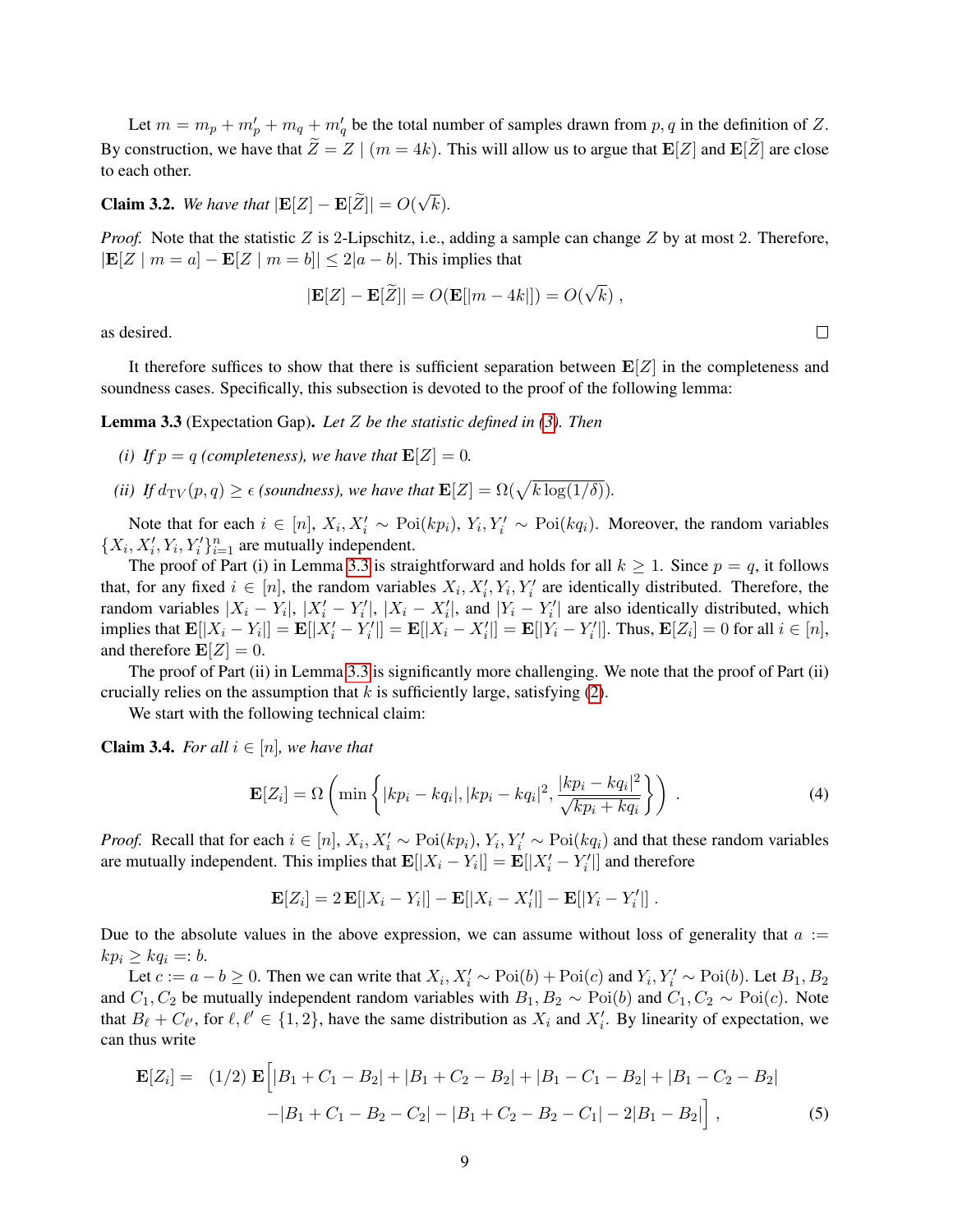Let $m = m_p + m'_p + m_q + m'_q$ be the total number of samples drawn from $p, q$ in the definition of $Z$. By construction, we have that $\widetilde{Z} = Z \mid (m = 4k)$. This will allow us to argue that $\mathbf{E}[Z]$ and $\mathbf{E}[\widetilde{Z}]$ are close to each other.

**Claim 3.2.** *We have that* $|\mathbf{E}[Z] - \mathbf{E}[\widetilde{Z}]| = O(\sqrt{k})$.

*Proof.* Note that the statistic $Z$ is 2-Lipschitz, i.e., adding a sample can change $Z$ by at most 2. Therefore, $|\mathbf{E}[Z \mid m = a] - \mathbf{E}[Z \mid m = b]| \leq 2|a - b|$. This implies that

$$|\mathbf{E}[Z] - \mathbf{E}[\widetilde{Z}]| = O(\mathbf{E}[|m - 4k|]) = O(\sqrt{k}) ,$$

as desired. $\square$

It therefore suffices to show that there is sufficient separation between $\mathbf{E}[Z]$ in the completeness and soundness cases. Specifically, this subsection is devoted to the proof of the following lemma:

**Lemma 3.3** (Expectation Gap). *Let $Z$ be the statistic defined in (3). Then*

*(i) If $p = q$ (completeness), we have that $\mathbf{E}[Z] = 0$.*

*(ii) If $d_{\mathrm{TV}}(p, q) \geq \epsilon$ (soundness), we have that $\mathbf{E}[Z] = \Omega(\sqrt{k \log(1/\delta)})$.*

Note that for each $i \in [n]$, $X_i, X'_i \sim \mathrm{Poi}(kp_i)$, $Y_i, Y'_i \sim \mathrm{Poi}(kq_i)$. Moreover, the random variables $\{X_i, X'_i, Y_i, Y'_i\}_{i=1}^n$ are mutually independent.

The proof of Part (i) in Lemma 3.3 is straightforward and holds for all $k \geq 1$. Since $p = q$, it follows that, for any fixed $i \in [n]$, the random variables $X_i, X'_i, Y_i, Y'_i$ are identically distributed. Therefore, the random variables $|X_i - Y_i|$, $|X'_i - Y'_i|$, $|X_i - X'_i|$, and $|Y_i - Y'_i|$ are also identically distributed, which implies that $\mathbf{E}[|X_i - Y_i|] = \mathbf{E}[|X'_i - Y'_i|] = \mathbf{E}[|X_i - X'_i|] = \mathbf{E}[|Y_i - Y'_i|]$. Thus, $\mathbf{E}[Z_i] = 0$ for all $i \in [n]$, and therefore $\mathbf{E}[Z] = 0$.

The proof of Part (ii) in Lemma 3.3 is significantly more challenging. We note that the proof of Part (ii) crucially relies on the assumption that $k$ is sufficiently large, satisfying (2).

We start with the following technical claim:

**Claim 3.4.** *For all $i \in [n]$, we have that*

$$\mathbf{E}[Z_i] = \Omega\left(\min\left\{|kp_i - kq_i|, |kp_i - kq_i|^2, \frac{|kp_i - kq_i|^2}{\sqrt{kp_i + kq_i}}\right\}\right) . \tag{4}$$

*Proof.* Recall that for each $i \in [n]$, $X_i, X'_i \sim \mathrm{Poi}(kp_i)$, $Y_i, Y'_i \sim \mathrm{Poi}(kq_i)$ and that these random variables are mutually independent. This implies that $\mathbf{E}[|X_i - Y_i|] = \mathbf{E}[|X'_i - Y'_i|]$ and therefore

$$\mathbf{E}[Z_i] = 2\,\mathbf{E}[|X_i - Y_i|] - \mathbf{E}[|X_i - X'_i|] - \mathbf{E}[|Y_i - Y'_i|] .$$

Due to the absolute values in the above expression, we can assume without loss of generality that $a := kp_i \geq kq_i =: b$.

Let $c := a - b \geq 0$. Then we can write that $X_i, X'_i \sim \mathrm{Poi}(b) + \mathrm{Poi}(c)$ and $Y_i, Y'_i \sim \mathrm{Poi}(b)$. Let $B_1, B_2$ and $C_1, C_2$ be mutually independent random variables with $B_1, B_2 \sim \mathrm{Poi}(b)$ and $C_1, C_2 \sim \mathrm{Poi}(c)$. Note that $B_\ell + C_{\ell'}$, for $\ell, \ell' \in \{1, 2\}$, have the same distribution as $X_i$ and $X'_i$. By linearity of expectation, we can thus write

$$\begin{aligned}\mathbf{E}[Z_i] = \;& (1/2)\,\mathbf{E}\Big[|B_1 + C_1 - B_2| + |B_1 + C_2 - B_2| + |B_1 - C_1 - B_2| + |B_1 - C_2 - B_2| \\ & - |B_1 + C_1 - B_2 - C_2| - |B_1 + C_2 - B_2 - C_1| - 2|B_1 - B_2|\Big] ,\end{aligned} \tag{5}$$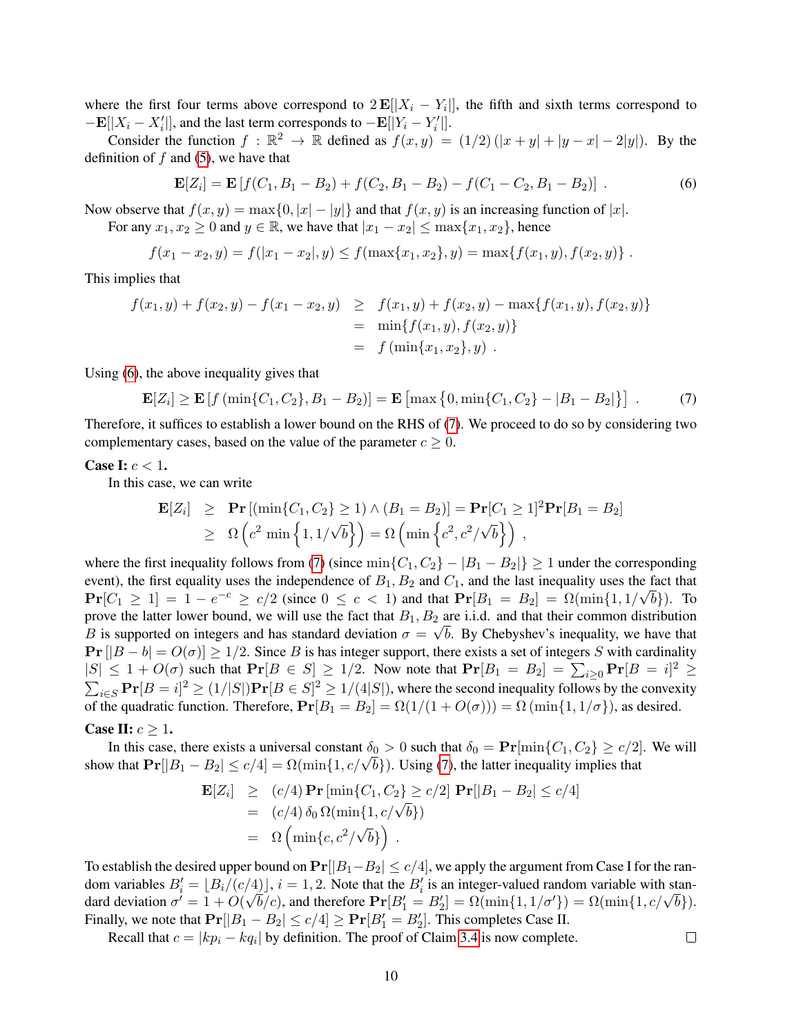where the first four terms above correspond to $2\,\mathbf{E}[|X_i - Y_i|]$, the fifth and sixth terms correspond to $-\mathbf{E}[|X_i - X_i'|]$, and the last term corresponds to $-\mathbf{E}[|Y_i - Y_i'|]$.

Consider the function $f : \mathbb{R}^2 \to \mathbb{R}$ defined as $f(x, y) = (1/2)\left(|x + y| + |y - x| - 2|y|\right)$. By the definition of $f$ and (5), we have that

$$\mathbf{E}[Z_i] = \mathbf{E}\left[f(C_1, B_1 - B_2) + f(C_2, B_1 - B_2) - f(C_1 - C_2, B_1 - B_2)\right] \; . \tag{6}$$

Now observe that $f(x, y) = \max\{0, |x| - |y|\}$ and that $f(x, y)$ is an increasing function of $|x|$.

For any $x_1, x_2 \geq 0$ and $y \in \mathbb{R}$, we have that $|x_1 - x_2| \leq \max\{x_1, x_2\}$, hence

$$f(x_1 - x_2, y) = f(|x_1 - x_2|, y) \leq f(\max\{x_1, x_2\}, y) = \max\{f(x_1, y), f(x_2, y)\} \; .$$

This implies that

$$\begin{aligned} f(x_1, y) + f(x_2, y) - f(x_1 - x_2, y) &\geq f(x_1, y) + f(x_2, y) - \max\{f(x_1, y), f(x_2, y)\} \\ &= \min\{f(x_1, y), f(x_2, y)\} \\ &= f\left(\min\{x_1, x_2\}, y\right) \; . \end{aligned}$$

Using (6), the above inequality gives that

$$\mathbf{E}[Z_i] \geq \mathbf{E}\left[f\left(\min\{C_1, C_2\}, B_1 - B_2\right)\right] = \mathbf{E}\left[\max\left\{0, \min\{C_1, C_2\} - |B_1 - B_2|\right\}\right] \; . \tag{7}$$

Therefore, it suffices to establish a lower bound on the RHS of (7). We proceed to do so by considering two complementary cases, based on the value of the parameter $c \geq 0$.

**Case I:** $c < 1$.

In this case, we can write

$$\begin{aligned} \mathbf{E}[Z_i] &\geq \mathbf{Pr}\left[(\min\{C_1, C_2\} \geq 1) \wedge (B_1 = B_2)\right] = \mathbf{Pr}[C_1 \geq 1]^2 \mathbf{Pr}[B_1 = B_2] \\ &\geq \Omega\left(c^2 \min\left\{1, 1/\sqrt{b}\right\}\right) = \Omega\left(\min\left\{c^2, c^2/\sqrt{b}\right\}\right) \; , \end{aligned}$$

where the first inequality follows from (7) (since $\min\{C_1, C_2\} - |B_1 - B_2|\} \geq 1$ under the corresponding event), the first equality uses the independence of $B_1, B_2$ and $C_1$, and the last inequality uses the fact that $\mathbf{Pr}[C_1 \geq 1] = 1 - e^{-c} \geq c/2$ (since $0 \leq c < 1$) and that $\mathbf{Pr}[B_1 = B_2] = \Omega(\min\{1, 1/\sqrt{b}\})$. To prove the latter lower bound, we will use the fact that $B_1, B_2$ are i.i.d. and that their common distribution $B$ is supported on integers and has standard deviation $\sigma = \sqrt{b}$. By Chebyshev's inequality, we have that $\mathbf{Pr}\left[|B - b| = O(\sigma)\right] \geq 1/2$. Since $B$ is has integer support, there exists a set of integers $S$ with cardinality $|S| \leq 1 + O(\sigma)$ such that $\mathbf{Pr}[B \in S] \geq 1/2$. Now note that $\mathbf{Pr}[B_1 = B_2] = \sum_{i \geq 0} \mathbf{Pr}[B = i]^2 \geq \sum_{i \in S} \mathbf{Pr}[B = i]^2 \geq (1/|S|)\mathbf{Pr}[B \in S]^2 \geq 1/(4|S|)$, where the second inequality follows by the convexity of the quadratic function. Therefore, $\mathbf{Pr}[B_1 = B_2] = \Omega(1/(1 + O(\sigma))) = \Omega\left(\min\{1, 1/\sigma\}\right)$, as desired.

**Case II:** $c \geq 1$.

In this case, there exists a universal constant $\delta_0 > 0$ such that $\delta_0 = \mathbf{Pr}[\min\{C_1, C_2\} \geq c/2]$. We will show that $\mathbf{Pr}[|B_1 - B_2| \leq c/4] = \Omega(\min\{1, c/\sqrt{b}\})$. Using (7), the latter inequality implies that

$$\begin{aligned} \mathbf{E}[Z_i] &\geq (c/4)\,\mathbf{Pr}\left[\min\{C_1, C_2\} \geq c/2\right]\,\mathbf{Pr}[|B_1 - B_2| \leq c/4] \\ &= (c/4)\,\delta_0\,\Omega(\min\{1, c/\sqrt{b}\}) \\ &= \Omega\left(\min\{c, c^2/\sqrt{b}\}\right) \; . \end{aligned}$$

To establish the desired upper bound on $\mathbf{Pr}[|B_1 - B_2| \leq c/4]$, we apply the argument from Case I for the random variables $B_i' = \lfloor B_i/(c/4) \rfloor$, $i = 1, 2$. Note that the $B_i'$ is an integer-valued random variable with standard deviation $\sigma' = 1 + O(\sqrt{b}/c)$, and therefore $\mathbf{Pr}[B_1' = B_2'] = \Omega(\min\{1, 1/\sigma'\}) = \Omega(\min\{1, c/\sqrt{b}\})$. Finally, we note that $\mathbf{Pr}[|B_1 - B_2| \leq c/4] \geq \mathbf{Pr}[B_1' = B_2']$. This completes Case II.

Recall that $c = |kp_i - kq_i|$ by definition. The proof of Claim 3.4 is now complete. $\square$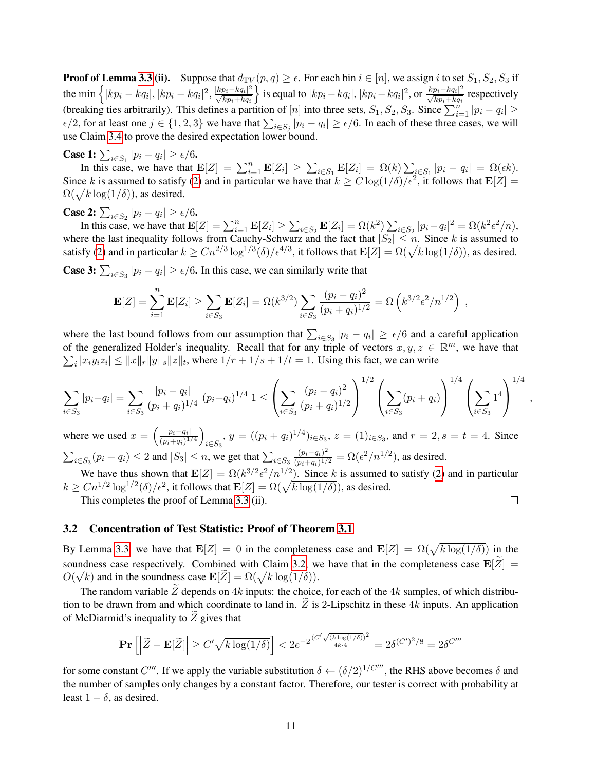**Proof of Lemma 3.3 (ii).** Suppose that $d_{\mathrm{TV}}(p,q) \geq \epsilon$. For each bin $i \in [n]$, we assign $i$ to set $S_1, S_2, S_3$ if the min $\left\{|kp_i - kq_i|, |kp_i - kq_i|^2, \frac{|kp_i-kq_i|^2}{\sqrt{kp_i+kq_i}}\right\}$ is equal to $|kp_i - kq_i|$, $|kp_i - kq_i|^2$, or $\frac{|kp_i-kq_i|^2}{\sqrt{kp_i+kq_i}}$ respectively (breaking ties arbitrarily). This defines a partition of $[n]$ into three sets, $S_1, S_2, S_3$. Since $\sum_{i=1}^n |p_i - q_i| \geq \epsilon/2$, for at least one $j \in \{1,2,3\}$ we have that $\sum_{i \in S_j} |p_i - q_i| \geq \epsilon/6$. In each of these three cases, we will use Claim 3.4 to prove the desired expectation lower bound.

**Case 1: $\sum_{i \in S_1} |p_i - q_i| \geq \epsilon/6$.**
In this case, we have that $\mathbf{E}[Z] = \sum_{i=1}^n \mathbf{E}[Z_i] \geq \sum_{i \in S_1} \mathbf{E}[Z_i] = \Omega(k) \sum_{i \in S_1} |p_i - q_i| = \Omega(\epsilon k)$. Since $k$ is assumed to satisfy (2) and in particular we have that $k \geq C \log(1/\delta)/\epsilon^2$, it follows that $\mathbf{E}[Z] = \Omega(\sqrt{k \log(1/\delta)})$, as desired.

**Case 2: $\sum_{i \in S_2} |p_i - q_i| \geq \epsilon/6$.**
In this case, we have that $\mathbf{E}[Z] = \sum_{i=1}^n \mathbf{E}[Z_i] \geq \sum_{i \in S_2} \mathbf{E}[Z_i] = \Omega(k^2) \sum_{i \in S_2} |p_i - q_i|^2 = \Omega(k^2 \epsilon^2/n)$, where the last inequality follows from Cauchy-Schwarz and the fact that $|S_2| \leq n$. Since $k$ is assumed to satisfy (2) and in particular $k \geq C n^{2/3} \log^{1/3}(\delta)/\epsilon^{4/3}$, it follows that $\mathbf{E}[Z] = \Omega(\sqrt{k \log(1/\delta)})$, as desired.

**Case 3: $\sum_{i \in S_3} |p_i - q_i| \geq \epsilon/6$.** In this case, we can similarly write that

$$\mathbf{E}[Z] = \sum_{i=1}^n \mathbf{E}[Z_i] \geq \sum_{i \in S_3} \mathbf{E}[Z_i] = \Omega(k^{3/2}) \sum_{i \in S_3} \frac{(p_i - q_i)^2}{(p_i + q_i)^{1/2}} = \Omega\left(k^{3/2} \epsilon^2 / n^{1/2}\right) ,$$

where the last bound follows from our assumption that $\sum_{i \in S_3} |p_i - q_i| \geq \epsilon/6$ and a careful application of the generalized Holder's inequality. Recall that for any triple of vectors $x, y, z \in \mathbb{R}^m$, we have that $\sum_i |x_i y_i z_i| \leq \|x\|_r \|y\|_s \|z\|_t$, where $1/r + 1/s + 1/t = 1$. Using this fact, we can write

$$\sum_{i \in S_3} |p_i - q_i| = \sum_{i \in S_3} \frac{|p_i - q_i|}{(p_i + q_i)^{1/4}} \, (p_i + q_i)^{1/4} \, 1 \leq \left(\sum_{i \in S_3} \frac{(p_i - q_i)^2}{(p_i + q_i)^{1/2}}\right)^{1/2} \left(\sum_{i \in S_3} (p_i + q_i)\right)^{1/4} \left(\sum_{i \in S_3} 1^4\right)^{1/4} ,$$

where we used $x = \left(\frac{|p_i - q_i|}{(p_i + q_i)^{1/4}}\right)_{i \in S_3}$, $y = ((p_i + q_i)^{1/4})_{i \in S_3}$, $z = (1)_{i \in S_3}$, and $r = 2, s = t = 4$. Since $\sum_{i \in S_3} (p_i + q_i) \leq 2$ and $|S_3| \leq n$, we get that $\sum_{i \in S_3} \frac{(p_i - q_i)^2}{(p_i + q_i)^{1/2}} = \Omega(\epsilon^2 / n^{1/2})$, as desired.

We have thus shown that $\mathbf{E}[Z] = \Omega(k^{3/2} \epsilon^2 / n^{1/2})$. Since $k$ is assumed to satisfy (2) and in particular $k \geq C n^{1/2} \log^{1/2}(\delta)/\epsilon^2$, it follows that $\mathbf{E}[Z] = \Omega(\sqrt{k \log(1/\delta)})$, as desired.

This completes the proof of Lemma 3.3 (ii). $\square$

### 3.2 Concentration of Test Statistic: Proof of Theorem 3.1

By Lemma 3.3, we have that $\mathbf{E}[Z] = 0$ in the completeness case and $\mathbf{E}[Z] = \Omega(\sqrt{k \log(1/\delta)})$ in the soundness case respectively. Combined with Claim 3.2, we have that in the completeness case $\mathbf{E}[\widetilde{Z}] = O(\sqrt{k})$ and in the soundness case $\mathbf{E}[\widetilde{Z}] = \Omega(\sqrt{k \log(1/\delta)})$.

The random variable $\widetilde{Z}$ depends on $4k$ inputs: the choice, for each of the $4k$ samples, of which distribution to be drawn from and which coordinate to land in. $\widetilde{Z}$ is 2-Lipschitz in these $4k$ inputs. An application of McDiarmid's inequality to $\widetilde{Z}$ gives that

$$\mathbf{Pr}\left[\left|\widetilde{Z} - \mathbf{E}[\widetilde{Z}]\right| \geq C' \sqrt{k \log(1/\delta)}\right] < 2e^{-2\frac{(C' \sqrt{(k \log(1/\delta))})^2}{4k \cdot 4}} = 2\delta^{(C')^2/8} = 2\delta^{C'''}$$

for some constant $C'''$. If we apply the variable substitution $\delta \leftarrow (\delta/2)^{1/C'''}$, the RHS above becomes $\delta$ and the number of samples only changes by a constant factor. Therefore, our tester is correct with probability at least $1 - \delta$, as desired.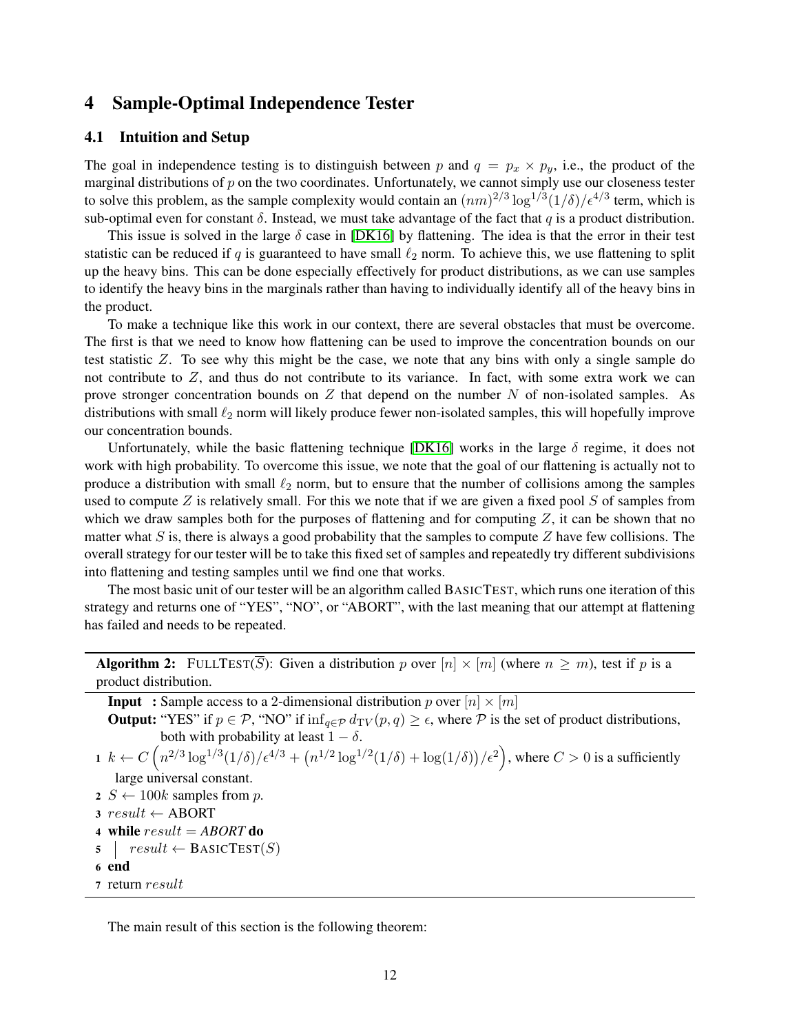## 4 Sample-Optimal Independence Tester

### 4.1 Intuition and Setup

The goal in independence testing is to distinguish between $p$ and $q = p_x \times p_y$, i.e., the product of the marginal distributions of $p$ on the two coordinates. Unfortunately, we cannot simply use our closeness tester to solve this problem, as the sample complexity would contain an $(nm)^{2/3} \log^{1/3}(1/\delta)/\epsilon^{4/3}$ term, which is sub-optimal even for constant $\delta$. Instead, we must take advantage of the fact that $q$ is a product distribution.

This issue is solved in the large $\delta$ case in [DK16] by flattening. The idea is that the error in their test statistic can be reduced if $q$ is guaranteed to have small $\ell_2$ norm. To achieve this, we use flattening to split up the heavy bins. This can be done especially effectively for product distributions, as we can use samples to identify the heavy bins in the marginals rather than having to individually identify all of the heavy bins in the product.

To make a technique like this work in our context, there are several obstacles that must be overcome. The first is that we need to know how flattening can be used to improve the concentration bounds on our test statistic $Z$. To see why this might be the case, we note that any bins with only a single sample do not contribute to $Z$, and thus do not contribute to its variance. In fact, with some extra work we can prove stronger concentration bounds on $Z$ that depend on the number $N$ of non-isolated samples. As distributions with small $\ell_2$ norm will likely produce fewer non-isolated samples, this will hopefully improve our concentration bounds.

Unfortunately, while the basic flattening technique [DK16] works in the large $\delta$ regime, it does not work with high probability. To overcome this issue, we note that the goal of our flattening is actually not to produce a distribution with small $\ell_2$ norm, but to ensure that the number of collisions among the samples used to compute $Z$ is relatively small. For this we note that if we are given a fixed pool $S$ of samples from which we draw samples both for the purposes of flattening and for computing $Z$, it can be shown that no matter what $S$ is, there is always a good probability that the samples to compute $Z$ have few collisions. The overall strategy for our tester will be to take this fixed set of samples and repeatedly try different subdivisions into flattening and testing samples until we find one that works.

The most basic unit of our tester will be an algorithm called BASICTEST, which runs one iteration of this strategy and returns one of "YES", "NO", or "ABORT", with the last meaning that our attempt at flattening has failed and needs to be repeated.

---

**Algorithm 2:** FULLTEST($\overline{S}$): Given a distribution $p$ over $[n] \times [m]$ (where $n \geq m$), test if $p$ is a product distribution.

---

**Input** : Sample access to a 2-dimensional distribution $p$ over $[n] \times [m]$

**Output:** "YES" if $p \in \mathcal{P}$, "NO" if $\inf_{q \in \mathcal{P}} d_{\mathrm{TV}}(p, q) \geq \epsilon$, where $\mathcal{P}$ is the set of product distributions, both with probability at least $1 - \delta$.

1. $k \leftarrow C\left(n^{2/3}\log^{1/3}(1/\delta)/\epsilon^{4/3} + \left(n^{1/2}\log^{1/2}(1/\delta) + \log(1/\delta)\right)/\epsilon^2\right)$, where $C > 0$ is a sufficiently large universal constant.
2. $S \leftarrow 100k$ samples from $p$.
3. $result \leftarrow$ ABORT
4. **while** $result = ABORT$ **do**
5. $\quad$ $result \leftarrow$ BASICTEST($S$)
6. **end**
7. return $result$

---

The main result of this section is the following theorem: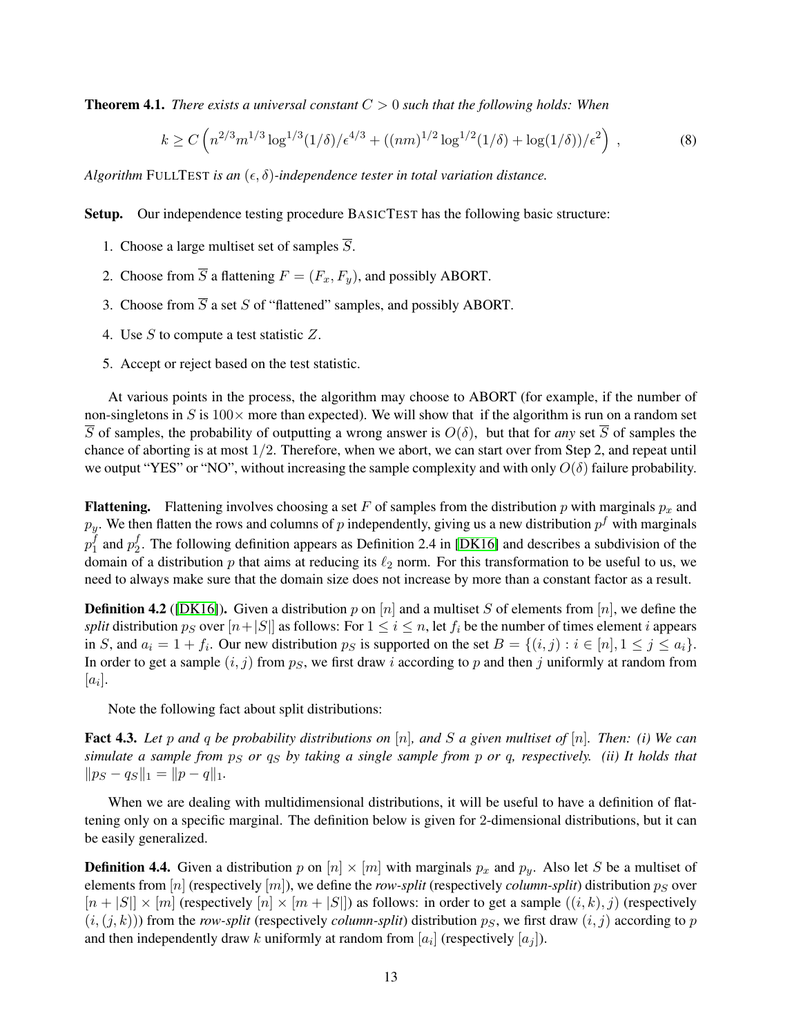**Theorem 4.1.** *There exists a universal constant $C > 0$ such that the following holds: When*

$$k \geq C \left( n^{2/3} m^{1/3} \log^{1/3}(1/\delta)/\epsilon^{4/3} + ((nm)^{1/2} \log^{1/2}(1/\delta) + \log(1/\delta))/\epsilon^2 \right) \,, \tag{8}$$

*Algorithm* FULLTEST *is an $(\epsilon, \delta)$-independence tester in total variation distance.*

**Setup.** Our independence testing procedure BASICTEST has the following basic structure:

1. Choose a large multiset set of samples $\overline{S}$.
2. Choose from $\overline{S}$ a flattening $F = (F_x, F_y)$, and possibly ABORT.
3. Choose from $\overline{S}$ a set $S$ of "flattened" samples, and possibly ABORT.
4. Use $S$ to compute a test statistic $Z$.
5. Accept or reject based on the test statistic.

At various points in the process, the algorithm may choose to ABORT (for example, if the number of non-singletons in $S$ is $100\times$ more than expected). We will show that if the algorithm is run on a random set $\overline{S}$ of samples, the probability of outputting a wrong answer is $O(\delta)$, but that for *any* set $\overline{S}$ of samples the chance of aborting is at most $1/2$. Therefore, when we abort, we can start over from Step 2, and repeat until we output "YES" or "NO", without increasing the sample complexity and with only $O(\delta)$ failure probability.

**Flattening.** Flattening involves choosing a set $F$ of samples from the distribution $p$ with marginals $p_x$ and $p_y$. We then flatten the rows and columns of $p$ independently, giving us a new distribution $p^f$ with marginals $p^f_1$ and $p^f_2$. The following definition appears as Definition 2.4 in [DK16] and describes a subdivision of the domain of a distribution $p$ that aims at reducing its $\ell_2$ norm. For this transformation to be useful to us, we need to always make sure that the domain size does not increase by more than a constant factor as a result.

**Definition 4.2** ([DK16]). Given a distribution $p$ on $[n]$ and a multiset $S$ of elements from $[n]$, we define the *split* distribution $p_S$ over $[n+|S|]$ as follows: For $1 \leq i \leq n$, let $f_i$ be the number of times element $i$ appears in $S$, and $a_i = 1 + f_i$. Our new distribution $p_S$ is supported on the set $B = \{(i, j) : i \in [n], 1 \leq j \leq a_i\}$. In order to get a sample $(i, j)$ from $p_S$, we first draw $i$ according to $p$ and then $j$ uniformly at random from $[a_i]$.

Note the following fact about split distributions:

**Fact 4.3.** *Let $p$ and $q$ be probability distributions on $[n]$, and $S$ a given multiset of $[n]$. Then: (i) We can simulate a sample from $p_S$ or $q_S$ by taking a single sample from $p$ or $q$, respectively. (ii) It holds that $\|p_S - q_S\|_1 = \|p - q\|_1$.*

When we are dealing with multidimensional distributions, it will be useful to have a definition of flattening only on a specific marginal. The definition below is given for 2-dimensional distributions, but it can be easily generalized.

**Definition 4.4.** Given a distribution $p$ on $[n] \times [m]$ with marginals $p_x$ and $p_y$. Also let $S$ be a multiset of elements from $[n]$ (respectively $[m]$), we define the *row-split* (respectively *column-split*) distribution $p_S$ over $[n + |S|] \times [m]$ (respectively $[n] \times [m + |S|]$) as follows: in order to get a sample $((i, k), j)$ (respectively $(i, (j, k))$) from the *row-split* (respectively *column-split*) distribution $p_S$, we first draw $(i, j)$ according to $p$ and then independently draw $k$ uniformly at random from $[a_i]$ (respectively $[a_j]$).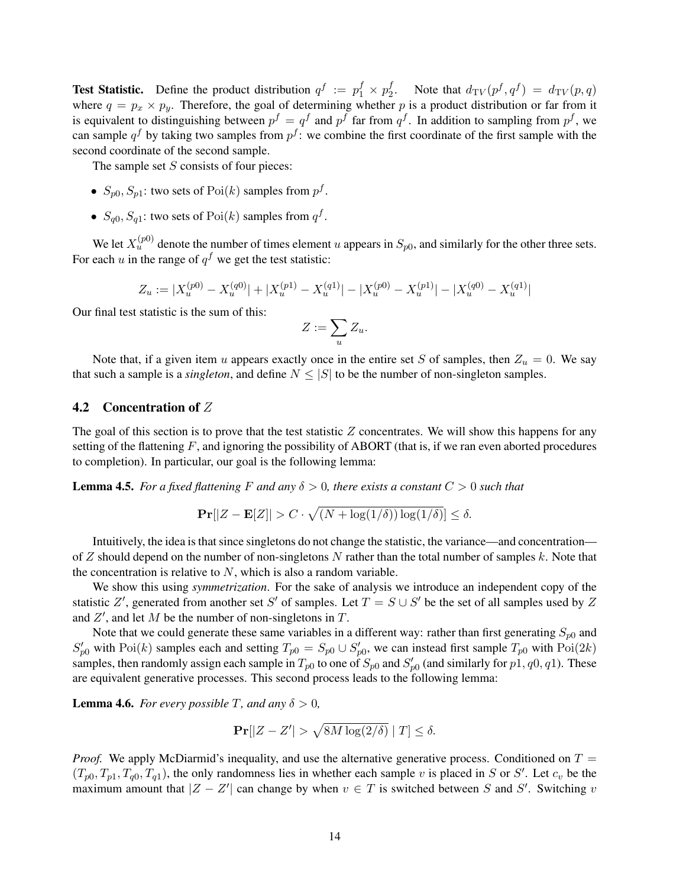**Test Statistic.** Define the product distribution $q^f := p_1^f \times p_2^f$. Note that $d_{\mathrm{TV}}(p^f, q^f) = d_{\mathrm{TV}}(p, q)$ where $q = p_x \times p_y$. Therefore, the goal of determining whether $p$ is a product distribution or far from it is equivalent to distinguishing between $p^f = q^f$ and $p^f$ far from $q^f$. In addition to sampling from $p^f$, we can sample $q^f$ by taking two samples from $p^f$: we combine the first coordinate of the first sample with the second coordinate of the second sample.

The sample set $S$ consists of four pieces:

- $S_{p0}, S_{p1}$: two sets of $\mathrm{Poi}(k)$ samples from $p^f$.
- $S_{q0}, S_{q1}$: two sets of $\mathrm{Poi}(k)$ samples from $q^f$.

We let $X_u^{(p0)}$ denote the number of times element $u$ appears in $S_{p0}$, and similarly for the other three sets. For each $u$ in the range of $q^f$ we get the test statistic:

$$Z_u := |X_u^{(p0)} - X_u^{(q0)}| + |X_u^{(p1)} - X_u^{(q1)}| - |X_u^{(p0)} - X_u^{(p1)}| - |X_u^{(q0)} - X_u^{(q1)}|$$

Our final test statistic is the sum of this:

$$Z := \sum_u Z_u.$$

Note that, if a given item $u$ appears exactly once in the entire set $S$ of samples, then $Z_u = 0$. We say that such a sample is a *singleton*, and define $N \leq |S|$ to be the number of non-singleton samples.

### 4.2 Concentration of $Z$

The goal of this section is to prove that the test statistic $Z$ concentrates. We will show this happens for any setting of the flattening $F$, and ignoring the possibility of ABORT (that is, if we ran even aborted procedures to completion). In particular, our goal is the following lemma:

**Lemma 4.5.** *For a fixed flattening $F$ and any $\delta > 0$, there exists a constant $C > 0$ such that*

$$\mathbf{Pr}[|Z - \mathbf{E}[Z]| > C \cdot \sqrt{(N + \log(1/\delta))\log(1/\delta)}] \leq \delta.$$

Intuitively, the idea is that since singletons do not change the statistic, the variance—and concentration—of $Z$ should depend on the number of non-singletons $N$ rather than the total number of samples $k$. Note that the concentration is relative to $N$, which is also a random variable.

We show this using *symmetrization*. For the sake of analysis we introduce an independent copy of the statistic $Z'$, generated from another set $S'$ of samples. Let $T = S \cup S'$ be the set of all samples used by $Z$ and $Z'$, and let $M$ be the number of non-singletons in $T$.

Note that we could generate these same variables in a different way: rather than first generating $S_{p0}$ and $S'_{p0}$ with $\mathrm{Poi}(k)$ samples each and setting $T_{p0} = S_{p0} \cup S'_{p0}$, we can instead first sample $T_{p0}$ with $\mathrm{Poi}(2k)$ samples, then randomly assign each sample in $T_{p0}$ to one of $S_{p0}$ and $S'_{p0}$ (and similarly for $p1, q0, q1$). These are equivalent generative processes. This second process leads to the following lemma:

**Lemma 4.6.** *For every possible $T$, and any $\delta > 0$,*

$$\mathbf{Pr}[|Z - Z'| > \sqrt{8M\log(2/\delta)} \mid T] \leq \delta.$$

*Proof.* We apply McDiarmid's inequality, and use the alternative generative process. Conditioned on $T = (T_{p0}, T_{p1}, T_{q0}, T_{q1})$, the only randomness lies in whether each sample $v$ is placed in $S$ or $S'$. Let $c_v$ be the maximum amount that $|Z - Z'|$ can change by when $v \in T$ is switched between $S$ and $S'$. Switching $v$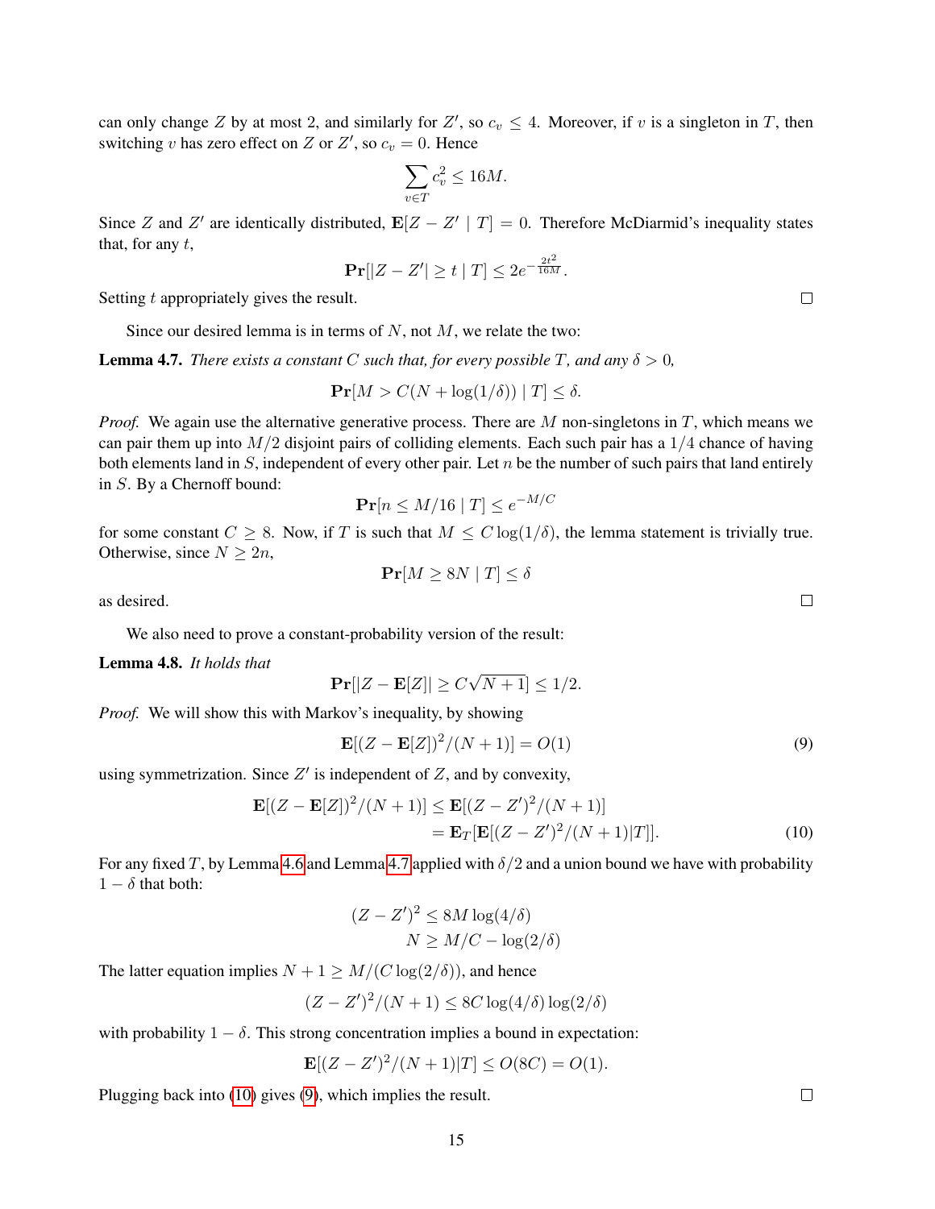can only change $Z$ by at most 2, and similarly for $Z'$, so $c_v \leq 4$. Moreover, if $v$ is a singleton in $T$, then switching $v$ has zero effect on $Z$ or $Z'$, so $c_v = 0$. Hence

$$\sum_{v \in T} c_v^2 \leq 16M.$$

Since $Z$ and $Z'$ are identically distributed, $\mathbf{E}[Z - Z' \mid T] = 0$. Therefore McDiarmid's inequality states that, for any $t$,

$$\mathbf{Pr}[|Z - Z'| \geq t \mid T] \leq 2e^{-\frac{2t^2}{16M}}.$$

Setting $t$ appropriately gives the result. □

Since our desired lemma is in terms of $N$, not $M$, we relate the two:

**Lemma 4.7.** *There exists a constant $C$ such that, for every possible $T$, and any $\delta > 0$,*

$$\mathbf{Pr}[M > C(N + \log(1/\delta)) \mid T] \leq \delta.$$

*Proof.* We again use the alternative generative process. There are $M$ non-singletons in $T$, which means we can pair them up into $M/2$ disjoint pairs of colliding elements. Each such pair has a $1/4$ chance of having both elements land in $S$, independent of every other pair. Let $n$ be the number of such pairs that land entirely in $S$. By a Chernoff bound:

$$\mathbf{Pr}[n \leq M/16 \mid T] \leq e^{-M/C}$$

for some constant $C \geq 8$. Now, if $T$ is such that $M \leq C \log(1/\delta)$, the lemma statement is trivially true. Otherwise, since $N \geq 2n$,

$$\mathbf{Pr}[M \geq 8N \mid T] \leq \delta$$

as desired. □

We also need to prove a constant-probability version of the result:

**Lemma 4.8.** *It holds that*

$$\mathbf{Pr}[|Z - \mathbf{E}[Z]| \geq C\sqrt{N+1}] \leq 1/2.$$

*Proof.* We will show this with Markov's inequality, by showing

$$\mathbf{E}[(Z - \mathbf{E}[Z])^2/(N+1)] = O(1) \tag{9}$$

using symmetrization. Since $Z'$ is independent of $Z$, and by convexity,

$$\begin{aligned} \mathbf{E}[(Z - \mathbf{E}[Z])^2/(N+1)] &\leq \mathbf{E}[(Z - Z')^2/(N+1)] \\ &= \mathbf{E}_T[\mathbf{E}[(Z - Z')^2/(N+1) \mid T]]. \end{aligned} \tag{10}$$

For any fixed $T$, by Lemma 4.6 and Lemma 4.7 applied with $\delta/2$ and a union bound we have with probability $1 - \delta$ that both:

$$\begin{aligned} (Z - Z')^2 &\leq 8M \log(4/\delta) \\ N &\geq M/C - \log(2/\delta) \end{aligned}$$

The latter equation implies $N + 1 \geq M/(C \log(2/\delta))$, and hence

$$(Z - Z')^2/(N+1) \leq 8C \log(4/\delta) \log(2/\delta)$$

with probability $1 - \delta$. This strong concentration implies a bound in expectation:

$$\mathbf{E}[(Z - Z')^2/(N+1) \mid T] \leq O(8C) = O(1).$$

Plugging back into (10) gives (9), which implies the result. □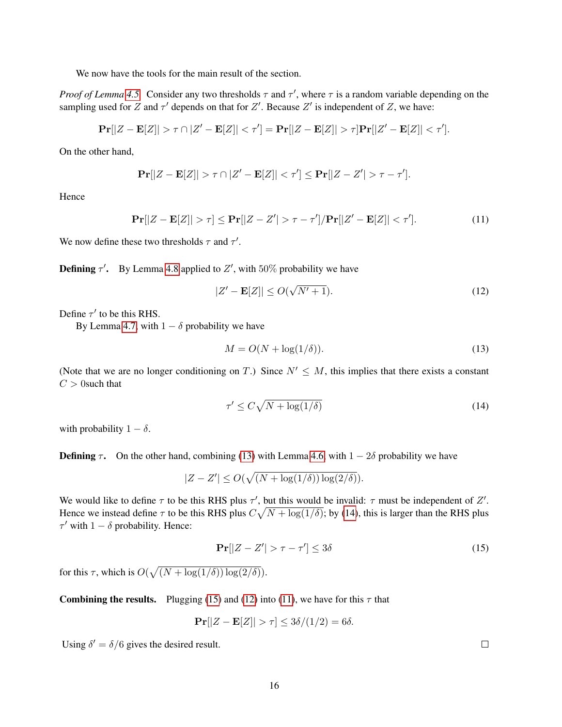We now have the tools for the main result of the section.

*Proof of Lemma 4.5.* Consider any two thresholds $\tau$ and $\tau'$, where $\tau$ is a random variable depending on the sampling used for $Z$ and $\tau'$ depends on that for $Z'$. Because $Z'$ is independent of $Z$, we have:

$$\mathbf{Pr}[|Z - \mathbf{E}[Z]| > \tau \cap |Z' - \mathbf{E}[Z]| < \tau'] = \mathbf{Pr}[|Z - \mathbf{E}[Z]| > \tau]\mathbf{Pr}[|Z' - \mathbf{E}[Z]| < \tau'].$$

On the other hand,

$$\mathbf{Pr}[|Z - \mathbf{E}[Z]| > \tau \cap |Z' - \mathbf{E}[Z]| < \tau'] \leq \mathbf{Pr}[|Z - Z'| > \tau - \tau'].$$

Hence

$$\mathbf{Pr}[|Z - \mathbf{E}[Z]| > \tau] \leq \mathbf{Pr}[|Z - Z'| > \tau - \tau']/\mathbf{Pr}[|Z' - \mathbf{E}[Z]| < \tau']. \tag{11}$$

We now define these two thresholds $\tau$ and $\tau'$.

**Defining $\tau'$.** By Lemma 4.8 applied to $Z'$, with 50% probability we have

$$|Z' - \mathbf{E}[Z]| \leq O(\sqrt{N' + 1}). \tag{12}$$

Define $\tau'$ to be this RHS.

By Lemma 4.7, with $1 - \delta$ probability we have

$$M = O(N + \log(1/\delta)). \tag{13}$$

(Note that we are no longer conditioning on $T$.) Since $N' \leq M$, this implies that there exists a constant $C > 0$such that

$$\tau' \leq C\sqrt{N + \log(1/\delta)} \tag{14}$$

with probability $1 - \delta$.

**Defining $\tau$.** On the other hand, combining (13) with Lemma 4.6, with $1 - 2\delta$ probability we have

$$|Z - Z'| \leq O(\sqrt{(N + \log(1/\delta)) \log(2/\delta)}).$$

We would like to define $\tau$ to be this RHS plus $\tau'$, but this would be invalid: $\tau$ must be independent of $Z'$. Hence we instead define $\tau$ to be this RHS plus $C\sqrt{N + \log(1/\delta)}$; by (14), this is larger than the RHS plus $\tau'$ with $1 - \delta$ probability. Hence:

$$\mathbf{Pr}[|Z - Z'| > \tau - \tau'] \leq 3\delta \tag{15}$$

for this $\tau$, which is $O(\sqrt{(N + \log(1/\delta)) \log(2/\delta)})$.

**Combining the results.** Plugging (15) and (12) into (11), we have for this $\tau$ that

$$\mathbf{Pr}[|Z - \mathbf{E}[Z]| > \tau] \leq 3\delta/(1/2) = 6\delta.$$

Using $\delta' = \delta/6$ gives the desired result. □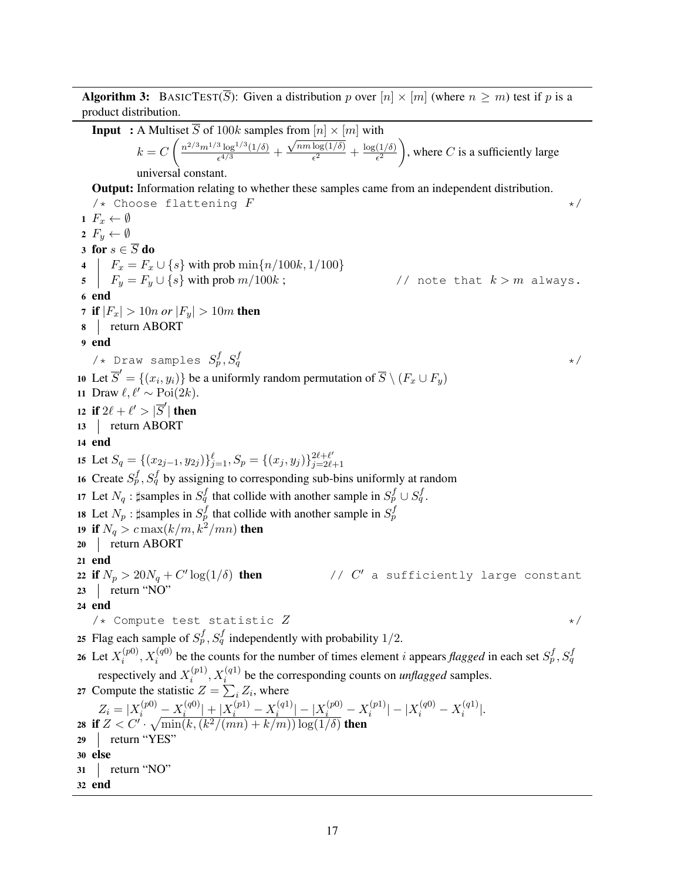**Algorithm 3:** BasicTest($\overline{S}$): Given a distribution $p$ over $[n] \times [m]$ (where $n \geq m$) test if $p$ is a product distribution.

**Input :** A Multiset $\overline{S}$ of $100k$ samples from $[n] \times [m]$ with
$k = C\left(\frac{n^{2/3}m^{1/3}\log^{1/3}(1/\delta)}{\epsilon^{4/3}} + \frac{\sqrt{nm\log(1/\delta)}}{\epsilon^2} + \frac{\log(1/\delta)}{\epsilon^2}\right)$, where $C$ is a sufficiently large universal constant.

**Output:** Information relating to whether these samples came from an independent distribution.

```
/* Choose flattening F */
```

1. $F_x \leftarrow \emptyset$
2. $F_y \leftarrow \emptyset$
3. **for** $s \in \overline{S}$ **do**
4. $\quad F_x = F_x \cup \{s\}$ with prob $\min\{n/100k, 1/100\}$
5. $\quad F_y = F_y \cup \{s\}$ with prob $m/100k$ ; // note that $k > m$ always.
6. **end**
7. **if** $|F_x| > 10n$ *or* $|F_y| > 10m$ **then**
8. $\quad$ return ABORT
9. **end**

```
/* Draw samples S_p^f, S_q^f */
```

10. Let $\overline{S}' = \{(x_i, y_i)\}$ be a uniformly random permutation of $\overline{S} \setminus (F_x \cup F_y)$
11. Draw $\ell, \ell' \sim \mathrm{Poi}(2k)$.
12. **if** $2\ell + \ell' > |\overline{S}'|$ **then**
13. $\quad$ return ABORT
14. **end**
15. Let $S_q = \{(x_{2j-1}, y_{2j})\}_{j=1}^{\ell}, S_p = \{(x_j, y_j)\}_{j=2\ell+1}^{2\ell+\ell'}$
16. Create $S_p^f, S_q^f$ by assigning to corresponding sub-bins uniformly at random
17. Let $N_q$ : ♯samples in $S_q^f$ that collide with another sample in $S_p^f \cup S_q^f$.
18. Let $N_p$ : ♯samples in $S_p^f$ that collide with another sample in $S_p^f$
19. **if** $N_q > c\max(k/m, k^2/mn)$ **then**
20. $\quad$ return ABORT
21. **end**
22. **if** $N_p > 20N_q + C'\log(1/\delta)$ **then** // $C'$ a sufficiently large constant
23. $\quad$ return "NO"
24. **end**

```
/* Compute test statistic Z */
```

25. Flag each sample of $S_p^f, S_q^f$ independently with probability $1/2$.
26. Let $X_i^{(p0)}, X_i^{(q0)}$ be the counts for the number of times element $i$ appears *flagged* in each set $S_p^f, S_q^f$ respectively and $X_i^{(p1)}, X_i^{(q1)}$ be the corresponding counts on *unflagged* samples.
27. Compute the statistic $Z = \sum_i Z_i$, where
$Z_i = |X_i^{(p0)} - X_i^{(q0)}| + |X_i^{(p1)} - X_i^{(q1)}| - |X_i^{(p0)} - X_i^{(p1)}| - |X_i^{(q0)} - X_i^{(q1)}|$.
28. **if** $Z < C' \cdot \sqrt{\min(k, (k^2/(mn) + k/m))\log(1/\delta)}$ **then**
29. $\quad$ return "YES"
30. **else**
31. $\quad$ return "NO"
32. **end**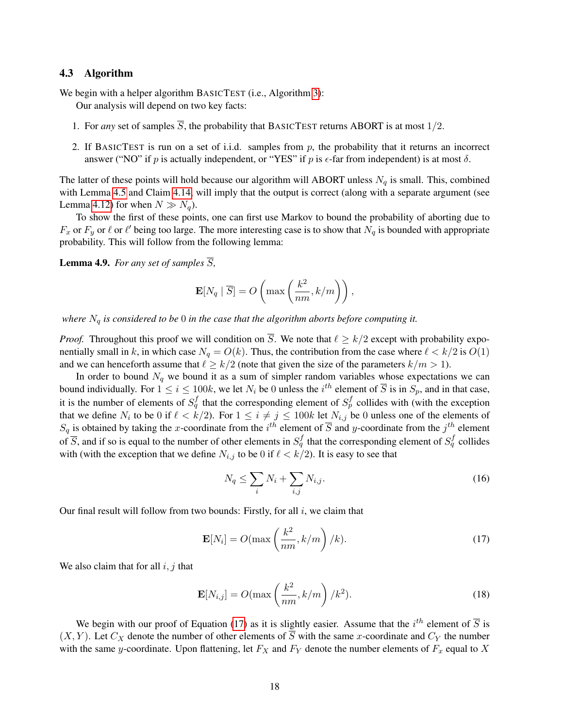### 4.3 Algorithm

We begin with a helper algorithm BASICTEST (i.e., Algorithm 3):

Our analysis will depend on two key facts:

1. For *any* set of samples $\overline{S}$, the probability that BASICTEST returns ABORT is at most $1/2$.
2. If BASICTEST is run on a set of i.i.d. samples from $p$, the probability that it returns an incorrect answer ("NO" if $p$ is actually independent, or "YES" if $p$ is $\epsilon$-far from independent) is at most $\delta$.

The latter of these points will hold because our algorithm will ABORT unless $N_q$ is small. This, combined with Lemma 4.5 and Claim 4.14, will imply that the output is correct (along with a separate argument (see Lemma 4.12) for when $N \gg N_q$).

To show the first of these points, one can first use Markov to bound the probability of aborting due to $F_x$ or $F_y$ or $\ell$ or $\ell'$ being too large. The more interesting case is to show that $N_q$ is bounded with appropriate probability. This will follow from the following lemma:

**Lemma 4.9.** *For any set of samples $\overline{S}$,*

$$\mathbf{E}[N_q \mid \overline{S}] = O\left(\max\left(\frac{k^2}{nm}, k/m\right)\right),$$

*where $N_q$ is considered to be $0$ in the case that the algorithm aborts before computing it.*

*Proof.* Throughout this proof we will condition on $\overline{S}$. We note that $\ell \geq k/2$ except with probability exponentially small in $k$, in which case $N_q = O(k)$. Thus, the contribution from the case where $\ell < k/2$ is $O(1)$ and we can henceforth assume that $\ell \geq k/2$ (note that given the size of the parameters $k/m > 1$).

In order to bound $N_q$ we bound it as a sum of simpler random variables whose expectations we can bound individually. For $1 \leq i \leq 100k$, we let $N_i$ be $0$ unless the $i^{th}$ element of $\overline{S}$ is in $S_p$, and in that case, it is the number of elements of $S_q^f$ that the corresponding element of $S_p^f$ collides with (with the exception that we define $N_i$ to be $0$ if $\ell < k/2$). For $1 \leq i \neq j \leq 100k$ let $N_{i,j}$ be $0$ unless one of the elements of $S_q$ is obtained by taking the $x$-coordinate from the $i^{th}$ element of $\overline{S}$ and $y$-coordinate from the $j^{th}$ element of $\overline{S}$, and if so is equal to the number of other elements in $S_q^f$ that the corresponding element of $S_q^f$ collides with (with the exception that we define $N_{i,j}$ to be $0$ if $\ell < k/2$). It is easy to see that

$$N_q \leq \sum_i N_i + \sum_{i,j} N_{i,j}. \tag{16}$$

Our final result will follow from two bounds: Firstly, for all $i$, we claim that

$$\mathbf{E}[N_i] = O(\max\left(\frac{k^2}{nm}, k/m\right)/k). \tag{17}$$

We also claim that for all $i, j$ that

$$\mathbf{E}[N_{i,j}] = O(\max\left(\frac{k^2}{nm}, k/m\right)/k^2). \tag{18}$$

We begin with our proof of Equation (17) as it is slightly easier. Assume that the $i^{th}$ element of $\overline{S}$ is $(X, Y)$. Let $C_X$ denote the number of other elements of $\overline{S}$ with the same $x$-coordinate and $C_Y$ the number with the same $y$-coordinate. Upon flattening, let $F_X$ and $F_Y$ denote the number elements of $F_x$ equal to $X$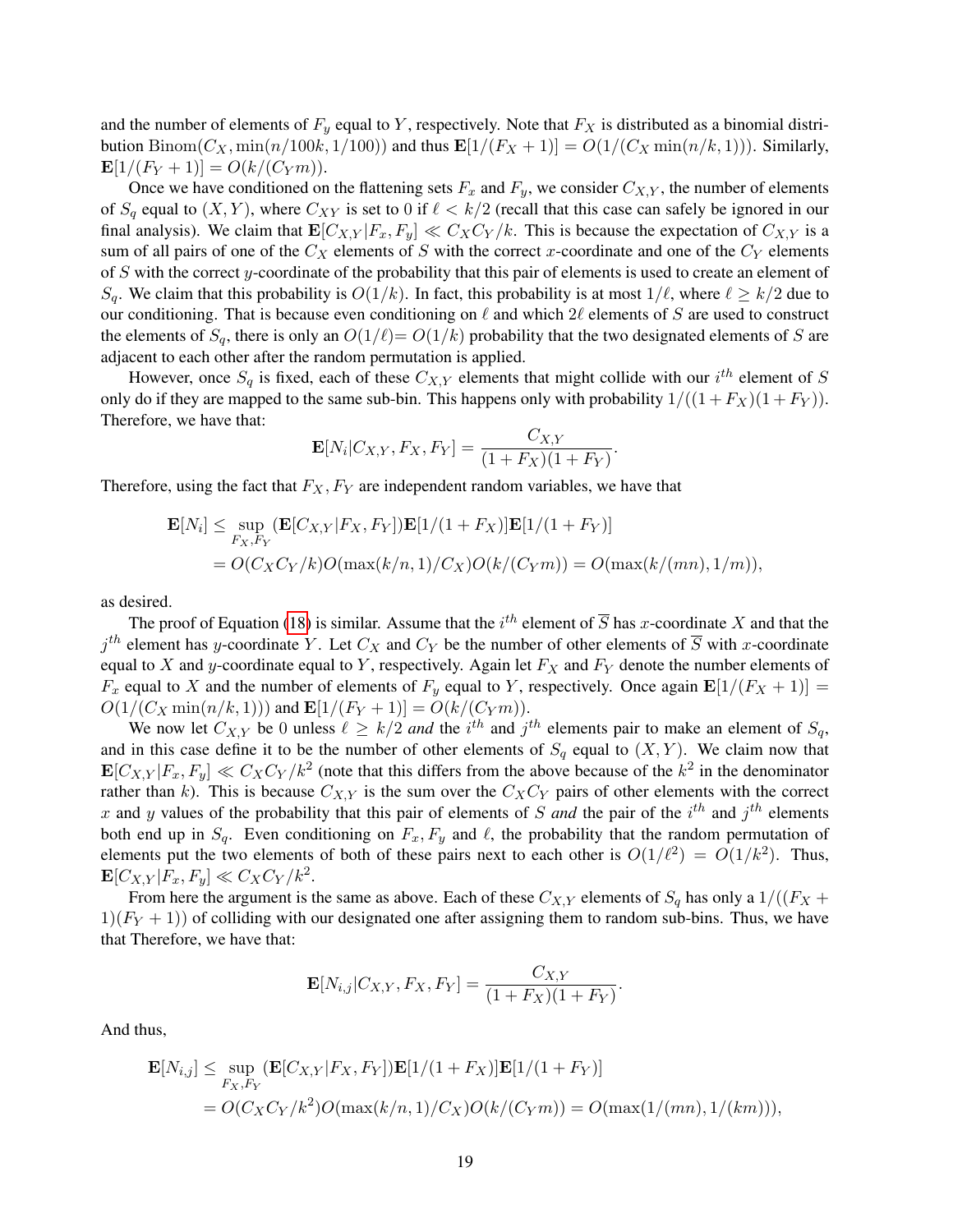and the number of elements of $F_y$ equal to $Y$, respectively. Note that $F_X$ is distributed as a binomial distribution $\mathrm{Binom}(C_X, \min(n/100k, 1/100))$ and thus $\mathbf{E}[1/(F_X+1)] = O(1/(C_X \min(n/k, 1)))$. Similarly, $\mathbf{E}[1/(F_Y+1)] = O(k/(C_Y m))$.

Once we have conditioned on the flattening sets $F_x$ and $F_y$, we consider $C_{X,Y}$, the number of elements of $S_q$ equal to $(X,Y)$, where $C_{XY}$ is set to 0 if $\ell < k/2$ (recall that this case can safely be ignored in our final analysis). We claim that $\mathbf{E}[C_{X,Y}|F_x, F_y] \ll C_X C_Y/k$. This is because the expectation of $C_{X,Y}$ is a sum of all pairs of one of the $C_X$ elements of $S$ with the correct $x$-coordinate and one of the $C_Y$ elements of $S$ with the correct $y$-coordinate of the probability that this pair of elements is used to create an element of $S_q$. We claim that this probability is $O(1/k)$. In fact, this probability is at most $1/\ell$, where $\ell \geq k/2$ due to our conditioning. That is because even conditioning on $\ell$ and which $2\ell$ elements of $S$ are used to construct the elements of $S_q$, there is only an $O(1/\ell)= O(1/k)$ probability that the two designated elements of $S$ are adjacent to each other after the random permutation is applied.

However, once $S_q$ is fixed, each of these $C_{X,Y}$ elements that might collide with our $i^{th}$ element of $S$ only do if they are mapped to the same sub-bin. This happens only with probability $1/((1+F_X)(1+F_Y))$. Therefore, we have that:

$$\mathbf{E}[N_i | C_{X,Y}, F_X, F_Y] = \frac{C_{X,Y}}{(1+F_X)(1+F_Y)}.$$

Therefore, using the fact that $F_X, F_Y$ are independent random variables, we have that

$$\begin{aligned}
\mathbf{E}[N_i] &\leq \sup_{F_X, F_Y} (\mathbf{E}[C_{X,Y}|F_X, F_Y]) \mathbf{E}[1/(1+F_X)] \mathbf{E}[1/(1+F_Y)] \\
&= O(C_X C_Y/k) O(\max(k/n, 1)/C_X) O(k/(C_Y m)) = O(\max(k/(mn), 1/m)),
\end{aligned}$$

as desired.

The proof of Equation (18) is similar. Assume that the $i^{th}$ element of $\overline{S}$ has $x$-coordinate $X$ and that the $j^{th}$ element has $y$-coordinate $Y$. Let $C_X$ and $C_Y$ be the number of other elements of $\overline{S}$ with $x$-coordinate equal to $X$ and $y$-coordinate equal to $Y$, respectively. Again let $F_X$ and $F_Y$ denote the number elements of $F_x$ equal to $X$ and the number of elements of $F_y$ equal to $Y$, respectively. Once again $\mathbf{E}[1/(F_X+1)] = O(1/(C_X \min(n/k, 1)))$ and $\mathbf{E}[1/(F_Y+1)] = O(k/(C_Y m))$.

We now let $C_{X,Y}$ be 0 unless $\ell \geq k/2$ *and* the $i^{th}$ and $j^{th}$ elements pair to make an element of $S_q$, and in this case define it to be the number of other elements of $S_q$ equal to $(X,Y)$. We claim now that $\mathbf{E}[C_{X,Y}|F_x, F_y] \ll C_X C_Y/k^2$ (note that this differs from the above because of the $k^2$ in the denominator rather than $k$). This is because $C_{X,Y}$ is the sum over the $C_X C_Y$ pairs of other elements with the correct $x$ and $y$ values of the probability that this pair of elements of $S$ *and* the pair of the $i^{th}$ and $j^{th}$ elements both end up in $S_q$. Even conditioning on $F_x, F_y$ and $\ell$, the probability that the random permutation of elements put the two elements of both of these pairs next to each other is $O(1/\ell^2) = O(1/k^2)$. Thus, $\mathbf{E}[C_{X,Y}|F_x, F_y] \ll C_X C_Y/k^2$.

From here the argument is the same as above. Each of these $C_{X,Y}$ elements of $S_q$ has only a $1/((F_X+1)(F_Y+1))$ of colliding with our designated one after assigning them to random sub-bins. Thus, we have that Therefore, we have that:

$$\mathbf{E}[N_{i,j} | C_{X,Y}, F_X, F_Y] = \frac{C_{X,Y}}{(1+F_X)(1+F_Y)}.$$

And thus,

$$\begin{aligned}
\mathbf{E}[N_{i,j}] &\leq \sup_{F_X, F_Y} (\mathbf{E}[C_{X,Y}|F_X, F_Y]) \mathbf{E}[1/(1+F_X)] \mathbf{E}[1/(1+F_Y)] \\
&= O(C_X C_Y/k^2) O(\max(k/n, 1)/C_X) O(k/(C_Y m)) = O(\max(1/(mn), 1/(km))),
\end{aligned}$$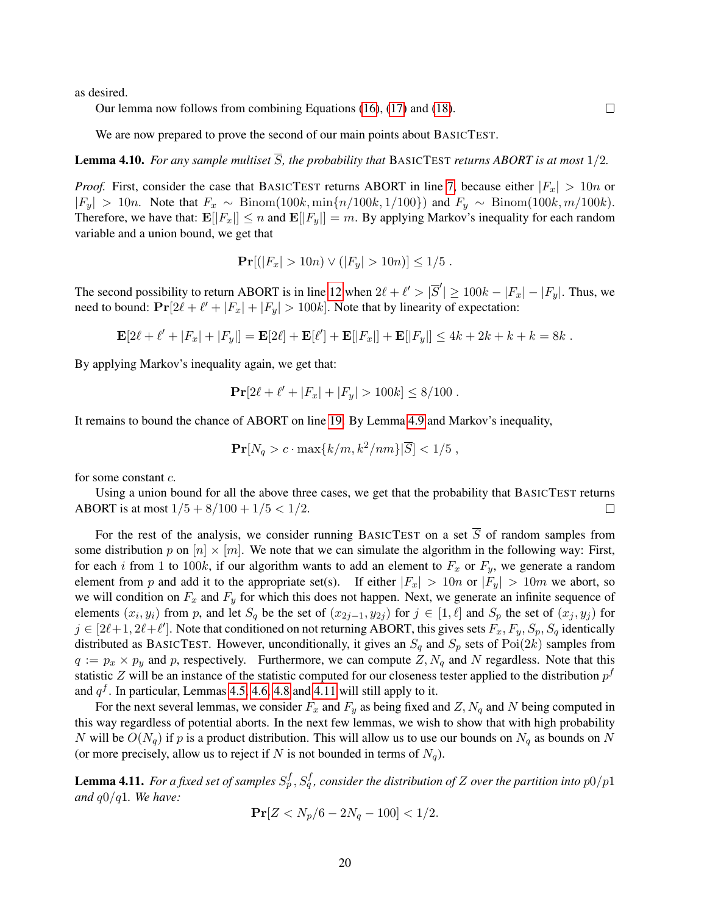as desired.

Our lemma now follows from combining Equations (16), (17) and (18). ☐

We are now prepared to prove the second of our main points about BASICTEST.

**Lemma 4.10.** *For any sample multiset $\overline{S}$, the probability that* BASICTEST *returns ABORT is at most* $1/2$.

*Proof.* First, consider the case that BASICTEST returns ABORT in line 7, because either $|F_x| > 10n$ or $|F_y| > 10n$. Note that $F_x \sim \text{Binom}(100k, \min\{n/100k, 1/100\})$ and $F_y \sim \text{Binom}(100k, m/100k)$. Therefore, we have that: $\mathbf{E}[|F_x|] \leq n$ and $\mathbf{E}[|F_y|] = m$. By applying Markov's inequality for each random variable and a union bound, we get that

$$\mathbf{Pr}[(|F_x| > 10n) \vee (|F_y| > 10n)] \leq 1/5 \; .$$

The second possibility to return ABORT is in line 12 when $2\ell + \ell' > |\overline{S}'| \geq 100k - |F_x| - |F_y|$. Thus, we need to bound: $\mathbf{Pr}[2\ell + \ell' + |F_x| + |F_y| > 100k]$. Note that by linearity of expectation:

$$\mathbf{E}[2\ell + \ell' + |F_x| + |F_y|] = \mathbf{E}[2\ell] + \mathbf{E}[\ell'] + \mathbf{E}[|F_x|] + \mathbf{E}[|F_y|] \leq 4k + 2k + k + k = 8k \; .$$

By applying Markov's inequality again, we get that:

$$\mathbf{Pr}[2\ell + \ell' + |F_x| + |F_y| > 100k] \leq 8/100 \; .$$

It remains to bound the chance of ABORT on line 19. By Lemma 4.9 and Markov's inequality,

$$\mathbf{Pr}[N_q > c \cdot \max\{k/m, k^2/nm\}|\overline{S}] < 1/5 \; ,$$

for some constant $c$.

Using a union bound for all the above three cases, we get that the probability that BASICTEST returns ABORT is at most $1/5 + 8/100 + 1/5 < 1/2$. ☐

For the rest of the analysis, we consider running BASICTEST on a set $\overline{S}$ of random samples from some distribution $p$ on $[n] \times [m]$. We note that we can simulate the algorithm in the following way: First, for each $i$ from 1 to $100k$, if our algorithm wants to add an element to $F_x$ or $F_y$, we generate a random element from $p$ and add it to the appropriate set(s). If either $|F_x| > 10n$ or $|F_y| > 10m$ we abort, so we will condition on $F_x$ and $F_y$ for which this does not happen. Next, we generate an infinite sequence of elements $(x_i, y_i)$ from $p$, and let $S_q$ be the set of $(x_{2j-1}, y_{2j})$ for $j \in [1, \ell]$ and $S_p$ the set of $(x_j, y_j)$ for $j \in [2\ell+1, 2\ell+\ell']$. Note that conditioned on not returning ABORT, this gives sets $F_x, F_y, S_p, S_q$ identically distributed as BASICTEST. However, unconditionally, it gives an $S_q$ and $S_p$ sets of $\text{Poi}(2k)$ samples from $q := p_x \times p_y$ and $p$, respectively. Furthermore, we can compute $Z, N_q$ and $N$ regardless. Note that this statistic $Z$ will be an instance of the statistic computed for our closeness tester applied to the distribution $p^f$ and $q^f$. In particular, Lemmas 4.5, 4.6, 4.8 and 4.11 will still apply to it.

For the next several lemmas, we consider $F_x$ and $F_y$ as being fixed and $Z, N_q$ and $N$ being computed in this way regardless of potential aborts. In the next few lemmas, we wish to show that with high probability $N$ will be $O(N_q)$ if $p$ is a product distribution. This will allow us to use our bounds on $N_q$ as bounds on $N$ (or more precisely, allow us to reject if $N$ is not bounded in terms of $N_q$).

**Lemma 4.11.** *For a fixed set of samples $S_p^f, S_q^f$, consider the distribution of $Z$ over the partition into $p0/p1$ and $q0/q1$. We have:*

$$\mathbf{Pr}[Z < N_p/6 - 2N_q - 100] < 1/2.$$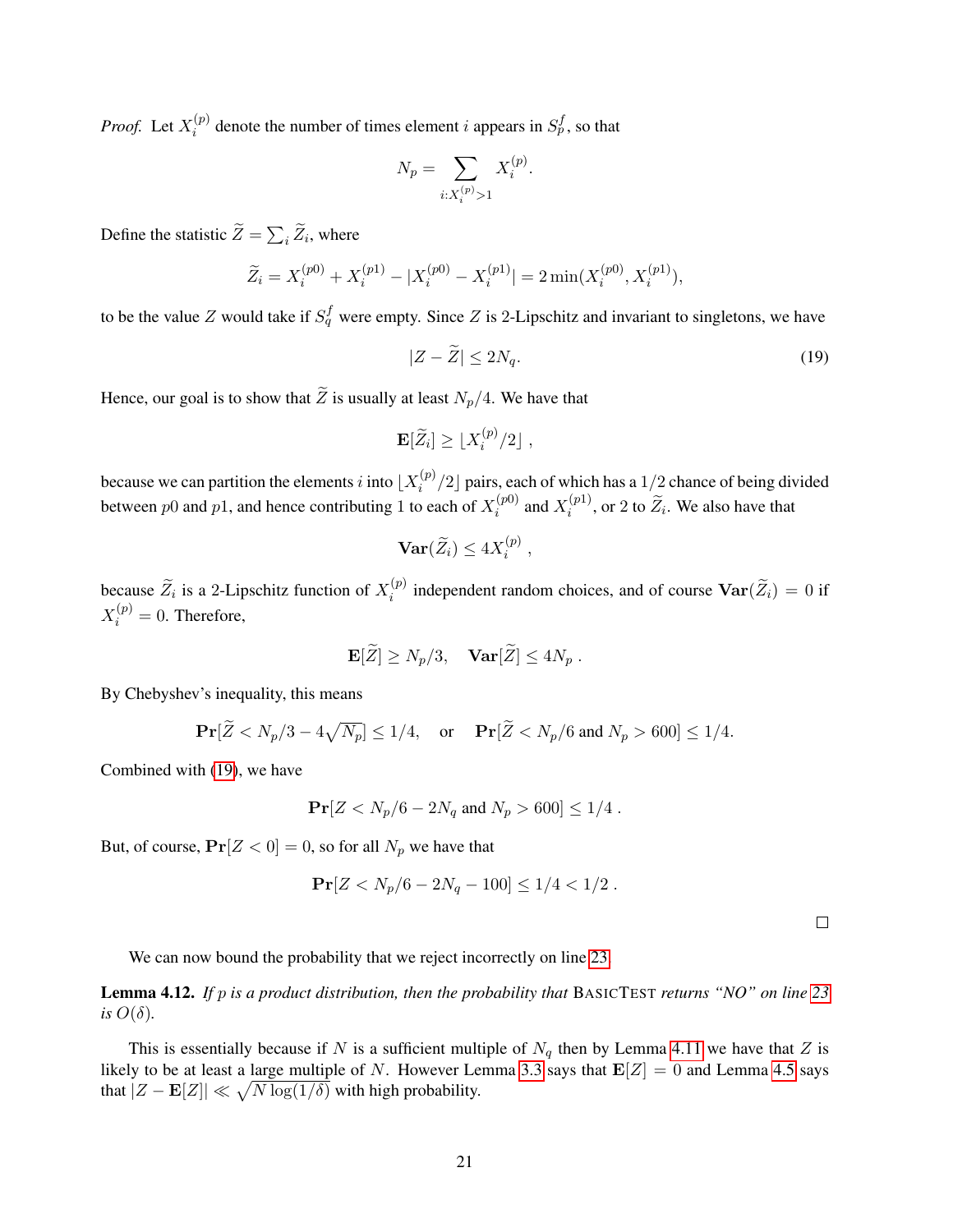*Proof.* Let $X_i^{(p)}$ denote the number of times element $i$ appears in $S_p^f$, so that

$$N_p = \sum_{i:X_i^{(p)}>1} X_i^{(p)}.$$

Define the statistic $\widetilde{Z} = \sum_i \widetilde{Z}_i$, where

$$\widetilde{Z}_i = X_i^{(p0)} + X_i^{(p1)} - |X_i^{(p0)} - X_i^{(p1)}| = 2\min(X_i^{(p0)}, X_i^{(p1)}),$$

to be the value $Z$ would take if $S_q^f$ were empty. Since $Z$ is 2-Lipschitz and invariant to singletons, we have

$$|Z - \widetilde{Z}| \leq 2N_q. \tag{19}$$

Hence, our goal is to show that $\widetilde{Z}$ is usually at least $N_p/4$. We have that

$$\mathbf{E}[\widetilde{Z}_i] \geq \lfloor X_i^{(p)}/2 \rfloor ,$$

because we can partition the elements $i$ into $\lfloor X_i^{(p)}/2 \rfloor$ pairs, each of which has a $1/2$ chance of being divided between $p0$ and $p1$, and hence contributing 1 to each of $X_i^{(p0)}$ and $X_i^{(p1)}$, or 2 to $\widetilde{Z}_i$. We also have that

$$\mathbf{Var}(\widetilde{Z}_i) \leq 4X_i^{(p)} ,$$

because $\widetilde{Z}_i$ is a 2-Lipschitz function of $X_i^{(p)}$ independent random choices, and of course $\mathbf{Var}(\widetilde{Z}_i) = 0$ if $X_i^{(p)} = 0$. Therefore,

$$\mathbf{E}[\widetilde{Z}] \geq N_p/3, \quad \mathbf{Var}[\widetilde{Z}] \leq 4N_p .$$

By Chebyshev's inequality, this means

$$\mathbf{Pr}[\widetilde{Z} < N_p/3 - 4\sqrt{N_p}] \leq 1/4, \quad \text{or} \quad \mathbf{Pr}[\widetilde{Z} < N_p/6 \text{ and } N_p > 600] \leq 1/4.$$

Combined with (19), we have

$$\mathbf{Pr}[Z < N_p/6 - 2N_q \text{ and } N_p > 600] \leq 1/4 .$$

But, of course, $\mathbf{Pr}[Z < 0] = 0$, so for all $N_p$ we have that

$$\mathbf{Pr}[Z < N_p/6 - 2N_q - 100] \leq 1/4 < 1/2 .$$

□

We can now bound the probability that we reject incorrectly on line 23.

**Lemma 4.12.** *If $p$ is a product distribution, then the probability that* BasicTest *returns "NO" on line 23 is $O(\delta)$.*

This is essentially because if $N$ is a sufficient multiple of $N_q$ then by Lemma 4.11 we have that $Z$ is likely to be at least a large multiple of $N$. However Lemma 3.3 says that $\mathbf{E}[Z] = 0$ and Lemma 4.5 says that $|Z - \mathbf{E}[Z]| \ll \sqrt{N \log(1/\delta)}$ with high probability.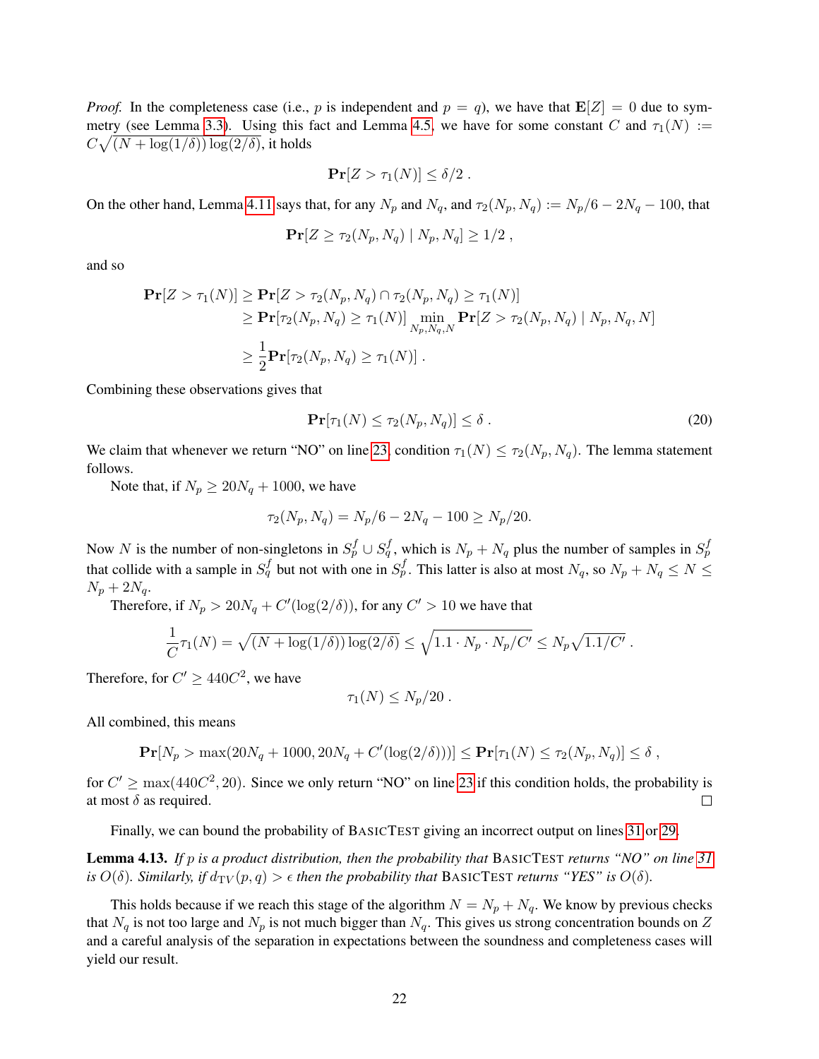*Proof.* In the completeness case (i.e., $p$ is independent and $p = q$), we have that $\mathbf{E}[Z] = 0$ due to symmetry (see Lemma 3.3). Using this fact and Lemma 4.5, we have for some constant $C$ and $\tau_1(N) := C\sqrt{(N + \log(1/\delta))\log(2/\delta)}$, it holds

$$\mathbf{Pr}[Z > \tau_1(N)] \leq \delta/2 \; .$$

On the other hand, Lemma 4.11 says that, for any $N_p$ and $N_q$, and $\tau_2(N_p, N_q) := N_p/6 - 2N_q - 100$, that

$$\mathbf{Pr}[Z \geq \tau_2(N_p, N_q) \mid N_p, N_q] \geq 1/2 \; ,$$

and so

$$\begin{aligned}
\mathbf{Pr}[Z > \tau_1(N)] &\geq \mathbf{Pr}[Z > \tau_2(N_p, N_q) \cap \tau_2(N_p, N_q) \geq \tau_1(N)] \\
&\geq \mathbf{Pr}[\tau_2(N_p, N_q) \geq \tau_1(N)] \min_{N_p, N_q, N} \mathbf{Pr}[Z > \tau_2(N_p, N_q) \mid N_p, N_q, N] \\
&\geq \frac{1}{2}\mathbf{Pr}[\tau_2(N_p, N_q) \geq \tau_1(N)] \; .
\end{aligned}$$

Combining these observations gives that

$$\mathbf{Pr}[\tau_1(N) \leq \tau_2(N_p, N_q)] \leq \delta \; . \tag{20}$$

We claim that whenever we return "NO" on line 23, condition $\tau_1(N) \leq \tau_2(N_p, N_q)$. The lemma statement follows.

Note that, if $N_p \geq 20N_q + 1000$, we have

$$\tau_2(N_p, N_q) = N_p/6 - 2N_q - 100 \geq N_p/20.$$

Now $N$ is the number of non-singletons in $S_p^f \cup S_q^f$, which is $N_p + N_q$ plus the number of samples in $S_p^f$ that collide with a sample in $S_q^f$ but not with one in $S_p^f$. This latter is also at most $N_q$, so $N_p + N_q \leq N \leq N_p + 2N_q$.

Therefore, if $N_p > 20N_q + C'(\log(2/\delta))$, for any $C' > 10$ we have that

$$\frac{1}{C}\tau_1(N) = \sqrt{(N + \log(1/\delta))\log(2/\delta)} \leq \sqrt{1.1 \cdot N_p \cdot N_p/C'} \leq N_p\sqrt{1.1/C'} \; .$$

Therefore, for $C' \geq 440C^2$, we have

$$\tau_1(N) \leq N_p/20 \; .$$

All combined, this means

$$\mathbf{Pr}[N_p > \max(20N_q + 1000, 20N_q + C'(\log(2/\delta)))] \leq \mathbf{Pr}[\tau_1(N) \leq \tau_2(N_p, N_q)] \leq \delta \; ,$$

for $C' \geq \max(440C^2, 20)$. Since we only return "NO" on line 23 if this condition holds, the probability is at most $\delta$ as required. $\square$

Finally, we can bound the probability of BASICTEST giving an incorrect output on lines 31 or 29.

**Lemma 4.13.** *If $p$ is a product distribution, then the probability that* BASICTEST *returns "NO" on line 31 is $O(\delta)$. Similarly, if $d_{TV}(p, q) > \epsilon$ then the probability that* BASICTEST *returns "YES" is $O(\delta)$.*

This holds because if we reach this stage of the algorithm $N = N_p + N_q$. We know by previous checks that $N_q$ is not too large and $N_p$ is not much bigger than $N_q$. This gives us strong concentration bounds on $Z$ and a careful analysis of the separation in expectations between the soundness and completeness cases will yield our result.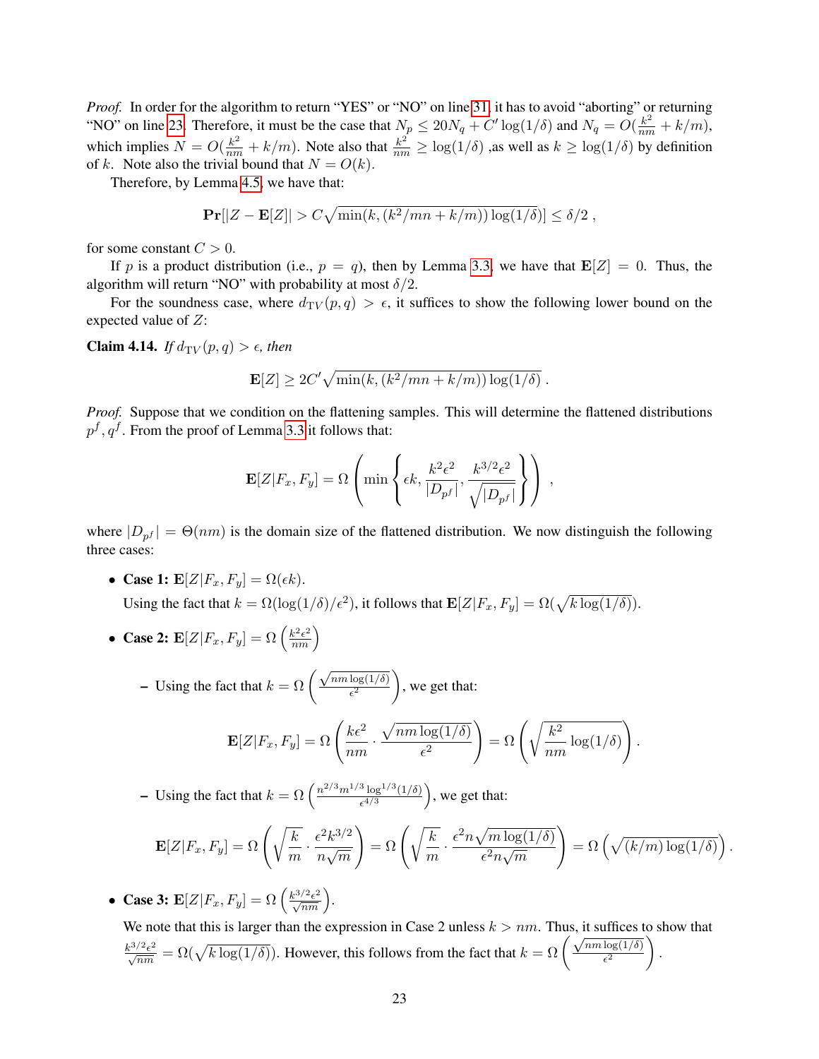*Proof.* In order for the algorithm to return "YES" or "NO" on line 31, it has to avoid "aborting" or returning "NO" on line 23. Therefore, it must be the case that $N_p \leq 20N_q + C' \log(1/\delta)$ and $N_q = O(\frac{k^2}{nm} + k/m)$, which implies $N = O(\frac{k^2}{nm} + k/m)$. Note also that $\frac{k^2}{nm} \geq \log(1/\delta)$ ,as well as $k \geq \log(1/\delta)$ by definition of $k$. Note also the trivial bound that $N = O(k)$.

Therefore, by Lemma 4.5, we have that:

$$\mathbf{Pr}[|Z - \mathbf{E}[Z]| > C\sqrt{\min(k, (k^2/mn + k/m)) \log(1/\delta)}] \leq \delta/2 \,,$$

for some constant $C > 0$.

If $p$ is a product distribution (i.e., $p = q$), then by Lemma 3.3, we have that $\mathbf{E}[Z] = 0$. Thus, the algorithm will return "NO" with probability at most $\delta/2$.

For the soundness case, where $d_{\mathrm{TV}}(p, q) > \epsilon$, it suffices to show the following lower bound on the expected value of $Z$:

**Claim 4.14.** *If $d_{\mathrm{TV}}(p, q) > \epsilon$, then*

$$\mathbf{E}[Z] \geq 2C'\sqrt{\min(k, (k^2/mn + k/m)) \log(1/\delta)} \,.$$

*Proof.* Suppose that we condition on the flattening samples. This will determine the flattened distributions $p^f, q^f$. From the proof of Lemma 3.3 it follows that:

$$\mathbf{E}[Z|F_x, F_y] = \Omega\left(\min\left\{\epsilon k, \frac{k^2\epsilon^2}{|D_{p^f}|}, \frac{k^{3/2}\epsilon^2}{\sqrt{|D_{p^f}|}}\right\}\right) \,,$$

where $|D_{p^f}| = \Theta(nm)$ is the domain size of the flattened distribution. We now distinguish the following three cases:

- **Case 1:** $\mathbf{E}[Z|F_x, F_y] = \Omega(\epsilon k)$.
  Using the fact that $k = \Omega(\log(1/\delta)/\epsilon^2)$, it follows that $\mathbf{E}[Z|F_x, F_y] = \Omega(\sqrt{k \log(1/\delta)})$.

- **Case 2:** $\mathbf{E}[Z|F_x, F_y] = \Omega\left(\frac{k^2\epsilon^2}{nm}\right)$

  - Using the fact that $k = \Omega\left(\frac{\sqrt{nm\log(1/\delta)}}{\epsilon^2}\right)$, we get that:

    $$\mathbf{E}[Z|F_x, F_y] = \Omega\left(\frac{k\epsilon^2}{nm} \cdot \frac{\sqrt{nm\log(1/\delta)}}{\epsilon^2}\right) = \Omega\left(\sqrt{\frac{k^2}{nm}\log(1/\delta)}\right).$$

  - Using the fact that $k = \Omega\left(\frac{n^{2/3}m^{1/3}\log^{1/3}(1/\delta)}{\epsilon^{4/3}}\right)$, we get that:

    $$\mathbf{E}[Z|F_x, F_y] = \Omega\left(\sqrt{\frac{k}{m}} \cdot \frac{\epsilon^2 k^{3/2}}{n\sqrt{m}}\right) = \Omega\left(\sqrt{\frac{k}{m}} \cdot \frac{\epsilon^2 n\sqrt{m\log(1/\delta)}}{\epsilon^2 n\sqrt{m}}\right) = \Omega\left(\sqrt{(k/m)\log(1/\delta)}\right).$$

- **Case 3:** $\mathbf{E}[Z|F_x, F_y] = \Omega\left(\frac{k^{3/2}\epsilon^2}{\sqrt{nm}}\right)$.
  We note that this is larger than the expression in Case 2 unless $k > nm$. Thus, it suffices to show that $\frac{k^{3/2}\epsilon^2}{\sqrt{nm}} = \Omega(\sqrt{k\log(1/\delta)})$. However, this follows from the fact that $k = \Omega\left(\frac{\sqrt{nm\log(1/\delta)}}{\epsilon^2}\right)$.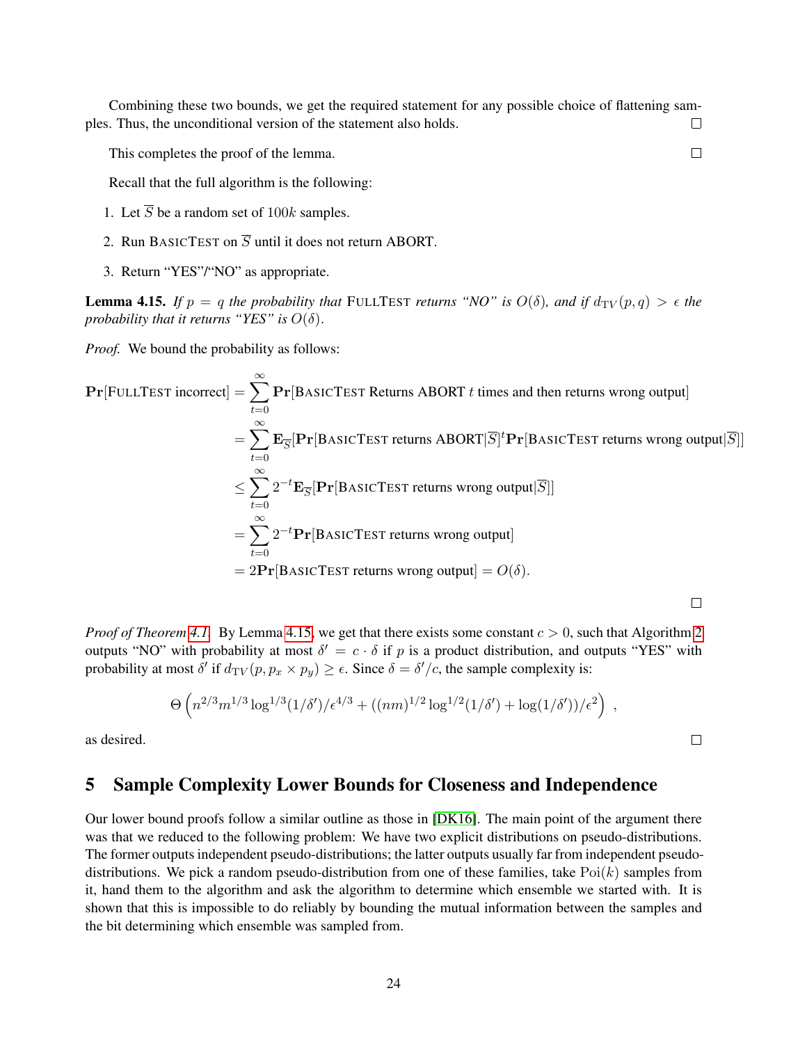Combining these two bounds, we get the required statement for any possible choice of flattening samples. Thus, the unconditional version of the statement also holds. $\square$

This completes the proof of the lemma. $\square$

Recall that the full algorithm is the following:

1. Let $\overline{S}$ be a random set of $100k$ samples.
2. Run BASICTEST on $\overline{S}$ until it does not return ABORT.
3. Return "YES"/"NO" as appropriate.

**Lemma 4.15.** *If $p = q$ the probability that* FULLTEST *returns "NO" is $O(\delta)$, and if $d_{\mathrm{TV}}(p, q) > \epsilon$ the probability that it returns "YES" is $O(\delta)$.*

*Proof.* We bound the probability as follows:

$$
\begin{aligned}
\mathbf{Pr}[\text{FULLTEST incorrect}] &= \sum_{t=0}^{\infty} \mathbf{Pr}[\text{BASICTEST Returns ABORT } t \text{ times and then returns wrong output}] \\
&= \sum_{t=0}^{\infty} \mathbf{E}_{\overline{S}}[\mathbf{Pr}[\text{BASICTEST returns ABORT}|\overline{S}]^t \mathbf{Pr}[\text{BASICTEST returns wrong output}|\overline{S}]] \\
&\leq \sum_{t=0}^{\infty} 2^{-t} \mathbf{E}_{\overline{S}}[\mathbf{Pr}[\text{BASICTEST returns wrong output}|\overline{S}]] \\
&= \sum_{t=0}^{\infty} 2^{-t} \mathbf{Pr}[\text{BASICTEST returns wrong output}] \\
&= 2\mathbf{Pr}[\text{BASICTEST returns wrong output}] = O(\delta).
\end{aligned}
$$

$\square$

*Proof of Theorem 4.1.* By Lemma 4.15, we get that there exists some constant $c > 0$, such that Algorithm 2 outputs "NO" with probability at most $\delta' = c \cdot \delta$ if $p$ is a product distribution, and outputs "YES" with probability at most $\delta'$ if $d_{\mathrm{TV}}(p, p_x \times p_y) \geq \epsilon$. Since $\delta = \delta'/c$, the sample complexity is:

$$
\Theta\left(n^{2/3} m^{1/3} \log^{1/3}(1/\delta')/\epsilon^{4/3} + ((nm)^{1/2} \log^{1/2}(1/\delta') + \log(1/\delta'))/\epsilon^2\right) ,
$$

as desired. $\square$

# 5 Sample Complexity Lower Bounds for Closeness and Independence

Our lower bound proofs follow a similar outline as those in [DK16]. The main point of the argument there was that we reduced to the following problem: We have two explicit distributions on pseudo-distributions. The former outputs independent pseudo-distributions; the latter outputs usually far from independent pseudo-distributions. We pick a random pseudo-distribution from one of these families, take $\mathrm{Poi}(k)$ samples from it, hand them to the algorithm and ask the algorithm to determine which ensemble we started with. It is shown that this is impossible to do reliably by bounding the mutual information between the samples and the bit determining which ensemble was sampled from.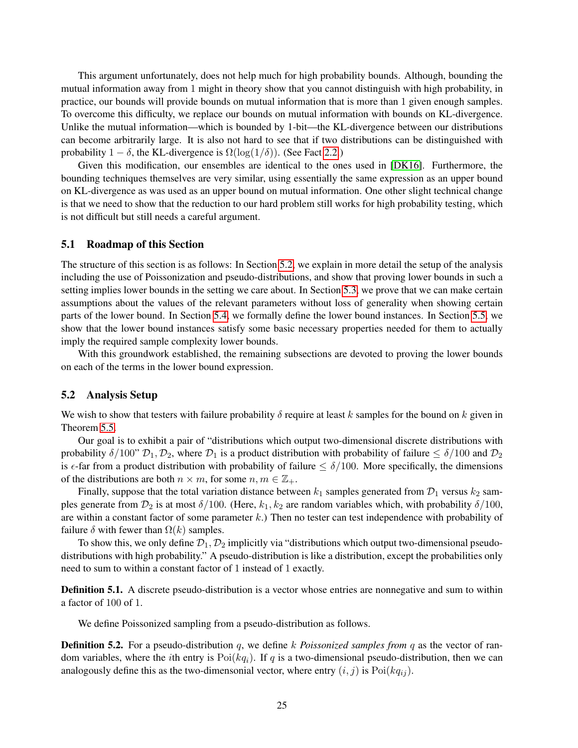This argument unfortunately, does not help much for high probability bounds. Although, bounding the mutual information away from 1 might in theory show that you cannot distinguish with high probability, in practice, our bounds will provide bounds on mutual information that is more than 1 given enough samples. To overcome this difficulty, we replace our bounds on mutual information with bounds on KL-divergence. Unlike the mutual information—which is bounded by 1-bit—the KL-divergence between our distributions can become arbitrarily large. It is also not hard to see that if two distributions can be distinguished with probability $1 - \delta$, the KL-divergence is $\Omega(\log(1/\delta))$. (See Fact 2.2.)

Given this modification, our ensembles are identical to the ones used in [DK16]. Furthermore, the bounding techniques themselves are very similar, using essentially the same expression as an upper bound on KL-divergence as was used as an upper bound on mutual information. One other slight technical change is that we need to show that the reduction to our hard problem still works for high probability testing, which is not difficult but still needs a careful argument.

## 5.1 Roadmap of this Section

The structure of this section is as follows: In Section 5.2, we explain in more detail the setup of the analysis including the use of Poissonization and pseudo-distributions, and show that proving lower bounds in such a setting implies lower bounds in the setting we care about. In Section 5.3, we prove that we can make certain assumptions about the values of the relevant parameters without loss of generality when showing certain parts of the lower bound. In Section 5.4, we formally define the lower bound instances. In Section 5.5, we show that the lower bound instances satisfy some basic necessary properties needed for them to actually imply the required sample complexity lower bounds.

With this groundwork established, the remaining subsections are devoted to proving the lower bounds on each of the terms in the lower bound expression.

## 5.2 Analysis Setup

We wish to show that testers with failure probability $\delta$ require at least $k$ samples for the bound on $k$ given in Theorem 5.5.

Our goal is to exhibit a pair of "distributions which output two-dimensional discrete distributions with probability $\delta/100$" $\mathcal{D}_1, \mathcal{D}_2$, where $\mathcal{D}_1$ is a product distribution with probability of failure $\leq \delta/100$ and $\mathcal{D}_2$ is $\epsilon$-far from a product distribution with probability of failure $\leq \delta/100$. More specifically, the dimensions of the distributions are both $n \times m$, for some $n, m \in \mathbb{Z}_+$.

Finally, suppose that the total variation distance between $k_1$ samples generated from $\mathcal{D}_1$ versus $k_2$ samples generate from $\mathcal{D}_2$ is at most $\delta/100$. (Here, $k_1, k_2$ are random variables which, with probability $\delta/100$, are within a constant factor of some parameter $k$.) Then no tester can test independence with probability of failure $\delta$ with fewer than $\Omega(k)$ samples.

To show this, we only define $\mathcal{D}_1, \mathcal{D}_2$ implicitly via "distributions which output two-dimensional pseudo-distributions with high probability." A pseudo-distribution is like a distribution, except the probabilities only need to sum to within a constant factor of 1 instead of 1 exactly.

**Definition 5.1.** A discrete pseudo-distribution is a vector whose entries are nonnegative and sum to within a factor of 100 of 1.

We define Poissonized sampling from a pseudo-distribution as follows.

**Definition 5.2.** For a pseudo-distribution $q$, we define $k$ *Poissonized samples from* $q$ as the vector of random variables, where the $i$th entry is $\text{Poi}(kq_i)$. If $q$ is a two-dimensional pseudo-distribution, then we can analogously define this as the two-dimensonial vector, where entry $(i, j)$ is $\text{Poi}(kq_{ij})$.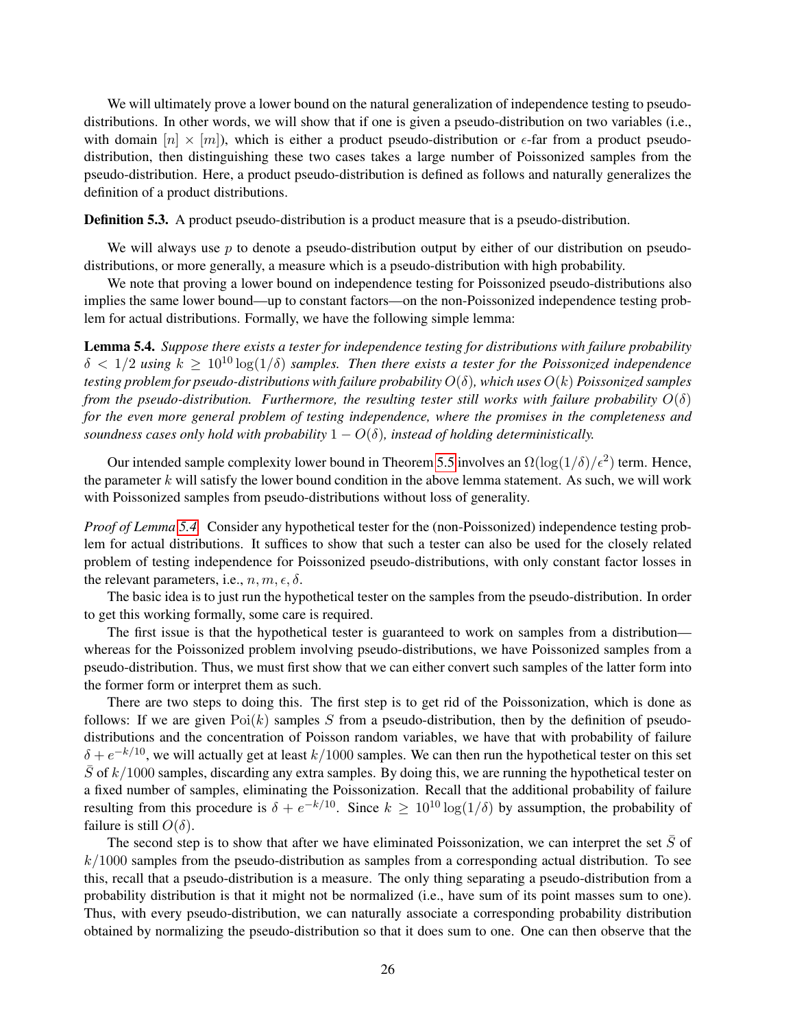We will ultimately prove a lower bound on the natural generalization of independence testing to pseudo-distributions. In other words, we will show that if one is given a pseudo-distribution on two variables (i.e., with domain $[n] \times [m]$), which is either a product pseudo-distribution or $\epsilon$-far from a product pseudo-distribution, then distinguishing these two cases takes a large number of Poissonized samples from the pseudo-distribution. Here, a product pseudo-distribution is defined as follows and naturally generalizes the definition of a product distributions.

**Definition 5.3.** A product pseudo-distribution is a product measure that is a pseudo-distribution.

We will always use $p$ to denote a pseudo-distribution output by either of our distribution on pseudo-distributions, or more generally, a measure which is a pseudo-distribution with high probability.

We note that proving a lower bound on independence testing for Poissonized pseudo-distributions also implies the same lower bound—up to constant factors—on the non-Poissonized independence testing problem for actual distributions. Formally, we have the following simple lemma:

**Lemma 5.4.** *Suppose there exists a tester for independence testing for distributions with failure probability $\delta < 1/2$ using $k \geq 10^{10} \log(1/\delta)$ samples. Then there exists a tester for the Poissonized independence testing problem for pseudo-distributions with failure probability $O(\delta)$, which uses $O(k)$ Poissonized samples from the pseudo-distribution. Furthermore, the resulting tester still works with failure probability $O(\delta)$ for the even more general problem of testing independence, where the promises in the completeness and soundness cases only hold with probability $1 - O(\delta)$, instead of holding deterministically.*

Our intended sample complexity lower bound in Theorem 5.5 involves an $\Omega(\log(1/\delta)/\epsilon^2)$ term. Hence, the parameter $k$ will satisfy the lower bound condition in the above lemma statement. As such, we will work with Poissonized samples from pseudo-distributions without loss of generality.

*Proof of Lemma 5.4.* Consider any hypothetical tester for the (non-Poissonized) independence testing problem for actual distributions. It suffices to show that such a tester can also be used for the closely related problem of testing independence for Poissonized pseudo-distributions, with only constant factor losses in the relevant parameters, i.e., $n, m, \epsilon, \delta$.

The basic idea is to just run the hypothetical tester on the samples from the pseudo-distribution. In order to get this working formally, some care is required.

The first issue is that the hypothetical tester is guaranteed to work on samples from a distribution—whereas for the Poissonized problem involving pseudo-distributions, we have Poissonized samples from a pseudo-distribution. Thus, we must first show that we can either convert such samples of the latter form into the former form or interpret them as such.

There are two steps to doing this. The first step is to get rid of the Poissonization, which is done as follows: If we are given $\mathrm{Poi}(k)$ samples $S$ from a pseudo-distribution, then by the definition of pseudo-distributions and the concentration of Poisson random variables, we have that with probability of failure $\delta + e^{-k/10}$, we will actually get at least $k/1000$ samples. We can then run the hypothetical tester on this set $\bar{S}$ of $k/1000$ samples, discarding any extra samples. By doing this, we are running the hypothetical tester on a fixed number of samples, eliminating the Poissonization. Recall that the additional probability of failure resulting from this procedure is $\delta + e^{-k/10}$. Since $k \geq 10^{10} \log(1/\delta)$ by assumption, the probability of failure is still $O(\delta)$.

The second step is to show that after we have eliminated Poissonization, we can interpret the set $\bar{S}$ of $k/1000$ samples from the pseudo-distribution as samples from a corresponding actual distribution. To see this, recall that a pseudo-distribution is a measure. The only thing separating a pseudo-distribution from a probability distribution is that it might not be normalized (i.e., have sum of its point masses sum to one). Thus, with every pseudo-distribution, we can naturally associate a corresponding probability distribution obtained by normalizing the pseudo-distribution so that it does sum to one. One can then observe that the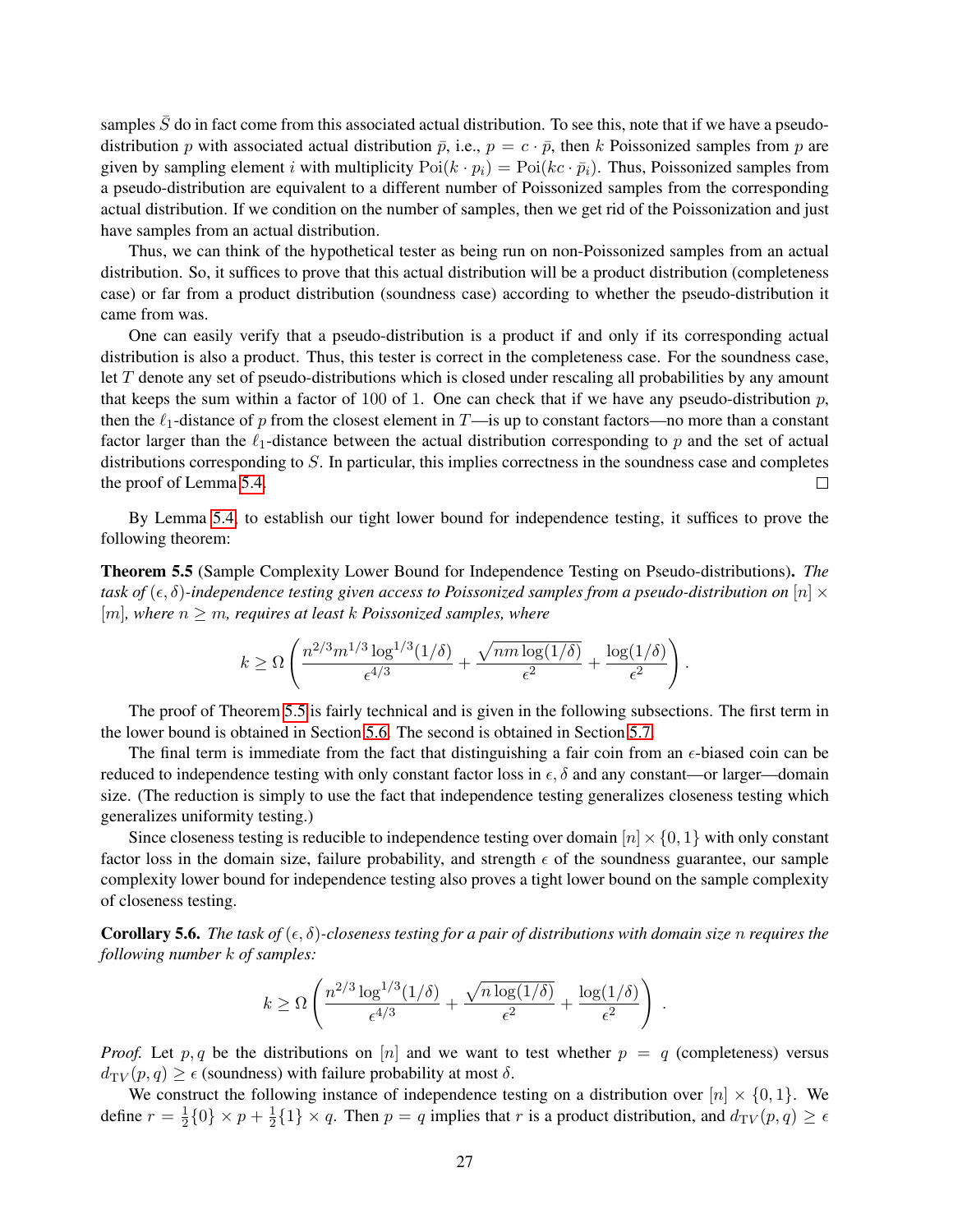samples $\bar{S}$ do in fact come from this associated actual distribution. To see this, note that if we have a pseudo-distribution $p$ with associated actual distribution $\bar{p}$, i.e., $p = c \cdot \bar{p}$, then $k$ Poissonized samples from $p$ are given by sampling element $i$ with multiplicity $\mathrm{Poi}(k \cdot p_i) = \mathrm{Poi}(kc \cdot \bar{p}_i)$. Thus, Poissonized samples from a pseudo-distribution are equivalent to a different number of Poissonized samples from the corresponding actual distribution. If we condition on the number of samples, then we get rid of the Poissonization and just have samples from an actual distribution.

Thus, we can think of the hypothetical tester as being run on non-Poissonized samples from an actual distribution. So, it suffices to prove that this actual distribution will be a product distribution (completeness case) or far from a product distribution (soundness case) according to whether the pseudo-distribution it came from was.

One can easily verify that a pseudo-distribution is a product if and only if its corresponding actual distribution is also a product. Thus, this tester is correct in the completeness case. For the soundness case, let $T$ denote any set of pseudo-distributions which is closed under rescaling all probabilities by any amount that keeps the sum within a factor of 100 of 1. One can check that if we have any pseudo-distribution $p$, then the $\ell_1$-distance of $p$ from the closest element in $T$—is up to constant factors—no more than a constant factor larger than the $\ell_1$-distance between the actual distribution corresponding to $p$ and the set of actual distributions corresponding to $S$. In particular, this implies correctness in the soundness case and completes the proof of Lemma 5.4. □

By Lemma 5.4, to establish our tight lower bound for independence testing, it suffices to prove the following theorem:

**Theorem 5.5** (Sample Complexity Lower Bound for Independence Testing on Pseudo-distributions)**.** *The task of $(\epsilon, \delta)$-independence testing given access to Poissonized samples from a pseudo-distribution on $[n] \times [m]$, where $n \geq m$, requires at least $k$ Poissonized samples, where*

$$k \geq \Omega\left(\frac{n^{2/3}m^{1/3}\log^{1/3}(1/\delta)}{\epsilon^{4/3}} + \frac{\sqrt{nm\log(1/\delta)}}{\epsilon^2} + \frac{\log(1/\delta)}{\epsilon^2}\right).$$

The proof of Theorem 5.5 is fairly technical and is given in the following subsections. The first term in the lower bound is obtained in Section 5.6. The second is obtained in Section 5.7.

The final term is immediate from the fact that distinguishing a fair coin from an $\epsilon$-biased coin can be reduced to independence testing with only constant factor loss in $\epsilon, \delta$ and any constant—or larger—domain size. (The reduction is simply to use the fact that independence testing generalizes closeness testing which generalizes uniformity testing.)

Since closeness testing is reducible to independence testing over domain $[n] \times \{0, 1\}$ with only constant factor loss in the domain size, failure probability, and strength $\epsilon$ of the soundness guarantee, our sample complexity lower bound for independence testing also proves a tight lower bound on the sample complexity of closeness testing.

**Corollary 5.6.** *The task of $(\epsilon, \delta)$-closeness testing for a pair of distributions with domain size $n$ requires the following number $k$ of samples:*

$$k \geq \Omega\left(\frac{n^{2/3}\log^{1/3}(1/\delta)}{\epsilon^{4/3}} + \frac{\sqrt{n\log(1/\delta)}}{\epsilon^2} + \frac{\log(1/\delta)}{\epsilon^2}\right).$$

*Proof.* Let $p, q$ be the distributions on $[n]$ and we want to test whether $p = q$ (completeness) versus $d_{\mathrm{TV}}(p, q) \geq \epsilon$ (soundness) with failure probability at most $\delta$.

We construct the following instance of independence testing on a distribution over $[n] \times \{0, 1\}$. We define $r = \frac{1}{2}\{0\} \times p + \frac{1}{2}\{1\} \times q$. Then $p = q$ implies that $r$ is a product distribution, and $d_{\mathrm{TV}}(p, q) \geq \epsilon$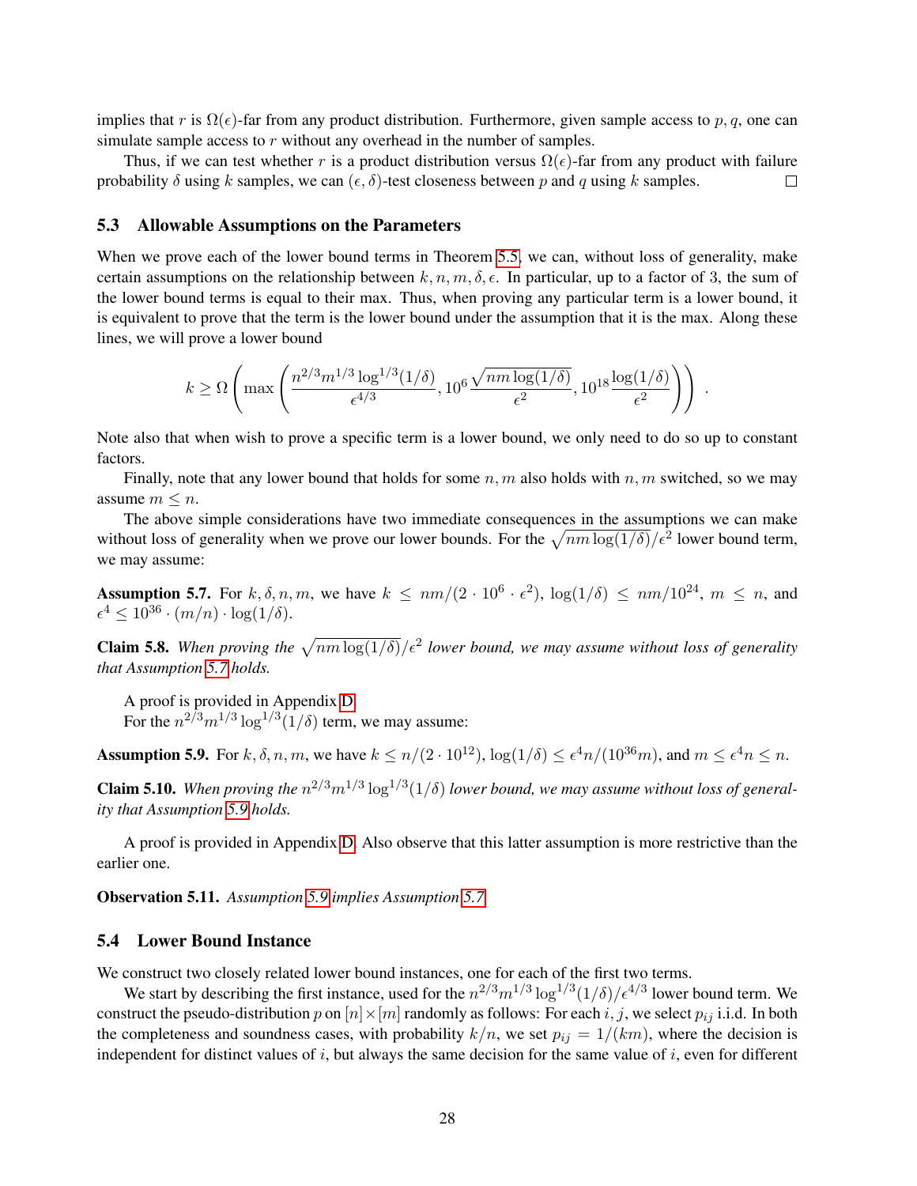implies that $r$ is $\Omega(\epsilon)$-far from any product distribution. Furthermore, given sample access to $p, q$, one can simulate sample access to $r$ without any overhead in the number of samples.

Thus, if we can test whether $r$ is a product distribution versus $\Omega(\epsilon)$-far from any product with failure probability $\delta$ using $k$ samples, we can $(\epsilon, \delta)$-test closeness between $p$ and $q$ using $k$ samples. $\square$

### 5.3 Allowable Assumptions on the Parameters

When we prove each of the lower bound terms in Theorem 5.5, we can, without loss of generality, make certain assumptions on the relationship between $k, n, m, \delta, \epsilon$. In particular, up to a factor of 3, the sum of the lower bound terms is equal to their max. Thus, when proving any particular term is a lower bound, it is equivalent to prove that the term is the lower bound under the assumption that it is the max. Along these lines, we will prove a lower bound

$$k \geq \Omega\left(\max\left(\frac{n^{2/3}m^{1/3}\log^{1/3}(1/\delta)}{\epsilon^{4/3}}, 10^6\frac{\sqrt{nm\log(1/\delta)}}{\epsilon^2}, 10^{18}\frac{\log(1/\delta)}{\epsilon^2}\right)\right) .$$

Note also that when wish to prove a specific term is a lower bound, we only need to do so up to constant factors.

Finally, note that any lower bound that holds for some $n, m$ also holds with $n, m$ switched, so we may assume $m \leq n$.

The above simple considerations have two immediate consequences in the assumptions we can make without loss of generality when we prove our lower bounds. For the $\sqrt{nm\log(1/\delta)}/\epsilon^2$ lower bound term, we may assume:

**Assumption 5.7.** For $k, \delta, n, m$, we have $k \leq nm/(2 \cdot 10^6 \cdot \epsilon^2)$, $\log(1/\delta) \leq nm/10^{24}$, $m \leq n$, and $\epsilon^4 \leq 10^{36} \cdot (m/n) \cdot \log(1/\delta)$.

**Claim 5.8.** *When proving the $\sqrt{nm\log(1/\delta)}/\epsilon^2$ lower bound, we may assume without loss of generality that Assumption 5.7 holds.*

A proof is provided in Appendix D.

For the $n^{2/3}m^{1/3}\log^{1/3}(1/\delta)$ term, we may assume:

**Assumption 5.9.** For $k, \delta, n, m$, we have $k \leq n/(2 \cdot 10^{12})$, $\log(1/\delta) \leq \epsilon^4 n/(10^{36}m)$, and $m \leq \epsilon^4 n \leq n$.

**Claim 5.10.** *When proving the $n^{2/3}m^{1/3}\log^{1/3}(1/\delta)$ lower bound, we may assume without loss of generality that Assumption 5.9 holds.*

A proof is provided in Appendix D. Also observe that this latter assumption is more restrictive than the earlier one.

**Observation 5.11.** *Assumption 5.9 implies Assumption 5.7.*

### 5.4 Lower Bound Instance

We construct two closely related lower bound instances, one for each of the first two terms.

We start by describing the first instance, used for the $n^{2/3}m^{1/3}\log^{1/3}(1/\delta)/\epsilon^{4/3}$ lower bound term. We construct the pseudo-distribution $p$ on $[n]\times[m]$ randomly as follows: For each $i, j$, we select $p_{ij}$ i.i.d. In both the completeness and soundness cases, with probability $k/n$, we set $p_{ij} = 1/(km)$, where the decision is independent for distinct values of $i$, but always the same decision for the same value of $i$, even for different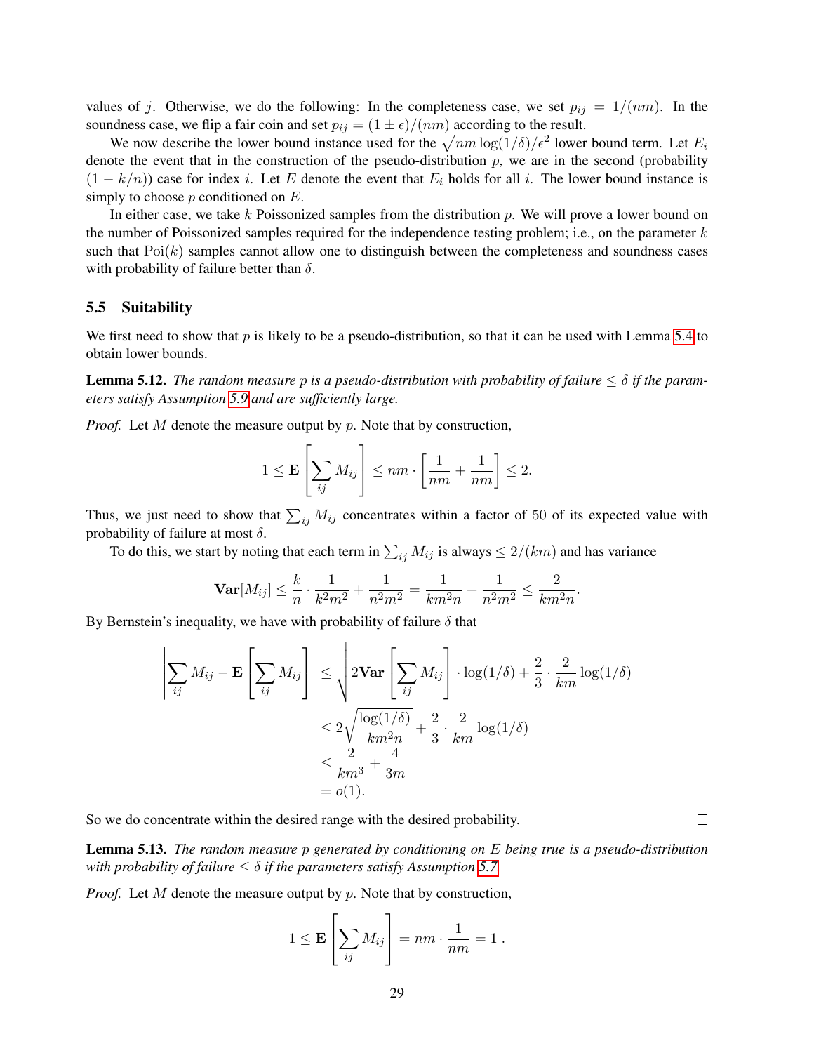values of $j$. Otherwise, we do the following: In the completeness case, we set $p_{ij} = 1/(nm)$. In the soundness case, we flip a fair coin and set $p_{ij} = (1 \pm \epsilon)/(nm)$ according to the result.

We now describe the lower bound instance used for the $\sqrt{nm \log(1/\delta)}/\epsilon^2$ lower bound term. Let $E_i$ denote the event that in the construction of the pseudo-distribution $p$, we are in the second (probability $(1 - k/n)$) case for index $i$. Let $E$ denote the event that $E_i$ holds for all $i$. The lower bound instance is simply to choose $p$ conditioned on $E$.

In either case, we take $k$ Poissonized samples from the distribution $p$. We will prove a lower bound on the number of Poissonized samples required for the independence testing problem; i.e., on the parameter $k$ such that $\mathrm{Poi}(k)$ samples cannot allow one to distinguish between the completeness and soundness cases with probability of failure better than $\delta$.

### 5.5 Suitability

We first need to show that $p$ is likely to be a pseudo-distribution, so that it can be used with Lemma 5.4 to obtain lower bounds.

**Lemma 5.12.** *The random measure $p$ is a pseudo-distribution with probability of failure $\leq \delta$ if the parameters satisfy Assumption 5.9 and are sufficiently large.*

*Proof.* Let $M$ denote the measure output by $p$. Note that by construction,

$$1 \leq \mathbf{E}\left[\sum_{ij} M_{ij}\right] \leq nm \cdot \left[\frac{1}{nm} + \frac{1}{nm}\right] \leq 2.$$

Thus, we just need to show that $\sum_{ij} M_{ij}$ concentrates within a factor of 50 of its expected value with probability of failure at most $\delta$.

To do this, we start by noting that each term in $\sum_{ij} M_{ij}$ is always $\leq 2/(km)$ and has variance

$$\mathbf{Var}[M_{ij}] \leq \frac{k}{n} \cdot \frac{1}{k^2 m^2} + \frac{1}{n^2 m^2} = \frac{1}{km^2 n} + \frac{1}{n^2 m^2} \leq \frac{2}{km^2 n}.$$

By Bernstein's inequality, we have with probability of failure $\delta$ that

$$\begin{aligned}
\left|\sum_{ij} M_{ij} - \mathbf{E}\left[\sum_{ij} M_{ij}\right]\right| &\leq \sqrt{2\mathbf{Var}\left[\sum_{ij} M_{ij}\right] \cdot \log(1/\delta)} + \frac{2}{3} \cdot \frac{2}{km} \log(1/\delta) \\
&\leq 2\sqrt{\frac{\log(1/\delta)}{km^2 n}} + \frac{2}{3} \cdot \frac{2}{km} \log(1/\delta) \\
&\leq \frac{2}{km^3} + \frac{4}{3m} \\
&= o(1).
\end{aligned}$$

So we do concentrate within the desired range with the desired probability. $\square$

**Lemma 5.13.** *The random measure $p$ generated by conditioning on $E$ being true is a pseudo-distribution with probability of failure $\leq \delta$ if the parameters satisfy Assumption 5.7.*

*Proof.* Let $M$ denote the measure output by $p$. Note that by construction,

$$1 \leq \mathbf{E}\left[\sum_{ij} M_{ij}\right] = nm \cdot \frac{1}{nm} = 1\,.$$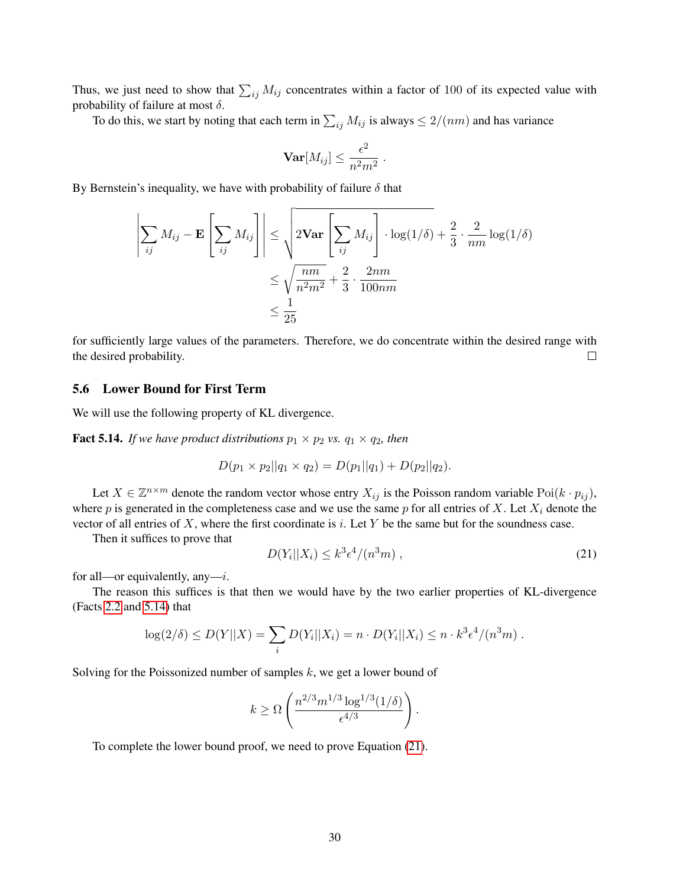Thus, we just need to show that $\sum_{ij} M_{ij}$ concentrates within a factor of 100 of its expected value with probability of failure at most $\delta$.

To do this, we start by noting that each term in $\sum_{ij} M_{ij}$ is always $\leq 2/(nm)$ and has variance

$$\mathbf{Var}[M_{ij}] \leq \frac{\epsilon^2}{n^2 m^2} \,.$$

By Bernstein's inequality, we have with probability of failure $\delta$ that

$$\begin{aligned}
\left| \sum_{ij} M_{ij} - \mathbf{E}\left[\sum_{ij} M_{ij}\right] \right| &\leq \sqrt{2\mathbf{Var}\left[\sum_{ij} M_{ij}\right] \cdot \log(1/\delta)} + \frac{2}{3} \cdot \frac{2}{nm} \log(1/\delta) \\
&\leq \sqrt{\frac{nm}{n^2 m^2}} + \frac{2}{3} \cdot \frac{2nm}{100nm} \\
&\leq \frac{1}{25}
\end{aligned}$$

for sufficiently large values of the parameters. Therefore, we do concentrate within the desired range with the desired probability. $\square$

### 5.6 Lower Bound for First Term

We will use the following property of KL divergence.

**Fact 5.14.** *If we have product distributions $p_1 \times p_2$ vs. $q_1 \times q_2$, then*

$$D(p_1 \times p_2 || q_1 \times q_2) = D(p_1 || q_1) + D(p_2 || q_2).$$

Let $X \in \mathbb{Z}^{n \times m}$ denote the random vector whose entry $X_{ij}$ is the Poisson random variable $\mathrm{Poi}(k \cdot p_{ij})$, where $p$ is generated in the completeness case and we use the same $p$ for all entries of $X$. Let $X_i$ denote the vector of all entries of $X$, where the first coordinate is $i$. Let $Y$ be the same but for the soundness case.

Then it suffices to prove that

$$D(Y_i || X_i) \leq k^3 \epsilon^4 / (n^3 m) \,, \tag{21}$$

for all—or equivalently, any—$i$.

The reason this suffices is that then we would have by the two earlier properties of KL-divergence (Facts 2.2 and 5.14) that

$$\log(2/\delta) \leq D(Y||X) = \sum_i D(Y_i||X_i) = n \cdot D(Y_i||X_i) \leq n \cdot k^3 \epsilon^4 / (n^3 m) \,.$$

Solving for the Poissonized number of samples $k$, we get a lower bound of

$$k \geq \Omega\left(\frac{n^{2/3} m^{1/3} \log^{1/3}(1/\delta)}{\epsilon^{4/3}}\right) .$$

To complete the lower bound proof, we need to prove Equation (21).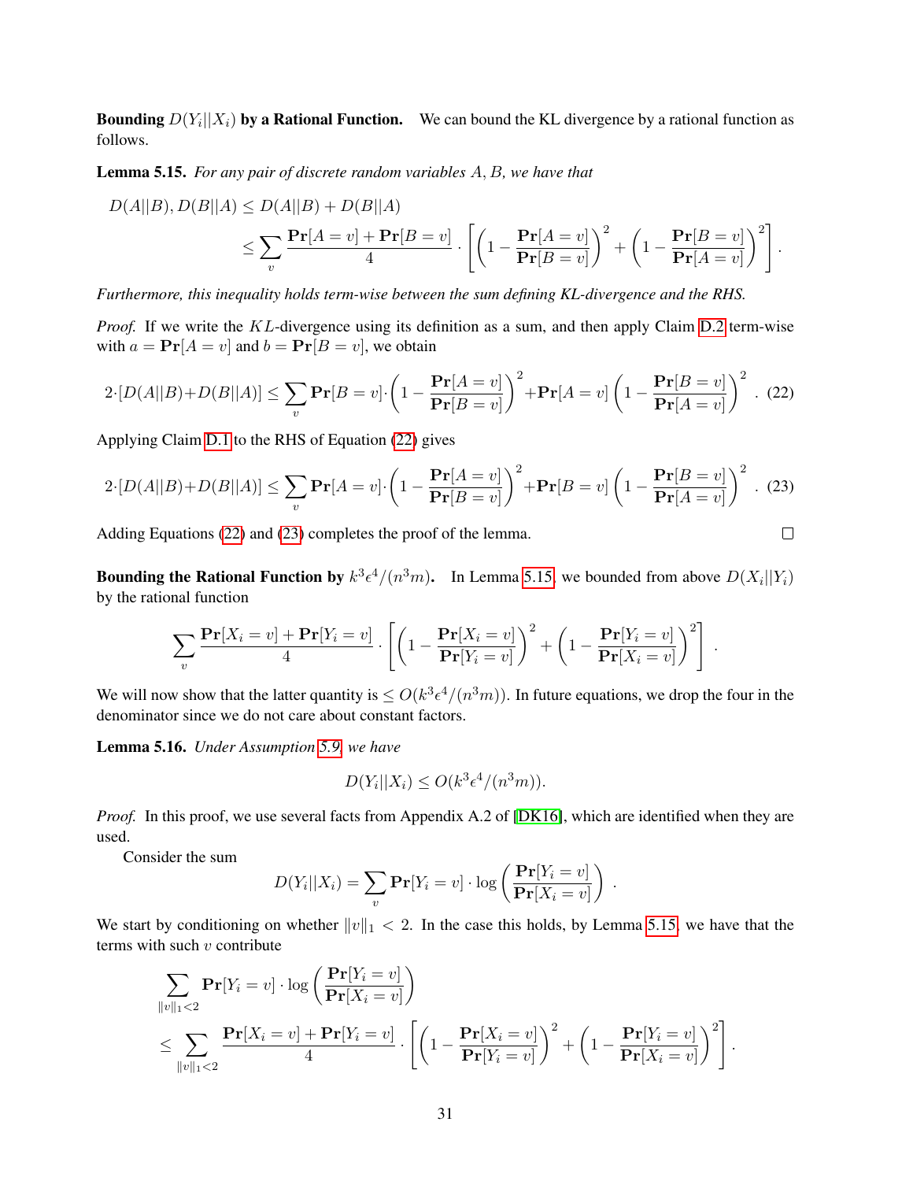**Bounding $D(Y_i||X_i)$ by a Rational Function.** We can bound the KL divergence by a rational function as follows.

**Lemma 5.15.** *For any pair of discrete random variables $A, B$, we have that*

$$D(A||B), D(B||A) \le D(A||B) + D(B||A)$$
$$\le \sum_v \frac{\mathbf{Pr}[A = v] + \mathbf{Pr}[B = v]}{4} \cdot \left[ \left(1 - \frac{\mathbf{Pr}[A = v]}{\mathbf{Pr}[B = v]}\right)^2 + \left(1 - \frac{\mathbf{Pr}[B = v]}{\mathbf{Pr}[A = v]}\right)^2 \right].$$

*Furthermore, this inequality holds term-wise between the sum defining KL-divergence and the RHS.*

*Proof.* If we write the $KL$-divergence using its definition as a sum, and then apply Claim D.2 term-wise with $a = \mathbf{Pr}[A = v]$ and $b = \mathbf{Pr}[B = v]$, we obtain

$$2 \cdot [D(A||B) + D(B||A)] \le \sum_v \mathbf{Pr}[B = v] \cdot \left(1 - \frac{\mathbf{Pr}[A = v]}{\mathbf{Pr}[B = v]}\right)^2 + \mathbf{Pr}[A = v] \left(1 - \frac{\mathbf{Pr}[B = v]}{\mathbf{Pr}[A = v]}\right)^2 . \quad (22)$$

Applying Claim D.1 to the RHS of Equation (22) gives

$$2 \cdot [D(A||B) + D(B||A)] \le \sum_v \mathbf{Pr}[A = v] \cdot \left(1 - \frac{\mathbf{Pr}[A = v]}{\mathbf{Pr}[B = v]}\right)^2 + \mathbf{Pr}[B = v] \left(1 - \frac{\mathbf{Pr}[B = v]}{\mathbf{Pr}[A = v]}\right)^2 . \quad (23)$$

Adding Equations (22) and (23) completes the proof of the lemma. ☐

**Bounding the Rational Function by $k^3\epsilon^4/(n^3m)$.** In Lemma 5.15, we bounded from above $D(X_i||Y_i)$ by the rational function

$$\sum_v \frac{\mathbf{Pr}[X_i = v] + \mathbf{Pr}[Y_i = v]}{4} \cdot \left[ \left(1 - \frac{\mathbf{Pr}[X_i = v]}{\mathbf{Pr}[Y_i = v]}\right)^2 + \left(1 - \frac{\mathbf{Pr}[Y_i = v]}{\mathbf{Pr}[X_i = v]}\right)^2 \right] .$$

We will now show that the latter quantity is $\le O(k^3\epsilon^4/(n^3m))$. In future equations, we drop the four in the denominator since we do not care about constant factors.

**Lemma 5.16.** *Under Assumption 5.9, we have*

$$D(Y_i||X_i) \le O(k^3\epsilon^4/(n^3m)).$$

*Proof.* In this proof, we use several facts from Appendix A.2 of [DK16], which are identified when they are used.

Consider the sum

$$D(Y_i||X_i) = \sum_v \mathbf{Pr}[Y_i = v] \cdot \log\left(\frac{\mathbf{Pr}[Y_i = v]}{\mathbf{Pr}[X_i = v]}\right) .$$

We start by conditioning on whether $\|v\|_1 < 2$. In the case this holds, by Lemma 5.15, we have that the terms with such $v$ contribute

$$\sum_{\|v\|_1 < 2} \mathbf{Pr}[Y_i = v] \cdot \log\left(\frac{\mathbf{Pr}[Y_i = v]}{\mathbf{Pr}[X_i = v]}\right)$$
$$\le \sum_{\|v\|_1 < 2} \frac{\mathbf{Pr}[X_i = v] + \mathbf{Pr}[Y_i = v]}{4} \cdot \left[ \left(1 - \frac{\mathbf{Pr}[X_i = v]}{\mathbf{Pr}[Y_i = v]}\right)^2 + \left(1 - \frac{\mathbf{Pr}[Y_i = v]}{\mathbf{Pr}[X_i = v]}\right)^2 \right].$$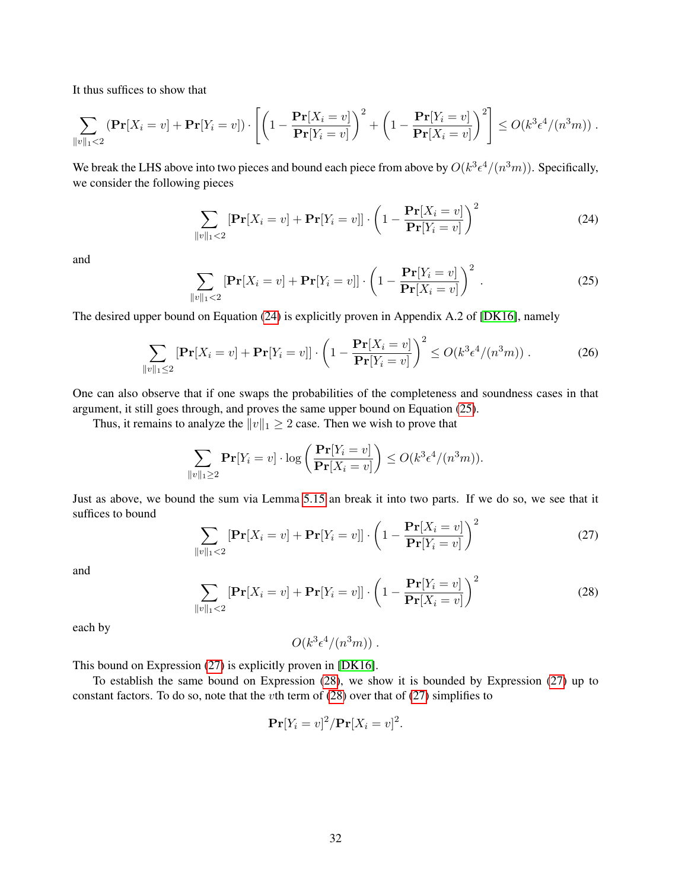It thus suffices to show that

$$\sum_{\|v\|_1<2} (\mathbf{Pr}[X_i = v] + \mathbf{Pr}[Y_i = v]) \cdot \left[ \left(1 - \frac{\mathbf{Pr}[X_i = v]}{\mathbf{Pr}[Y_i = v]}\right)^2 + \left(1 - \frac{\mathbf{Pr}[Y_i = v]}{\mathbf{Pr}[X_i = v]}\right)^2 \right] \leq O(k^3\epsilon^4/(n^3 m)) .$$

We break the LHS above into two pieces and bound each piece from above by $O(k^3\epsilon^4/(n^3m))$. Specifically, we consider the following pieces

$$\sum_{\|v\|_1<2} [\mathbf{Pr}[X_i = v] + \mathbf{Pr}[Y_i = v]] \cdot \left(1 - \frac{\mathbf{Pr}[X_i = v]}{\mathbf{Pr}[Y_i = v]}\right)^2 \tag{24}$$

and

$$\sum_{\|v\|_1<2} [\mathbf{Pr}[X_i = v] + \mathbf{Pr}[Y_i = v]] \cdot \left(1 - \frac{\mathbf{Pr}[Y_i = v]}{\mathbf{Pr}[X_i = v]}\right)^2 . \tag{25}$$

The desired upper bound on Equation (24) is explicitly proven in Appendix A.2 of [DK16], namely

$$\sum_{\|v\|_1\leq 2} [\mathbf{Pr}[X_i = v] + \mathbf{Pr}[Y_i = v]] \cdot \left(1 - \frac{\mathbf{Pr}[X_i = v]}{\mathbf{Pr}[Y_i = v]}\right)^2 \leq O(k^3\epsilon^4/(n^3m)) . \tag{26}$$

One can also observe that if one swaps the probabilities of the completeness and soundness cases in that argument, it still goes through, and proves the same upper bound on Equation (25).

Thus, it remains to analyze the $\|v\|_1 \geq 2$ case. Then we wish to prove that

$$\sum_{\|v\|_1\geq 2} \mathbf{Pr}[Y_i = v] \cdot \log\left(\frac{\mathbf{Pr}[Y_i = v]}{\mathbf{Pr}[X_i = v]}\right) \leq O(k^3\epsilon^4/(n^3m)).$$

Just as above, we bound the sum via Lemma 5.15 an break it into two parts. If we do so, we see that it suffices to bound

$$\sum_{\|v\|_1<2} [\mathbf{Pr}[X_i = v] + \mathbf{Pr}[Y_i = v]] \cdot \left(1 - \frac{\mathbf{Pr}[X_i = v]}{\mathbf{Pr}[Y_i = v]}\right)^2 \tag{27}$$

and

$$\sum_{\|v\|_1<2} [\mathbf{Pr}[X_i = v] + \mathbf{Pr}[Y_i = v]] \cdot \left(1 - \frac{\mathbf{Pr}[Y_i = v]}{\mathbf{Pr}[X_i = v]}\right)^2 \tag{28}$$

each by

$$O(k^3\epsilon^4/(n^3m)) .$$

This bound on Expression (27) is explicitly proven in [DK16].

To establish the same bound on Expression (28), we show it is bounded by Expression (27) up to constant factors. To do so, note that the $v$th term of (28) over that of (27) simplifies to

$$\mathbf{Pr}[Y_i = v]^2/\mathbf{Pr}[X_i = v]^2.$$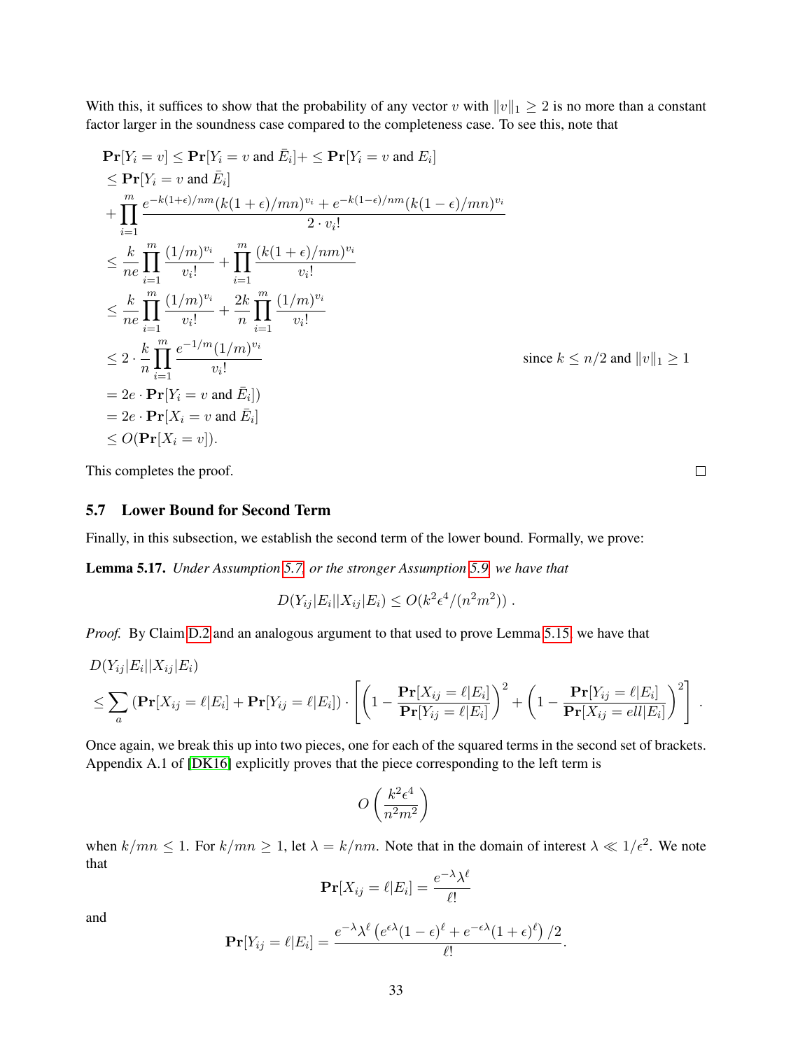With this, it suffices to show that the probability of any vector $v$ with $\|v\|_1 \geq 2$ is no more than a constant factor larger in the soundness case compared to the completeness case. To see this, note that

$$
\begin{aligned}
&\mathbf{Pr}[Y_i = v] \leq \mathbf{Pr}[Y_i = v \text{ and } \bar{E}_i] + \leq \mathbf{Pr}[Y_i = v \text{ and } E_i] \\
&\leq \mathbf{Pr}[Y_i = v \text{ and } \bar{E}_i] \\
&+ \prod_{i=1}^{m} \frac{e^{-k(1+\epsilon)/nm}(k(1+\epsilon)/mn)^{v_i} + e^{-k(1-\epsilon)/nm}(k(1-\epsilon)/mn)^{v_i}}{2 \cdot v_i!} \\
&\leq \frac{k}{ne} \prod_{i=1}^{m} \frac{(1/m)^{v_i}}{v_i!} + \prod_{i=1}^{m} \frac{(k(1+\epsilon)/nm)^{v_i}}{v_i!} \\
&\leq \frac{k}{ne} \prod_{i=1}^{m} \frac{(1/m)^{v_i}}{v_i!} + \frac{2k}{n} \prod_{i=1}^{m} \frac{(1/m)^{v_i}}{v_i!} \\
&\leq 2 \cdot \frac{k}{n} \prod_{i=1}^{m} \frac{e^{-1/m}(1/m)^{v_i}}{v_i!} \qquad \text{since } k \leq n/2 \text{ and } \|v\|_1 \geq 1 \\
&= 2e \cdot \mathbf{Pr}[Y_i = v \text{ and } \bar{E}_i]) \\
&= 2e \cdot \mathbf{Pr}[X_i = v \text{ and } \bar{E}_i] \\
&\leq O(\mathbf{Pr}[X_i = v]).
\end{aligned}
$$

This completes the proof. ☐

### 5.7 Lower Bound for Second Term

Finally, in this subsection, we establish the second term of the lower bound. Formally, we prove:

**Lemma 5.17.** *Under Assumption 5.7, or the stronger Assumption 5.9, we have that*

$$
D(Y_{ij}|E_i||X_{ij}|E_i) \leq O(k^2\epsilon^4/(n^2m^2)) .
$$

*Proof.* By Claim D.2 and an analogous argument to that used to prove Lemma 5.15, we have that

$$
\begin{aligned}
&D(Y_{ij}|E_i||X_{ij}|E_i) \\
&\leq \sum_a (\mathbf{Pr}[X_{ij} = \ell|E_i] + \mathbf{Pr}[Y_{ij} = \ell|E_i]) \cdot \left[ \left(1 - \frac{\mathbf{Pr}[X_{ij} = \ell|E_i]}{\mathbf{Pr}[Y_{ij} = \ell|E_i]}\right)^2 + \left(1 - \frac{\mathbf{Pr}[Y_{ij} = \ell|E_i]}{\mathbf{Pr}[X_{ij} = ell|E_i]}\right)^2 \right] .
\end{aligned}
$$

Once again, we break this up into two pieces, one for each of the squared terms in the second set of brackets. Appendix A.1 of [DK16] explicitly proves that the piece corresponding to the left term is

$$
O\left(\frac{k^2\epsilon^4}{n^2m^2}\right)
$$

when $k/mn \leq 1$. For $k/mn \geq 1$, let $\lambda = k/nm$. Note that in the domain of interest $\lambda \ll 1/\epsilon^2$. We note that

$$
\mathbf{Pr}[X_{ij} = \ell|E_i] = \frac{e^{-\lambda}\lambda^\ell}{\ell!}
$$

and

$$
\mathbf{Pr}[Y_{ij} = \ell|E_i] = \frac{e^{-\lambda}\lambda^\ell \left(e^{\epsilon\lambda}(1-\epsilon)^\ell + e^{-\epsilon\lambda}(1+\epsilon)^\ell\right)/2}{\ell!}.
$$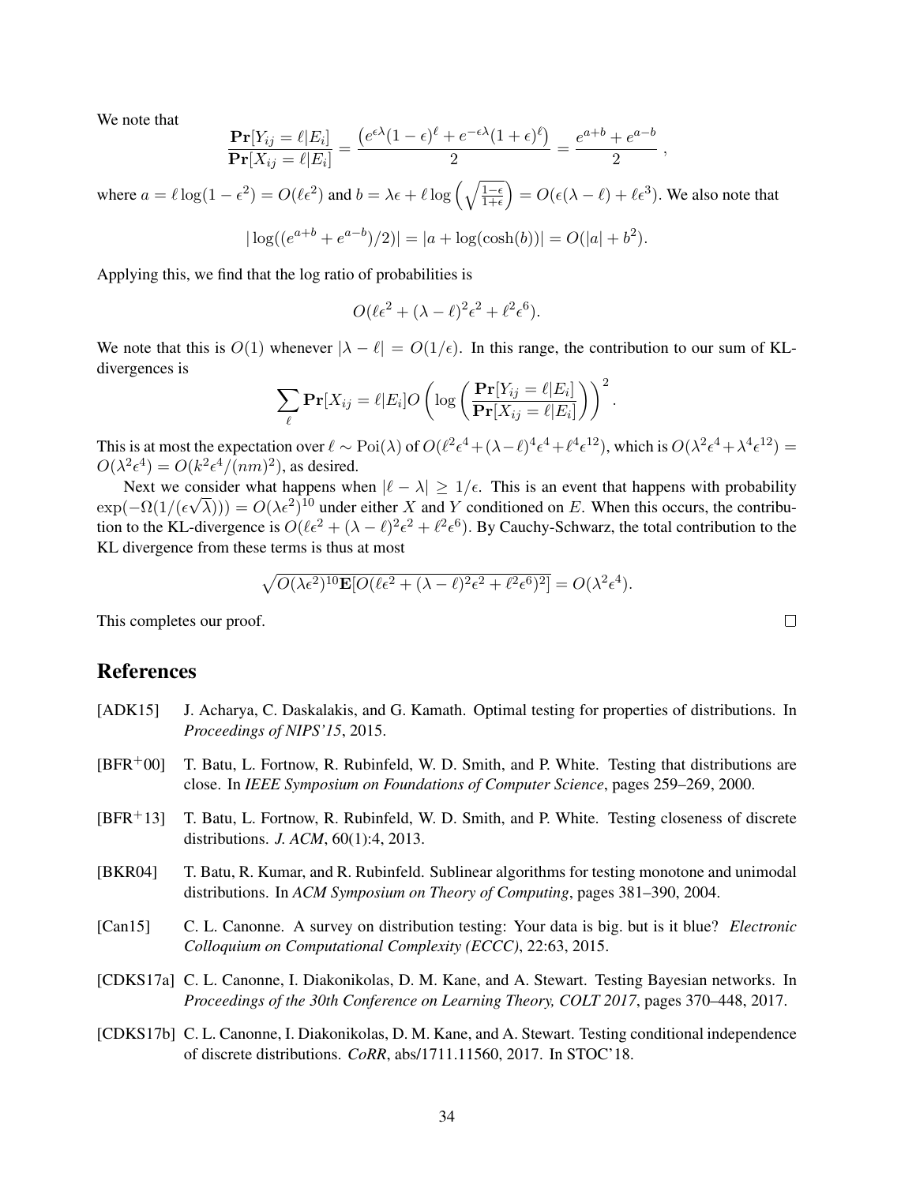We note that

$$\frac{\mathbf{Pr}[Y_{ij} = \ell | E_i]}{\mathbf{Pr}[X_{ij} = \ell | E_i]} = \frac{\left(e^{\epsilon\lambda}(1-\epsilon)^{\ell} + e^{-\epsilon\lambda}(1+\epsilon)^{\ell}\right)}{2} = \frac{e^{a+b} + e^{a-b}}{2} ,$$

where $a = \ell \log(1-\epsilon^2) = O(\ell\epsilon^2)$ and $b = \lambda\epsilon + \ell \log\left(\sqrt{\frac{1-\epsilon}{1+\epsilon}}\right) = O(\epsilon(\lambda - \ell) + \ell\epsilon^3)$. We also note that

$$|\log((e^{a+b} + e^{a-b})/2)| = |a + \log(\cosh(b))| = O(|a| + b^2).$$

Applying this, we find that the log ratio of probabilities is

$$O(\ell\epsilon^2 + (\lambda - \ell)^2\epsilon^2 + \ell^2\epsilon^6).$$

We note that this is $O(1)$ whenever $|\lambda - \ell| = O(1/\epsilon)$. In this range, the contribution to our sum of KL-divergences is

$$\sum_{\ell} \mathbf{Pr}[X_{ij} = \ell | E_i] O\left(\log\left(\frac{\mathbf{Pr}[Y_{ij} = \ell | E_i]}{\mathbf{Pr}[X_{ij} = \ell | E_i]}\right)\right)^2 .$$

This is at most the expectation over $\ell \sim \mathrm{Poi}(\lambda)$ of $O(\ell^2\epsilon^4 + (\lambda-\ell)^4\epsilon^4 + \ell^4\epsilon^{12})$, which is $O(\lambda^2\epsilon^4 + \lambda^4\epsilon^{12}) = O(\lambda^2\epsilon^4) = O(k^2\epsilon^4/(nm)^2)$, as desired.

Next we consider what happens when $|\ell - \lambda| \geq 1/\epsilon$. This is an event that happens with probability $\exp(-\Omega(1/(\epsilon\sqrt{\lambda}))) = O(\lambda\epsilon^2)^{10}$ under either $X$ and $Y$ conditioned on $E$. When this occurs, the contribution to the KL-divergence is $O(\ell\epsilon^2 + (\lambda - \ell)^2\epsilon^2 + \ell^2\epsilon^6)$. By Cauchy-Schwarz, the total contribution to the KL divergence from these terms is thus at most

$$\sqrt{O(\lambda\epsilon^2)^{10}\mathbf{E}[O(\ell\epsilon^2 + (\lambda - \ell)^2\epsilon^2 + \ell^2\epsilon^6)^2]} = O(\lambda^2\epsilon^4).$$

This completes our proof. □

## References

[ADK15] J. Acharya, C. Daskalakis, and G. Kamath. Optimal testing for properties of distributions. In *Proceedings of NIPS'15*, 2015.

[BFR+00] T. Batu, L. Fortnow, R. Rubinfeld, W. D. Smith, and P. White. Testing that distributions are close. In *IEEE Symposium on Foundations of Computer Science*, pages 259–269, 2000.

[BFR+13] T. Batu, L. Fortnow, R. Rubinfeld, W. D. Smith, and P. White. Testing closeness of discrete distributions. *J. ACM*, 60(1):4, 2013.

[BKR04] T. Batu, R. Kumar, and R. Rubinfeld. Sublinear algorithms for testing monotone and unimodal distributions. In *ACM Symposium on Theory of Computing*, pages 381–390, 2004.

[Can15] C. L. Canonne. A survey on distribution testing: Your data is big. but is it blue? *Electronic Colloquium on Computational Complexity (ECCC)*, 22:63, 2015.

[CDKS17a] C. L. Canonne, I. Diakonikolas, D. M. Kane, and A. Stewart. Testing Bayesian networks. In *Proceedings of the 30th Conference on Learning Theory, COLT 2017*, pages 370–448, 2017.

[CDKS17b] C. L. Canonne, I. Diakonikolas, D. M. Kane, and A. Stewart. Testing conditional independence of discrete distributions. *CoRR*, abs/1711.11560, 2017. In STOC'18.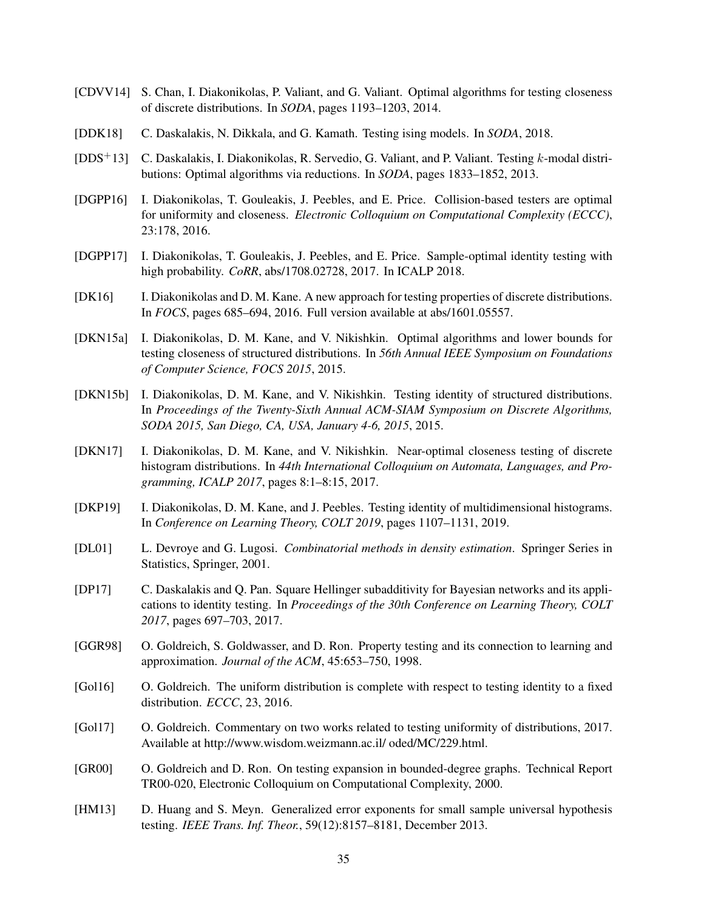[CDVV14] S. Chan, I. Diakonikolas, P. Valiant, and G. Valiant. Optimal algorithms for testing closeness of discrete distributions. In *SODA*, pages 1193–1203, 2014.

[DDK18] C. Daskalakis, N. Dikkala, and G. Kamath. Testing ising models. In *SODA*, 2018.

[DDS$^+$13] C. Daskalakis, I. Diakonikolas, R. Servedio, G. Valiant, and P. Valiant. Testing $k$-modal distributions: Optimal algorithms via reductions. In *SODA*, pages 1833–1852, 2013.

[DGPP16] I. Diakonikolas, T. Gouleakis, J. Peebles, and E. Price. Collision-based testers are optimal for uniformity and closeness. *Electronic Colloquium on Computational Complexity (ECCC)*, 23:178, 2016.

[DGPP17] I. Diakonikolas, T. Gouleakis, J. Peebles, and E. Price. Sample-optimal identity testing with high probability. *CoRR*, abs/1708.02728, 2017. In ICALP 2018.

[DK16] I. Diakonikolas and D. M. Kane. A new approach for testing properties of discrete distributions. In *FOCS*, pages 685–694, 2016. Full version available at abs/1601.05557.

[DKN15a] I. Diakonikolas, D. M. Kane, and V. Nikishkin. Optimal algorithms and lower bounds for testing closeness of structured distributions. In *56th Annual IEEE Symposium on Foundations of Computer Science, FOCS 2015*, 2015.

[DKN15b] I. Diakonikolas, D. M. Kane, and V. Nikishkin. Testing identity of structured distributions. In *Proceedings of the Twenty-Sixth Annual ACM-SIAM Symposium on Discrete Algorithms, SODA 2015, San Diego, CA, USA, January 4-6, 2015*, 2015.

[DKN17] I. Diakonikolas, D. M. Kane, and V. Nikishkin. Near-optimal closeness testing of discrete histogram distributions. In *44th International Colloquium on Automata, Languages, and Programming, ICALP 2017*, pages 8:1–8:15, 2017.

[DKP19] I. Diakonikolas, D. M. Kane, and J. Peebles. Testing identity of multidimensional histograms. In *Conference on Learning Theory, COLT 2019*, pages 1107–1131, 2019.

[DL01] L. Devroye and G. Lugosi. *Combinatorial methods in density estimation*. Springer Series in Statistics, Springer, 2001.

[DP17] C. Daskalakis and Q. Pan. Square Hellinger subadditivity for Bayesian networks and its applications to identity testing. In *Proceedings of the 30th Conference on Learning Theory, COLT 2017*, pages 697–703, 2017.

[GGR98] O. Goldreich, S. Goldwasser, and D. Ron. Property testing and its connection to learning and approximation. *Journal of the ACM*, 45:653–750, 1998.

[Gol16] O. Goldreich. The uniform distribution is complete with respect to testing identity to a fixed distribution. *ECCC*, 23, 2016.

[Gol17] O. Goldreich. Commentary on two works related to testing uniformity of distributions, 2017. Available at http://www.wisdom.weizmann.ac.il/ oded/MC/229.html.

[GR00] O. Goldreich and D. Ron. On testing expansion in bounded-degree graphs. Technical Report TR00-020, Electronic Colloquium on Computational Complexity, 2000.

[HM13] D. Huang and S. Meyn. Generalized error exponents for small sample universal hypothesis testing. *IEEE Trans. Inf. Theor.*, 59(12):8157–8181, December 2013.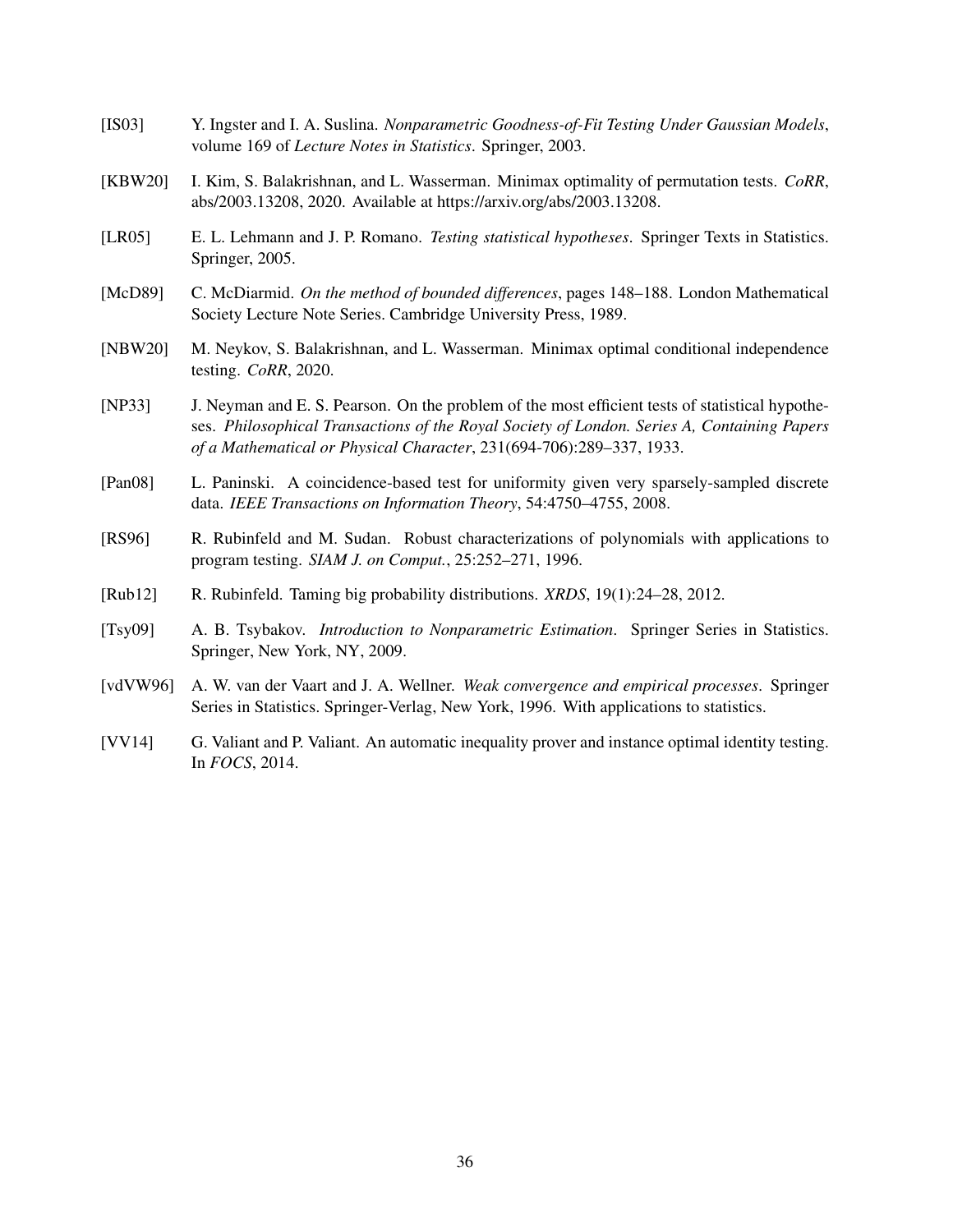[IS03] Y. Ingster and I. A. Suslina. *Nonparametric Goodness-of-Fit Testing Under Gaussian Models*, volume 169 of *Lecture Notes in Statistics*. Springer, 2003.

[KBW20] I. Kim, S. Balakrishnan, and L. Wasserman. Minimax optimality of permutation tests. *CoRR*, abs/2003.13208, 2020. Available at https://arxiv.org/abs/2003.13208.

[LR05] E. L. Lehmann and J. P. Romano. *Testing statistical hypotheses*. Springer Texts in Statistics. Springer, 2005.

[McD89] C. McDiarmid. *On the method of bounded differences*, pages 148–188. London Mathematical Society Lecture Note Series. Cambridge University Press, 1989.

[NBW20] M. Neykov, S. Balakrishnan, and L. Wasserman. Minimax optimal conditional independence testing. *CoRR*, 2020.

[NP33] J. Neyman and E. S. Pearson. On the problem of the most efficient tests of statistical hypotheses. *Philosophical Transactions of the Royal Society of London. Series A, Containing Papers of a Mathematical or Physical Character*, 231(694-706):289–337, 1933.

[Pan08] L. Paninski. A coincidence-based test for uniformity given very sparsely-sampled discrete data. *IEEE Transactions on Information Theory*, 54:4750–4755, 2008.

[RS96] R. Rubinfeld and M. Sudan. Robust characterizations of polynomials with applications to program testing. *SIAM J. on Comput.*, 25:252–271, 1996.

[Rub12] R. Rubinfeld. Taming big probability distributions. *XRDS*, 19(1):24–28, 2012.

[Tsy09] A. B. Tsybakov. *Introduction to Nonparametric Estimation*. Springer Series in Statistics. Springer, New York, NY, 2009.

[vdVW96] A. W. van der Vaart and J. A. Wellner. *Weak convergence and empirical processes*. Springer Series in Statistics. Springer-Verlag, New York, 1996. With applications to statistics.

[VV14] G. Valiant and P. Valiant. An automatic inequality prover and instance optimal identity testing. In *FOCS*, 2014.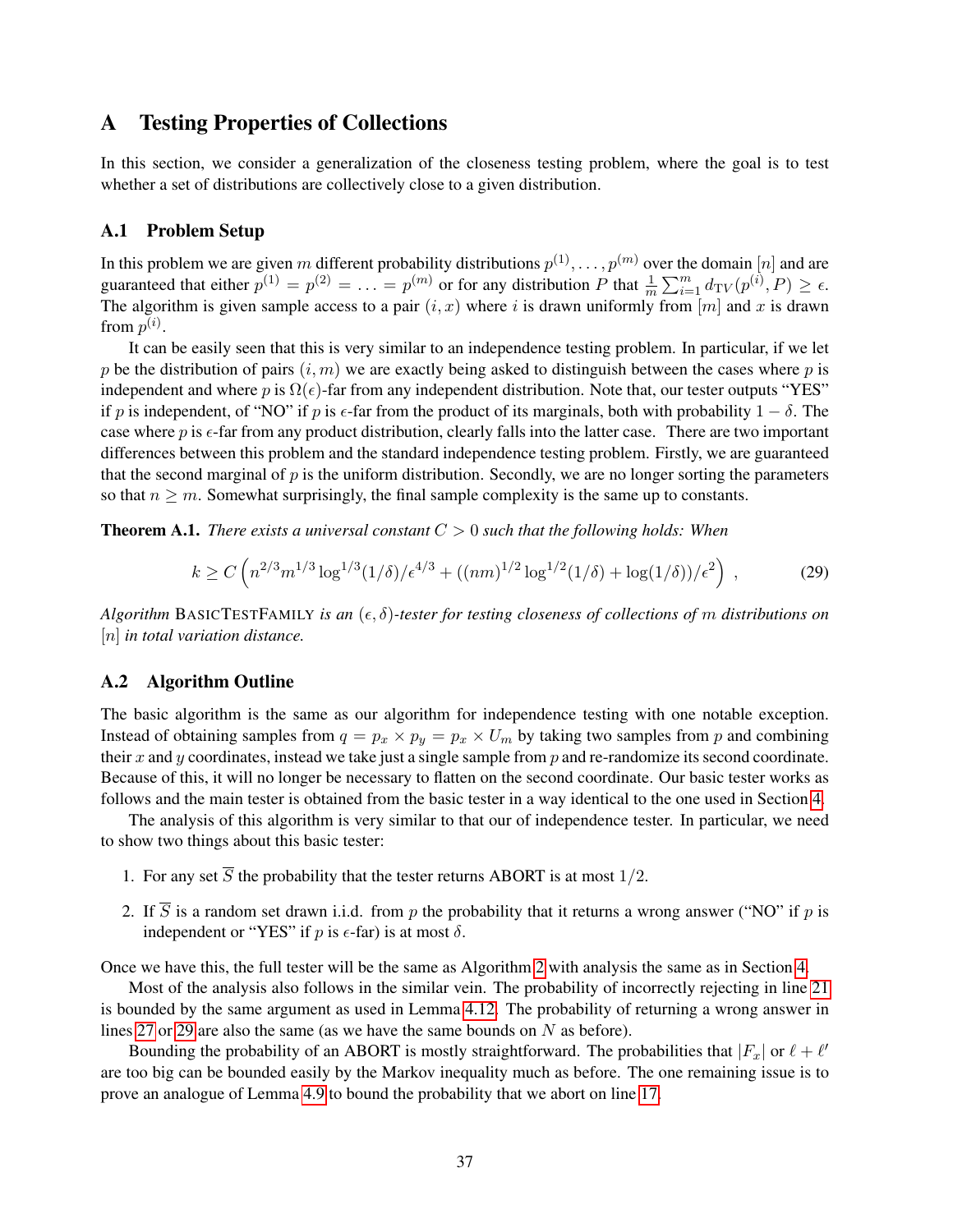## A Testing Properties of Collections

In this section, we consider a generalization of the closeness testing problem, where the goal is to test whether a set of distributions are collectively close to a given distribution.

### A.1 Problem Setup

In this problem we are given $m$ different probability distributions $p^{(1)}, \ldots, p^{(m)}$ over the domain $[n]$ and are guaranteed that either $p^{(1)} = p^{(2)} = \ldots = p^{(m)}$ or for any distribution $P$ that $\frac{1}{m}\sum_{i=1}^{m} d_{\mathrm{TV}}(p^{(i)}, P) \geq \epsilon$. The algorithm is given sample access to a pair $(i, x)$ where $i$ is drawn uniformly from $[m]$ and $x$ is drawn from $p^{(i)}$.

It can be easily seen that this is very similar to an independence testing problem. In particular, if we let $p$ be the distribution of pairs $(i, m)$ we are exactly being asked to distinguish between the cases where $p$ is independent and where $p$ is $\Omega(\epsilon)$-far from any independent distribution. Note that, our tester outputs "YES" if $p$ is independent, of "NO" if $p$ is $\epsilon$-far from the product of its marginals, both with probability $1-\delta$. The case where $p$ is $\epsilon$-far from any product distribution, clearly falls into the latter case. There are two important differences between this problem and the standard independence testing problem. Firstly, we are guaranteed that the second marginal of $p$ is the uniform distribution. Secondly, we are no longer sorting the parameters so that $n \geq m$. Somewhat surprisingly, the final sample complexity is the same up to constants.

**Theorem A.1.** *There exists a universal constant $C > 0$ such that the following holds: When*

$$k \geq C\left(n^{2/3}m^{1/3}\log^{1/3}(1/\delta)/\epsilon^{4/3} + ((nm)^{1/2}\log^{1/2}(1/\delta) + \log(1/\delta))/\epsilon^2\right) , \tag{29}$$

*Algorithm* BasicTestFamily *is an $(\epsilon, \delta)$-tester for testing closeness of collections of $m$ distributions on $[n]$ in total variation distance.*

### A.2 Algorithm Outline

The basic algorithm is the same as our algorithm for independence testing with one notable exception. Instead of obtaining samples from $q = p_x \times p_y = p_x \times U_m$ by taking two samples from $p$ and combining their $x$ and $y$ coordinates, instead we take just a single sample from $p$ and re-randomize its second coordinate. Because of this, it will no longer be necessary to flatten on the second coordinate. Our basic tester works as follows and the main tester is obtained from the basic tester in a way identical to the one used in Section 4.

The analysis of this algorithm is very similar to that our of independence tester. In particular, we need to show two things about this basic tester:

1. For any set $\overline{S}$ the probability that the tester returns ABORT is at most $1/2$.
2. If $\overline{S}$ is a random set drawn i.i.d. from $p$ the probability that it returns a wrong answer ("NO" if $p$ is independent or "YES" if $p$ is $\epsilon$-far) is at most $\delta$.

Once we have this, the full tester will be the same as Algorithm 2 with analysis the same as in Section 4.

Most of the analysis also follows in the similar vein. The probability of incorrectly rejecting in line 21 is bounded by the same argument as used in Lemma 4.12. The probability of returning a wrong answer in lines 27 or 29 are also the same (as we have the same bounds on $N$ as before).

Bounding the probability of an ABORT is mostly straightforward. The probabilities that $|F_x|$ or $\ell + \ell'$ are too big can be bounded easily by the Markov inequality much as before. The one remaining issue is to prove an analogue of Lemma 4.9 to bound the probability that we abort on line 17.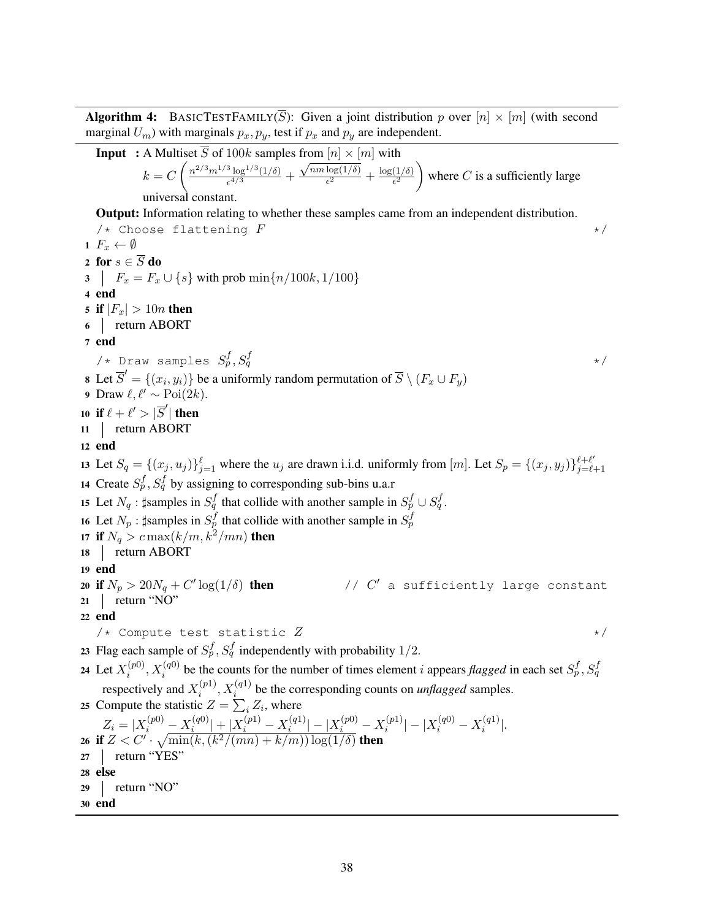**Algorithm 4:** BasicTestFamily($\overline{S}$): Given a joint distribution $p$ over $[n] \times [m]$ (with second marginal $U_m$) with marginals $p_x, p_y$, test if $p_x$ and $p_y$ are independent.

**Input :** A Multiset $\overline{S}$ of $100k$ samples from $[n] \times [m]$ with $k = C\left(\frac{n^{2/3}m^{1/3}\log^{1/3}(1/\delta)}{\epsilon^{4/3}} + \frac{\sqrt{nm\log(1/\delta)}}{\epsilon^2} + \frac{\log(1/\delta)}{\epsilon^2}\right)$ where $C$ is a sufficiently large universal constant.

**Output:** Information relating to whether these samples came from an independent distribution.

```
   /* Choose flattening F                                                    */
1  F_x ← ∅
2  for s ∈ S̄ do
3  |  F_x = F_x ∪ {s} with prob min{n/100k, 1/100}
4  end
5  if |F_x| > 10n then
6  |  return ABORT
7  end
   /* Draw samples S_p^f, S_q^f                                              */
8  Let S̄' = {(x_i, y_i)} be a uniformly random permutation of S̄ \ (F_x ∪ F_y)
9  Draw ℓ, ℓ' ~ Poi(2k).
10 if ℓ + ℓ' > |S̄'| then
11 |  return ABORT
12 end
13 Let S_q = {(x_j, u_j)}_{j=1}^{ℓ} where the u_j are drawn i.i.d. uniformly from [m]. Let S_p = {(x_j, y_j)}_{j=ℓ+1}^{ℓ+ℓ'}
14 Create S_p^f, S_q^f by assigning to corresponding sub-bins u.a.r
15 Let N_q : ♯samples in S_q^f that collide with another sample in S_p^f ∪ S_q^f.
16 Let N_p : ♯samples in S_p^f that collide with another sample in S_p^f
17 if N_q > c max(k/m, k^2/mn) then
18 |  return ABORT
19 end
20 if N_p > 20N_q + C' log(1/δ) then              // C' a sufficiently large constant
21 |  return "NO"
22 end
   /* Compute test statistic Z                                               */
23 Flag each sample of S_p^f, S_q^f independently with probability 1/2.
24 Let X_i^(p0), X_i^(q0) be the counts for the number of times element i appears flagged in each set S_p^f, S_q^f
     respectively and X_i^(p1), X_i^(q1) be the corresponding counts on unflagged samples.
25 Compute the statistic Z = Σ_i Z_i, where
     Z_i = |X_i^(p0) − X_i^(q0)| + |X_i^(p1) − X_i^(q1)| − |X_i^(p0) − X_i^(p1)| − |X_i^(q0) − X_i^(q1)|.
26 if Z < C' · sqrt(min(k, (k^2/(mn) + k/m)) log(1/δ)) then
27 |  return "YES"
28 else
29 |  return "NO"
30 end
```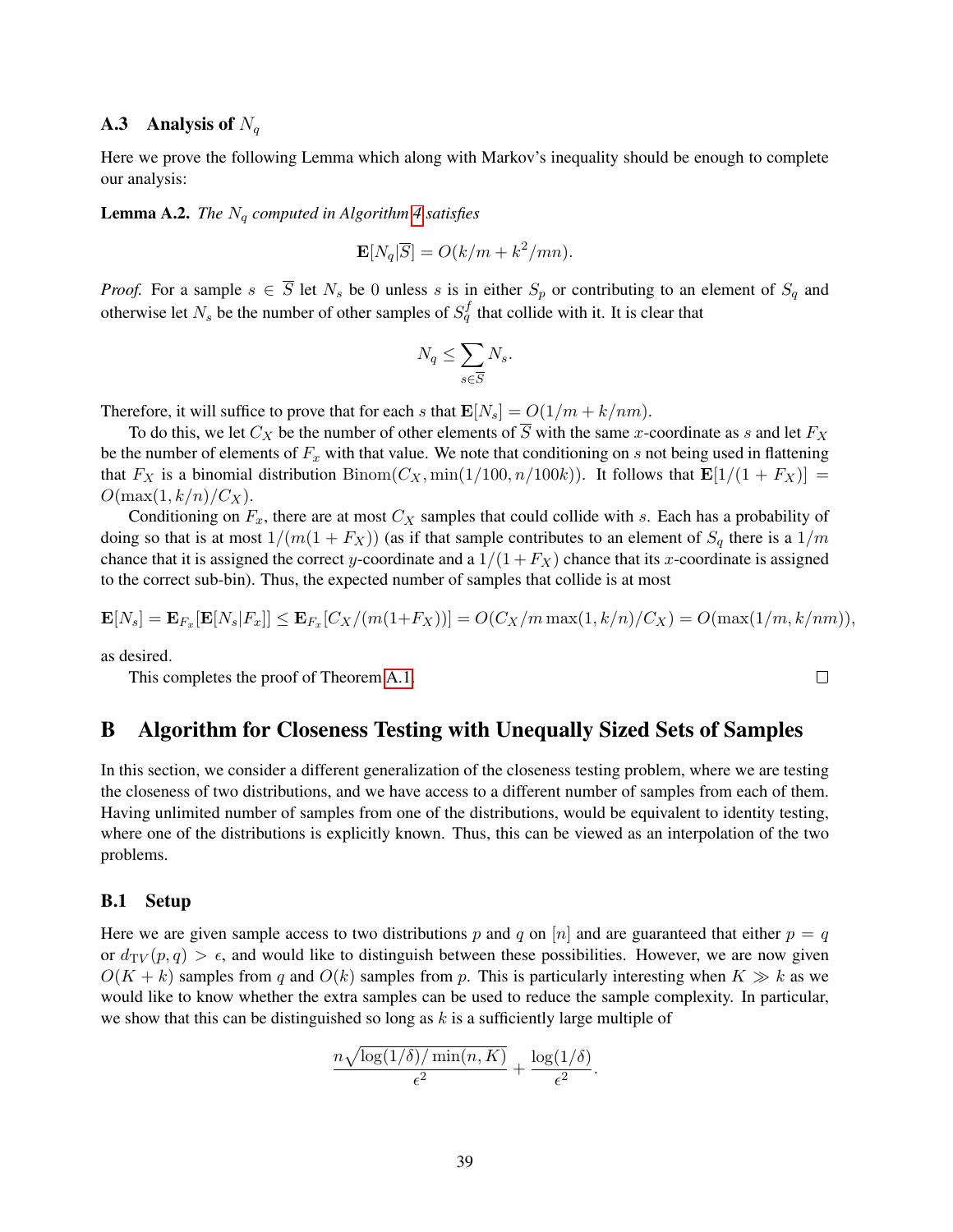### A.3 Analysis of $N_q$

Here we prove the following Lemma which along with Markov's inequality should be enough to complete our analysis:

**Lemma A.2.** *The $N_q$ computed in Algorithm 4 satisfies*

$$\mathbf{E}[N_q|\overline{S}] = O(k/m + k^2/mn).$$

*Proof.* For a sample $s \in \overline{S}$ let $N_s$ be 0 unless $s$ is in either $S_p$ or contributing to an element of $S_q$ and otherwise let $N_s$ be the number of other samples of $S_q^f$ that collide with it. It is clear that

$$N_q \leq \sum_{s \in \overline{S}} N_s.$$

Therefore, it will suffice to prove that for each $s$ that $\mathbf{E}[N_s] = O(1/m + k/nm)$.

To do this, we let $C_X$ be the number of other elements of $\overline{S}$ with the same $x$-coordinate as $s$ and let $F_X$ be the number of elements of $F_x$ with that value. We note that conditioning on $s$ not being used in flattening that $F_X$ is a binomial distribution $\mathrm{Binom}(C_X, \min(1/100, n/100k))$. It follows that $\mathbf{E}[1/(1+F_X)] = O(\max(1, k/n)/C_X)$.

Conditioning on $F_x$, there are at most $C_X$ samples that could collide with $s$. Each has a probability of doing so that is at most $1/(m(1+F_X))$ (as if that sample contributes to an element of $S_q$ there is a $1/m$ chance that it is assigned the correct $y$-coordinate and a $1/(1+F_X)$ chance that its $x$-coordinate is assigned to the correct sub-bin). Thus, the expected number of samples that collide is at most

$$\mathbf{E}[N_s] = \mathbf{E}_{F_x}[\mathbf{E}[N_s|F_x]] \leq \mathbf{E}_{F_x}[C_X/(m(1+F_X))] = O(C_X/m \max(1, k/n)/C_X) = O(\max(1/m, k/nm)),$$

as desired.

This completes the proof of Theorem A.1. $\square$

## B Algorithm for Closeness Testing with Unequally Sized Sets of Samples

In this section, we consider a different generalization of the closeness testing problem, where we are testing the closeness of two distributions, and we have access to a different number of samples from each of them. Having unlimited number of samples from one of the distributions, would be equivalent to identity testing, where one of the distributions is explicitly known. Thus, this can be viewed as an interpolation of the two problems.

### B.1 Setup

Here we are given sample access to two distributions $p$ and $q$ on $[n]$ and are guaranteed that either $p = q$ or $d_{\mathrm{TV}}(p, q) > \epsilon$, and would like to distinguish between these possibilities. However, we are now given $O(K + k)$ samples from $q$ and $O(k)$ samples from $p$. This is particularly interesting when $K \gg k$ as we would like to know whether the extra samples can be used to reduce the sample complexity. In particular, we show that this can be distinguished so long as $k$ is a sufficiently large multiple of

$$\frac{n\sqrt{\log(1/\delta)/\min(n, K)}}{\epsilon^2} + \frac{\log(1/\delta)}{\epsilon^2}.$$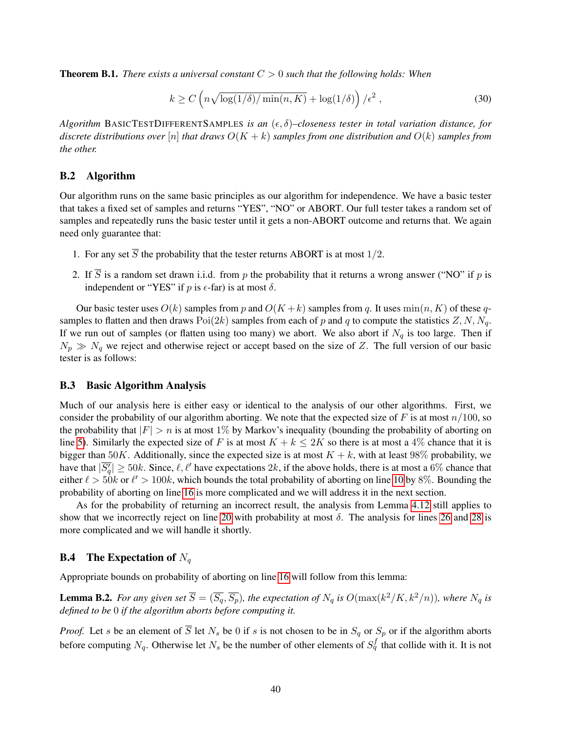**Theorem B.1.** *There exists a universal constant $C > 0$ such that the following holds: When*

$$k \geq C \left( n\sqrt{\log(1/\delta)/\min(n,K)} + \log(1/\delta) \right) / \epsilon^2 \,, \tag{30}$$

*Algorithm* BasicTestDifferentSamples *is an $(\epsilon, \delta)$–closeness tester in total variation distance, for discrete distributions over $[n]$ that draws $O(K + k)$ samples from one distribution and $O(k)$ samples from the other.*

## B.2 Algorithm

Our algorithm runs on the same basic principles as our algorithm for independence. We have a basic tester that takes a fixed set of samples and returns "YES", "NO" or ABORT. Our full tester takes a random set of samples and repeatedly runs the basic tester until it gets a non-ABORT outcome and returns that. We again need only guarantee that:

1. For any set $\overline{S}$ the probability that the tester returns ABORT is at most $1/2$.
2. If $\overline{S}$ is a random set drawn i.i.d. from $p$ the probability that it returns a wrong answer ("NO" if $p$ is independent or "YES" if $p$ is $\epsilon$-far) is at most $\delta$.

Our basic tester uses $O(k)$ samples from $p$ and $O(K + k)$ samples from $q$. It uses $\min(n, K)$ of these $q$-samples to flatten and then draws $\mathrm{Poi}(2k)$ samples from each of $p$ and $q$ to compute the statistics $Z, N, N_q$. If we run out of samples (or flatten using too many) we abort. We also abort if $N_q$ is too large. Then if $N_p \gg N_q$ we reject and otherwise reject or accept based on the size of $Z$. The full version of our basic tester is as follows:

## B.3 Basic Algorithm Analysis

Much of our analysis here is either easy or identical to the analysis of our other algorithms. First, we consider the probability of our algorithm aborting. We note that the expected size of $F$ is at most $n/100$, so the probability that $|F| > n$ is at most $1\%$ by Markov's inequality (bounding the probability of aborting on line 5). Similarly the expected size of $F$ is at most $K + k \leq 2K$ so there is at most a $4\%$ chance that it is bigger than $50K$. Additionally, since the expected size is at most $K + k$, with at least $98\%$ probability, we have that $|\overline{S'_q}| \geq 50k$. Since, $\ell, \ell'$ have expectations $2k$, if the above holds, there is at most a $6\%$ chance that either $\ell > 50k$ or $\ell' > 100k$, which bounds the total probability of aborting on line 10 by $8\%$. Bounding the probability of aborting on line 16 is more complicated and we will address it in the next section.

As for the probability of returning an incorrect result, the analysis from Lemma 4.12 still applies to show that we incorrectly reject on line 20 with probability at most $\delta$. The analysis for lines 26 and 28 is more complicated and we will handle it shortly.

## B.4 The Expectation of $N_q$

Appropriate bounds on probability of aborting on line 16 will follow from this lemma:

**Lemma B.2.** *For any given set $\overline{S} = (\overline{S_q}, \overline{S_p})$, the expectation of $N_q$ is $O(\max(k^2/K, k^2/n))$, where $N_q$ is defined to be $0$ if the algorithm aborts before computing it.*

*Proof.* Let $s$ be an element of $\overline{S}$ let $N_s$ be $0$ if $s$ is not chosen to be in $S_q$ or $S_p$ or if the algorithm aborts before computing $N_q$. Otherwise let $N_s$ be the number of other elements of $S_q^f$ that collide with it. It is not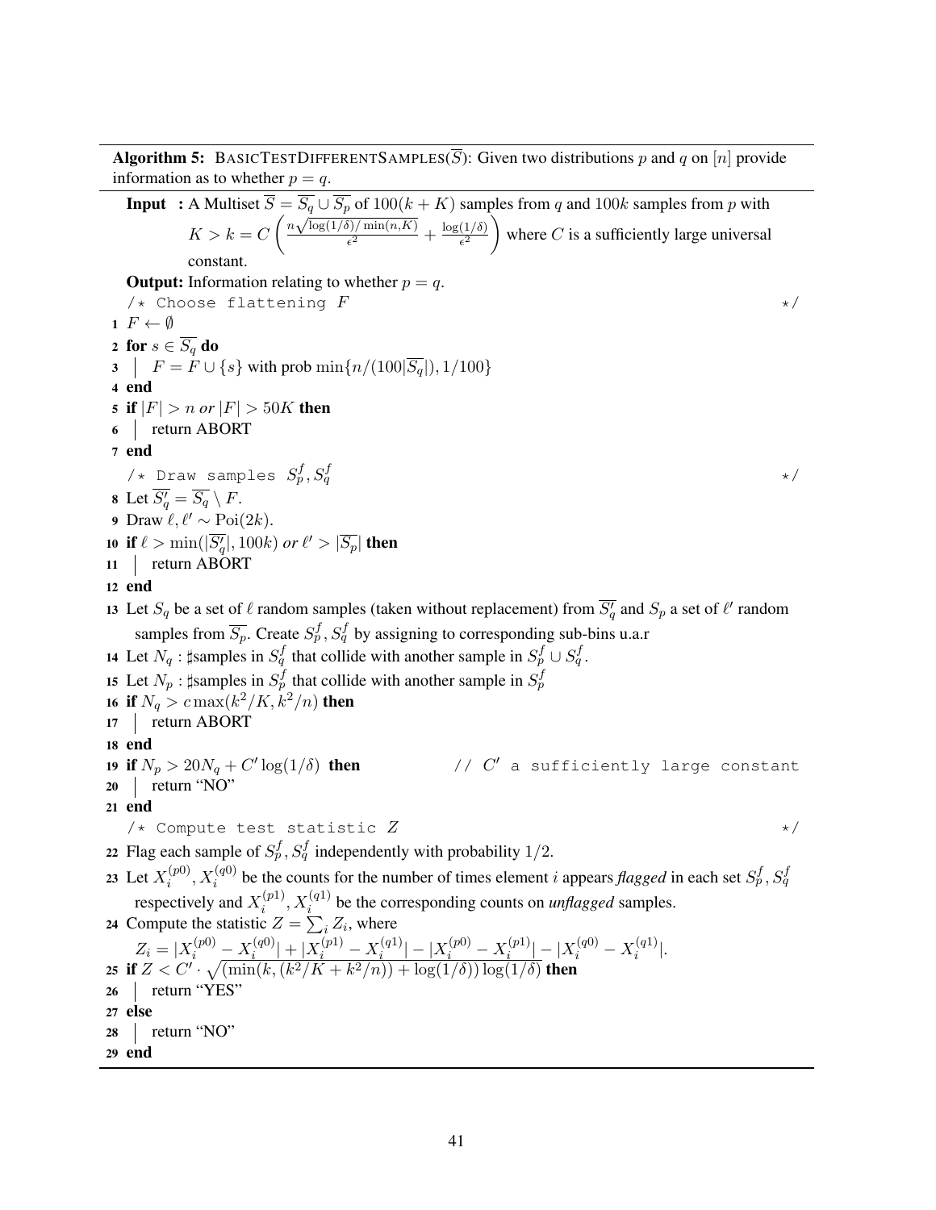**Algorithm 5:** BasicTestDifferentSamples($\overline{S}$): Given two distributions $p$ and $q$ on $[n]$ provide information as to whether $p = q$.

**Input :** A Multiset $\overline{S} = \overline{S_q} \cup \overline{S_p}$ of $100(k+K)$ samples from $q$ and $100k$ samples from $p$ with $K > k = C\left(\frac{n\sqrt{\log(1/\delta)/\min(n,K)}}{\epsilon^2} + \frac{\log(1/\delta)}{\epsilon^2}\right)$ where $C$ is a sufficiently large universal constant.

**Output:** Information relating to whether $p = q$.

```
   /* Choose flattening F                                                    */
1  F ← ∅
2  for s ∈ S̄_q do
3  |  F = F ∪ {s} with prob min{n/(100|S̄_q|), 1/100}
4  end
5  if |F| > n or |F| > 50K then
6  |  return ABORT
7  end
   /* Draw samples S_p^f, S_q^f                                              */
8  Let S̄'_q = S̄_q \ F.
9  Draw ℓ, ℓ' ~ Poi(2k).
10 if ℓ > min(|S̄'_q|, 100k) or ℓ' > |S̄_p| then
11 |  return ABORT
12 end
13 Let S_q be a set of ℓ random samples (taken without replacement) from S̄'_q and S_p a set of ℓ' random
     samples from S̄_p. Create S_p^f, S_q^f by assigning to corresponding sub-bins u.a.r
14 Let N_q : ♯samples in S_q^f that collide with another sample in S_p^f ∪ S_q^f.
15 Let N_p : ♯samples in S_p^f that collide with another sample in S_p^f
16 if N_q > c max(k^2/K, k^2/n) then
17 |  return ABORT
18 end
19 if N_p > 20N_q + C' log(1/δ) then                // C' a sufficiently large constant
20 |  return "NO"
21 end
   /* Compute test statistic Z                                               */
22 Flag each sample of S_p^f, S_q^f independently with probability 1/2.
23 Let X_i^(p0), X_i^(q0) be the counts for the number of times element i appears flagged in each set S_p^f, S_q^f
     respectively and X_i^(p1), X_i^(q1) be the corresponding counts on unflagged samples.
24 Compute the statistic Z = Σ_i Z_i, where
     Z_i = |X_i^(p0) − X_i^(q0)| + |X_i^(p1) − X_i^(q1)| − |X_i^(p0) − X_i^(p1)| − |X_i^(q0) − X_i^(q1)|.
25 if Z < C' · sqrt((min(k, (k^2/K + k^2/n)) + log(1/δ)) log(1/δ)) then
26 |  return "YES"
27 else
28 |  return "NO"
29 end
```

Key formulas:

Line 24: $Z = \sum_i Z_i$, where $Z_i = |X_i^{(p0)} - X_i^{(q0)}| + |X_i^{(p1)} - X_i^{(q1)}| - |X_i^{(p0)} - X_i^{(p1)}| - |X_i^{(q0)} - X_i^{(q1)}|$.

Line 25: if $Z < C' \cdot \sqrt{(\min(k, (k^2/K + k^2/n)) + \log(1/\delta))\log(1/\delta)}$ then return "YES".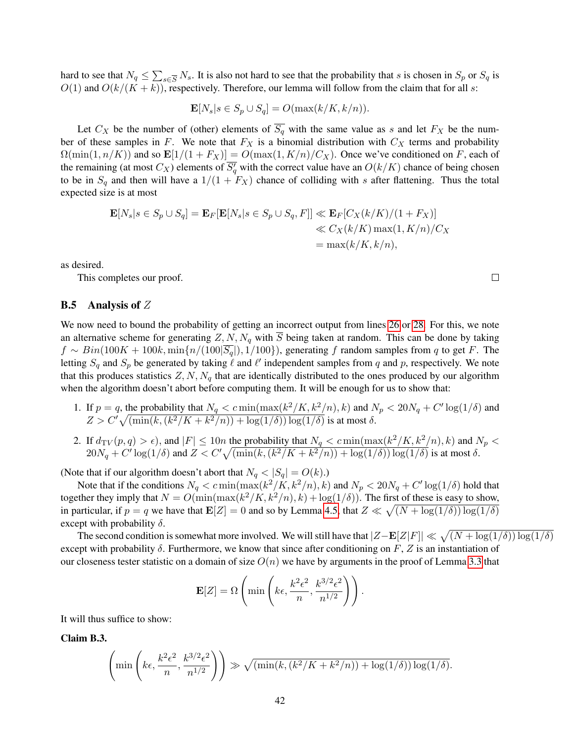hard to see that $N_q \leq \sum_{s \in \overline{S}} N_s$. It is also not hard to see that the probability that $s$ is chosen in $S_p$ or $S_q$ is $O(1)$ and $O(k/(K+k))$, respectively. Therefore, our lemma will follow from the claim that for all $s$:

$$\mathbf{E}[N_s | s \in S_p \cup S_q] = O(\max(k/K, k/n)).$$

Let $C_X$ be the number of (other) elements of $\overline{S_q}$ with the same value as $s$ and let $F_X$ be the number of these samples in $F$. We note that $F_X$ is a binomial distribution with $C_X$ terms and probability $\Omega(\min(1, n/K))$ and so $\mathbf{E}[1/(1+F_X)] = O(\max(1, K/n)/C_X)$. Once we've conditioned on $F$, each of the remaining (at most $C_X$) elements of $\overline{S_q'}$ with the correct value have an $O(k/K)$ chance of being chosen to be in $S_q$ and then will have a $1/(1+F_X)$ chance of colliding with $s$ after flattening. Thus the total expected size is at most

$$\begin{aligned}
\mathbf{E}[N_s | s \in S_p \cup S_q] = \mathbf{E}_F[\mathbf{E}[N_s | s \in S_p \cup S_q, F]] &\ll \mathbf{E}_F[C_X (k/K)/(1+F_X)] \\
&\ll C_X (k/K) \max(1, K/n)/C_X \\
&= \max(k/K, k/n),
\end{aligned}$$

as desired.

This completes our proof. □

## B.5 Analysis of $Z$

We now need to bound the probability of getting an incorrect output from lines 26 or 28. For this, we note an alternative scheme for generating $Z, N, N_q$ with $\overline{S}$ being taken at random. This can be done by taking $f \sim Bin(100K + 100k, \min\{n/(100|\overline{S_q}|), 1/100\})$, generating $f$ random samples from $q$ to get $F$. The letting $S_q$ and $S_p$ be generated by taking $\ell$ and $\ell'$ independent samples from $q$ and $p$, respectively. We note that this produces statistics $Z, N, N_q$ that are identically distributed to the ones produced by our algorithm when the algorithm doesn't abort before computing them. It will be enough for us to show that:

1. If $p = q$, the probability that $N_q < c \min(\max(k^2/K, k^2/n), k)$ and $N_p < 20 N_q + C' \log(1/\delta)$ and $Z > C' \sqrt{(\min(k, (k^2/K + k^2/n)) + \log(1/\delta)) \log(1/\delta)}$ is at most $\delta$.
2. If $d_{\mathrm{TV}}(p, q) > \epsilon$), and $|F| \leq 10n$ the probability that $N_q < c \min(\max(k^2/K, k^2/n), k)$ and $N_p < 20 N_q + C' \log(1/\delta)$ and $Z < C' \sqrt{(\min(k, (k^2/K + k^2/n)) + \log(1/\delta)) \log(1/\delta)}$ is at most $\delta$.

(Note that if our algorithm doesn't abort that $N_q < |S_q| = O(k)$.)

Note that if the conditions $N_q < c \min(\max(k^2/K, k^2/n), k)$ and $N_p < 20 N_q + C' \log(1/\delta)$ hold that together they imply that $N = O(\min(\max(k^2/K, k^2/n), k) + \log(1/\delta))$. The first of these is easy to show, in particular, if $p = q$ we have that $\mathbf{E}[Z] = 0$ and so by Lemma 4.5 that $Z \ll \sqrt{(N + \log(1/\delta)) \log(1/\delta)}$ except with probability $\delta$.

The second condition is somewhat more involved. We will still have that $|Z - \mathbf{E}[Z|F]| \ll \sqrt{(N + \log(1/\delta)) \log(1/\delta)}$ except with probability $\delta$. Furthermore, we know that since after conditioning on $F$, $Z$ is an instantiation of our closeness tester statistic on a domain of size $O(n)$ we have by arguments in the proof of Lemma 3.3 that

$$\mathbf{E}[Z] = \Omega\left(\min\left(k\epsilon, \frac{k^2\epsilon^2}{n}, \frac{k^{3/2}\epsilon^2}{n^{1/2}}\right)\right).$$

It will thus suffice to show:

**Claim B.3.**

$$\left(\min\left(k\epsilon, \frac{k^2\epsilon^2}{n}, \frac{k^{3/2}\epsilon^2}{n^{1/2}}\right)\right) \gg \sqrt{(\min(k, (k^2/K + k^2/n)) + \log(1/\delta)) \log(1/\delta)}.$$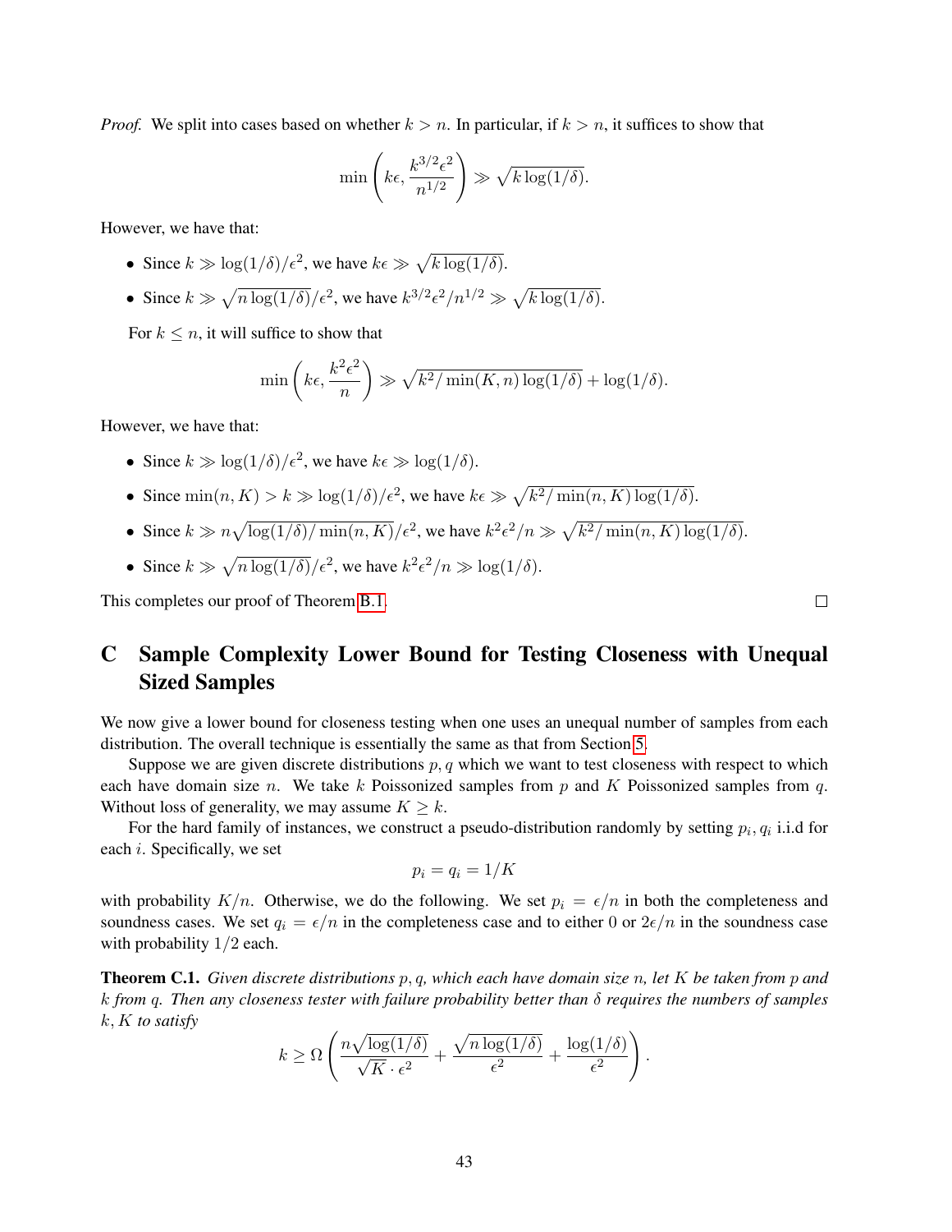*Proof.* We split into cases based on whether $k > n$. In particular, if $k > n$, it suffices to show that

$$\min\left(k\epsilon, \frac{k^{3/2}\epsilon^2}{n^{1/2}}\right) \gg \sqrt{k\log(1/\delta)}.$$

However, we have that:

- Since $k \gg \log(1/\delta)/\epsilon^2$, we have $k\epsilon \gg \sqrt{k\log(1/\delta)}$.
- Since $k \gg \sqrt{n\log(1/\delta)}/\epsilon^2$, we have $k^{3/2}\epsilon^2/n^{1/2} \gg \sqrt{k\log(1/\delta)}$.

For $k \leq n$, it will suffice to show that

$$\min\left(k\epsilon, \frac{k^2\epsilon^2}{n}\right) \gg \sqrt{k^2/\min(K,n)\log(1/\delta)} + \log(1/\delta).$$

However, we have that:

- Since $k \gg \log(1/\delta)/\epsilon^2$, we have $k\epsilon \gg \log(1/\delta)$.
- Since $\min(n, K) > k \gg \log(1/\delta)/\epsilon^2$, we have $k\epsilon \gg \sqrt{k^2/\min(n,K)\log(1/\delta)}$.
- Since $k \gg n\sqrt{\log(1/\delta)/\min(n,K)}/\epsilon^2$, we have $k^2\epsilon^2/n \gg \sqrt{k^2/\min(n,K)\log(1/\delta)}$.
- Since $k \gg \sqrt{n\log(1/\delta)}/\epsilon^2$, we have $k^2\epsilon^2/n \gg \log(1/\delta)$.

This completes our proof of Theorem B.1. □

# C Sample Complexity Lower Bound for Testing Closeness with Unequal Sized Samples

We now give a lower bound for closeness testing when one uses an unequal number of samples from each distribution. The overall technique is essentially the same as that from Section 5.

Suppose we are given discrete distributions $p, q$ which we want to test closeness with respect to which each have domain size $n$. We take $k$ Poissonized samples from $p$ and $K$ Poissonized samples from $q$. Without loss of generality, we may assume $K \geq k$.

For the hard family of instances, we construct a pseudo-distribution randomly by setting $p_i, q_i$ i.i.d for each $i$. Specifically, we set

$$p_i = q_i = 1/K$$

with probability $K/n$. Otherwise, we do the following. We set $p_i = \epsilon/n$ in both the completeness and soundness cases. We set $q_i = \epsilon/n$ in the completeness case and to either 0 or $2\epsilon/n$ in the soundness case with probability $1/2$ each.

**Theorem C.1.** *Given discrete distributions $p, q$, which each have domain size $n$, let $K$ be taken from $p$ and $k$ from $q$. Then any closeness tester with failure probability better than $\delta$ requires the numbers of samples $k, K$ to satisfy*

$$k \geq \Omega\left(\frac{n\sqrt{\log(1/\delta)}}{\sqrt{K}\cdot\epsilon^2} + \frac{\sqrt{n\log(1/\delta)}}{\epsilon^2} + \frac{\log(1/\delta)}{\epsilon^2}\right).$$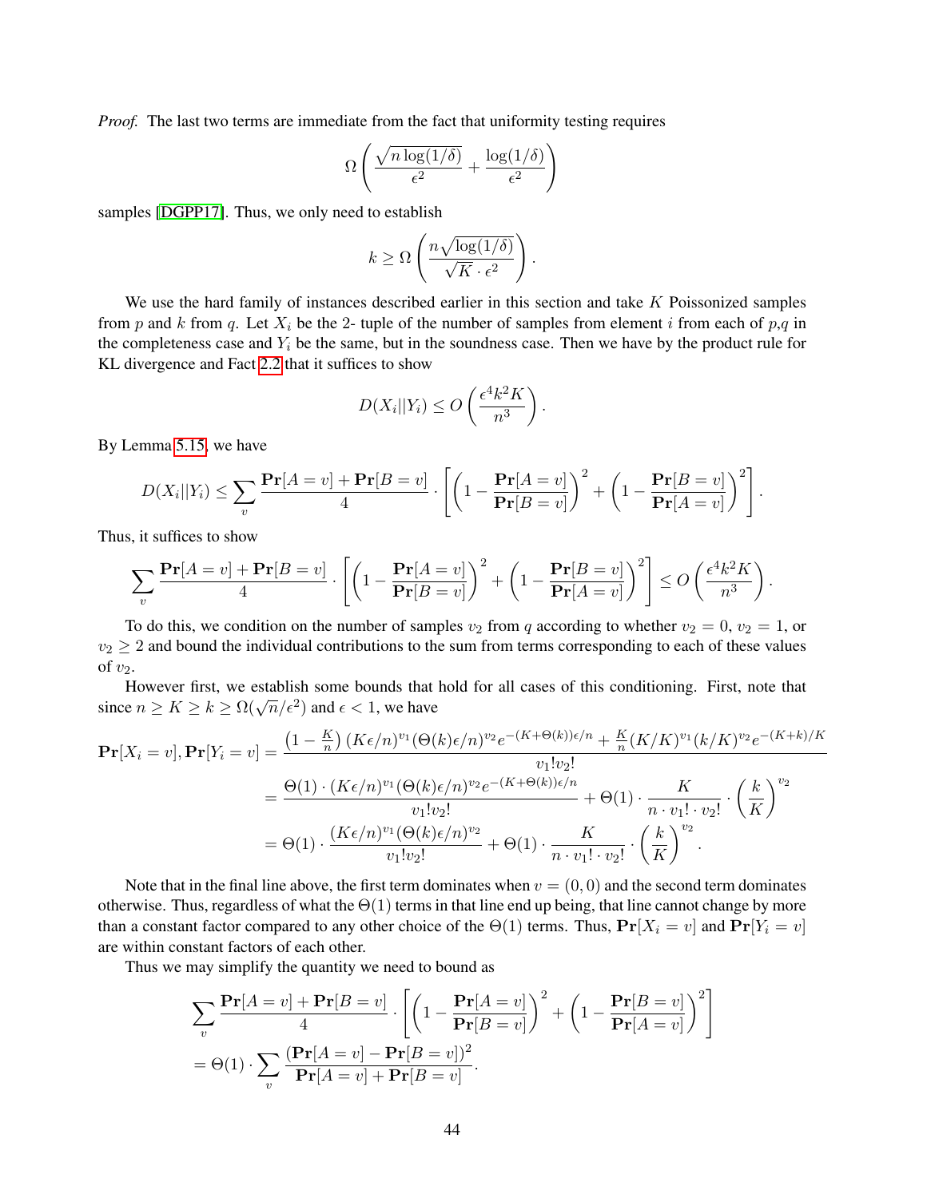*Proof.* The last two terms are immediate from the fact that uniformity testing requires

$$\Omega\left(\frac{\sqrt{n\log(1/\delta)}}{\epsilon^2} + \frac{\log(1/\delta)}{\epsilon^2}\right)$$

samples [DGPP17]. Thus, we only need to establish

$$k \geq \Omega\left(\frac{n\sqrt{\log(1/\delta)}}{\sqrt{K}\cdot\epsilon^2}\right).$$

We use the hard family of instances described earlier in this section and take $K$ Poissonized samples from $p$ and $k$ from $q$. Let $X_i$ be the 2- tuple of the number of samples from element $i$ from each of $p$,$q$ in the completeness case and $Y_i$ be the same, but in the soundness case. Then we have by the product rule for KL divergence and Fact 2.2 that it suffices to show

$$D(X_i||Y_i) \leq O\left(\frac{\epsilon^4 k^2 K}{n^3}\right).$$

By Lemma 5.15, we have

$$D(X_i||Y_i) \leq \sum_v \frac{\mathbf{Pr}[A=v]+\mathbf{Pr}[B=v]}{4}\cdot\left[\left(1-\frac{\mathbf{Pr}[A=v]}{\mathbf{Pr}[B=v]}\right)^2 + \left(1-\frac{\mathbf{Pr}[B=v]}{\mathbf{Pr}[A=v]}\right)^2\right].$$

Thus, it suffices to show

$$\sum_v \frac{\mathbf{Pr}[A=v]+\mathbf{Pr}[B=v]}{4}\cdot\left[\left(1-\frac{\mathbf{Pr}[A=v]}{\mathbf{Pr}[B=v]}\right)^2 + \left(1-\frac{\mathbf{Pr}[B=v]}{\mathbf{Pr}[A=v]}\right)^2\right] \leq O\left(\frac{\epsilon^4 k^2 K}{n^3}\right).$$

To do this, we condition on the number of samples $v_2$ from $q$ according to whether $v_2 = 0$, $v_2 = 1$, or $v_2 \geq 2$ and bound the individual contributions to the sum from terms corresponding to each of these values of $v_2$.

However first, we establish some bounds that hold for all cases of this conditioning. First, note that since $n \geq K \geq k \geq \Omega(\sqrt{n}/\epsilon^2)$ and $\epsilon < 1$, we have

$$\begin{aligned}
\mathbf{Pr}[X_i = v], \mathbf{Pr}[Y_i = v] &= \frac{\left(1-\frac{K}{n}\right)(K\epsilon/n)^{v_1}(\Theta(k)\epsilon/n)^{v_2}e^{-(K+\Theta(k))\epsilon/n} + \frac{K}{n}(K/K)^{v_1}(k/K)^{v_2}e^{-(K+k)/K}}{v_1!v_2!} \\
&= \frac{\Theta(1)\cdot(K\epsilon/n)^{v_1}(\Theta(k)\epsilon/n)^{v_2}e^{-(K+\Theta(k))\epsilon/n}}{v_1!v_2!} + \Theta(1)\cdot\frac{K}{n\cdot v_1!\cdot v_2!}\cdot\left(\frac{k}{K}\right)^{v_2} \\
&= \Theta(1)\cdot\frac{(K\epsilon/n)^{v_1}(\Theta(k)\epsilon/n)^{v_2}}{v_1!v_2!} + \Theta(1)\cdot\frac{K}{n\cdot v_1!\cdot v_2!}\cdot\left(\frac{k}{K}\right)^{v_2}.
\end{aligned}$$

Note that in the final line above, the first term dominates when $v = (0, 0)$ and the second term dominates otherwise. Thus, regardless of what the $\Theta(1)$ terms in that line end up being, that line cannot change by more than a constant factor compared to any other choice of the $\Theta(1)$ terms. Thus, $\mathbf{Pr}[X_i = v]$ and $\mathbf{Pr}[Y_i = v]$ are within constant factors of each other.

Thus we may simplify the quantity we need to bound as

$$\begin{aligned}
&\sum_v \frac{\mathbf{Pr}[A=v]+\mathbf{Pr}[B=v]}{4}\cdot\left[\left(1-\frac{\mathbf{Pr}[A=v]}{\mathbf{Pr}[B=v]}\right)^2 + \left(1-\frac{\mathbf{Pr}[B=v]}{\mathbf{Pr}[A=v]}\right)^2\right] \\
&= \Theta(1)\cdot\sum_v \frac{(\mathbf{Pr}[A=v]-\mathbf{Pr}[B=v])^2}{\mathbf{Pr}[A=v]+\mathbf{Pr}[B=v]}.
\end{aligned}$$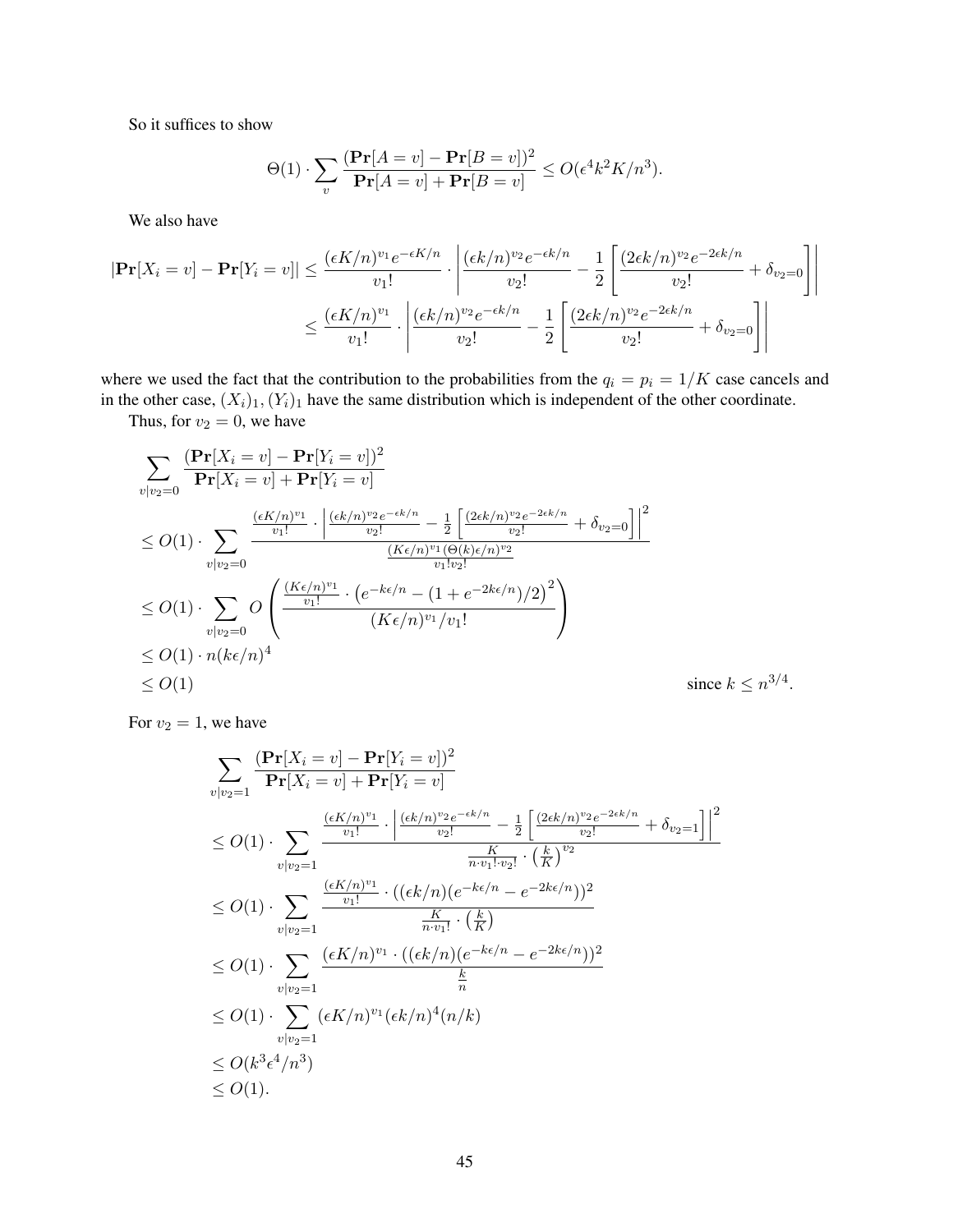So it suffices to show

$$\Theta(1) \cdot \sum_v \frac{(\mathbf{Pr}[A = v] - \mathbf{Pr}[B = v])^2}{\mathbf{Pr}[A = v] + \mathbf{Pr}[B = v]} \le O(\epsilon^4 k^2 K / n^3).$$

We also have

$$\begin{aligned}
|\mathbf{Pr}[X_i = v] - \mathbf{Pr}[Y_i = v]| &\le \frac{(\epsilon K/n)^{v_1} e^{-\epsilon K/n}}{v_1!} \cdot \left| \frac{(\epsilon k/n)^{v_2} e^{-\epsilon k/n}}{v_2!} - \frac{1}{2}\left[ \frac{(2\epsilon k/n)^{v_2} e^{-2\epsilon k/n}}{v_2!} + \delta_{v_2 = 0} \right] \right| \\
&\le \frac{(\epsilon K/n)^{v_1}}{v_1!} \cdot \left| \frac{(\epsilon k/n)^{v_2} e^{-\epsilon k/n}}{v_2!} - \frac{1}{2}\left[ \frac{(2\epsilon k/n)^{v_2} e^{-2\epsilon k/n}}{v_2!} + \delta_{v_2 = 0} \right] \right|
\end{aligned}$$

where we used the fact that the contribution to the probabilities from the $q_i = p_i = 1/K$ case cancels and in the other case, $(X_i)_1, (Y_i)_1$ have the same distribution which is independent of the other coordinate.

Thus, for $v_2 = 0$, we have

$$\begin{aligned}
&\sum_{v | v_2 = 0} \frac{(\mathbf{Pr}[X_i = v] - \mathbf{Pr}[Y_i = v])^2}{\mathbf{Pr}[X_i = v] + \mathbf{Pr}[Y_i = v]} \\
&\le O(1) \cdot \sum_{v | v_2 = 0} \frac{\frac{(\epsilon K/n)^{v_1}}{v_1!} \cdot \left| \frac{(\epsilon k/n)^{v_2} e^{-\epsilon k/n}}{v_2!} - \frac{1}{2}\left[ \frac{(2\epsilon k/n)^{v_2} e^{-2\epsilon k/n}}{v_2!} + \delta_{v_2 = 0} \right] \right|^2}{\frac{(K\epsilon/n)^{v_1} (\Theta(k)\epsilon/n)^{v_2}}{v_1! v_2!}} \\
&\le O(1) \cdot \sum_{v | v_2 = 0} O\left( \frac{\frac{(K\epsilon/n)^{v_1}}{v_1!} \cdot \left( e^{-k\epsilon/n} - (1 + e^{-2k\epsilon/n})/2 \right)^2}{(K\epsilon/n)^{v_1}/v_1!} \right) \\
&\le O(1) \cdot n(k\epsilon/n)^4 \\
&\le O(1) \qquad \text{since } k \le n^{3/4}.
\end{aligned}$$

For $v_2 = 1$, we have

$$\begin{aligned}
&\sum_{v | v_2 = 1} \frac{(\mathbf{Pr}[X_i = v] - \mathbf{Pr}[Y_i = v])^2}{\mathbf{Pr}[X_i = v] + \mathbf{Pr}[Y_i = v]} \\
&\le O(1) \cdot \sum_{v | v_2 = 1} \frac{\frac{(\epsilon K/n)^{v_1}}{v_1!} \cdot \left| \frac{(\epsilon k/n)^{v_2} e^{-\epsilon k/n}}{v_2!} - \frac{1}{2}\left[ \frac{(2\epsilon k/n)^{v_2} e^{-2\epsilon k/n}}{v_2!} + \delta_{v_2 = 1} \right] \right|^2}{\frac{K}{n \cdot v_1! \cdot v_2!} \cdot \left(\frac{k}{K}\right)^{v_2}} \\
&\le O(1) \cdot \sum_{v | v_2 = 1} \frac{\frac{(\epsilon K/n)^{v_1}}{v_1!} \cdot ((\epsilon k/n)(e^{-k\epsilon/n} - e^{-2k\epsilon/n}))^2}{\frac{K}{n \cdot v_1!} \cdot \left(\frac{k}{K}\right)} \\
&\le O(1) \cdot \sum_{v | v_2 = 1} \frac{(\epsilon K/n)^{v_1} \cdot ((\epsilon k/n)(e^{-k\epsilon/n} - e^{-2k\epsilon/n}))^2}{\frac{k}{n}} \\
&\le O(1) \cdot \sum_{v | v_2 = 1} (\epsilon K/n)^{v_1} (\epsilon k/n)^4 (n/k) \\
&\le O(k^3 \epsilon^4 / n^3) \\
&\le O(1).
\end{aligned}$$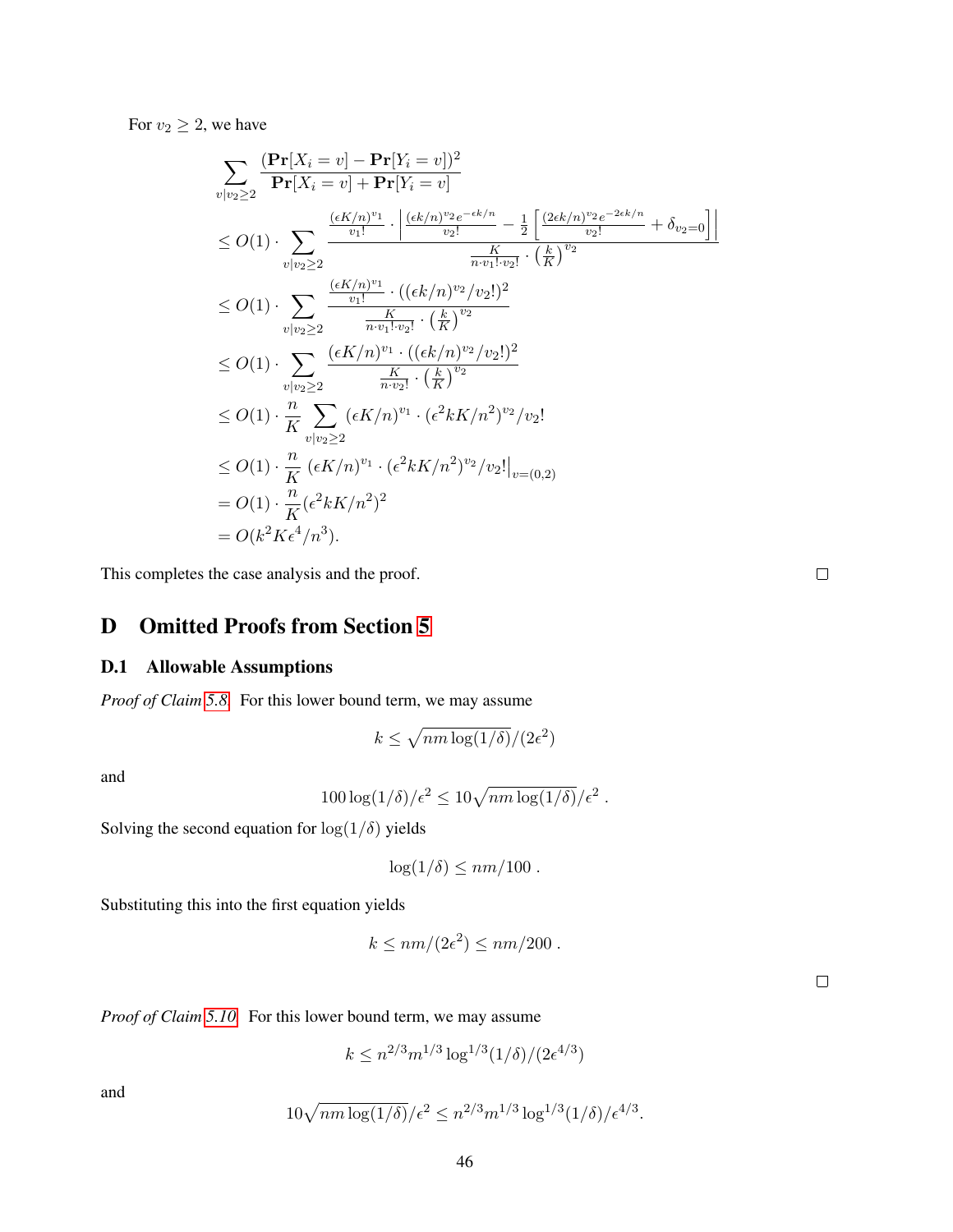For $v_2 \geq 2$, we have

$$
\begin{aligned}
&\sum_{v|v_2\geq 2} \frac{(\mathbf{Pr}[X_i = v] - \mathbf{Pr}[Y_i = v])^2}{\mathbf{Pr}[X_i = v] + \mathbf{Pr}[Y_i = v]} \\
&\leq O(1) \cdot \sum_{v|v_2\geq 2} \frac{\frac{(\epsilon K/n)^{v_1}}{v_1!} \cdot \left| \frac{(\epsilon k/n)^{v_2} e^{-\epsilon k/n}}{v_2!} - \frac{1}{2}\left[ \frac{(2\epsilon k/n)^{v_2} e^{-2\epsilon k/n}}{v_2!} + \delta_{v_2=0} \right] \right|}{\frac{K}{n \cdot v_1! \cdot v_2!} \cdot \left(\frac{k}{K}\right)^{v_2}} \\
&\leq O(1) \cdot \sum_{v|v_2\geq 2} \frac{\frac{(\epsilon K/n)^{v_1}}{v_1!} \cdot ((\epsilon k/n)^{v_2}/v_2!)^2}{\frac{K}{n \cdot v_1! \cdot v_2!} \cdot \left(\frac{k}{K}\right)^{v_2}} \\
&\leq O(1) \cdot \sum_{v|v_2\geq 2} \frac{(\epsilon K/n)^{v_1} \cdot ((\epsilon k/n)^{v_2}/v_2!)^2}{\frac{K}{n \cdot v_2!} \cdot \left(\frac{k}{K}\right)^{v_2}} \\
&\leq O(1) \cdot \frac{n}{K} \sum_{v|v_2\geq 2} (\epsilon K/n)^{v_1} \cdot (\epsilon^2 kK/n^2)^{v_2}/v_2! \\
&\leq O(1) \cdot \frac{n}{K} \left. (\epsilon K/n)^{v_1} \cdot (\epsilon^2 kK/n^2)^{v_2}/v_2! \right|_{v=(0,2)} \\
&= O(1) \cdot \frac{n}{K} (\epsilon^2 kK/n^2)^2 \\
&= O(k^2 K \epsilon^4/n^3).
\end{aligned}
$$

This completes the case analysis and the proof. □

# D Omitted Proofs from Section 5

## D.1 Allowable Assumptions

*Proof of Claim 5.8.* For this lower bound term, we may assume

$$k \leq \sqrt{nm \log(1/\delta)}/(2\epsilon^2)$$

and

$$100 \log(1/\delta)/\epsilon^2 \leq 10\sqrt{nm \log(1/\delta)}/\epsilon^2 \ .$$

Solving the second equation for $\log(1/\delta)$ yields

$$\log(1/\delta) \leq nm/100 \ .$$

Substituting this into the first equation yields

$$k \leq nm/(2\epsilon^2) \leq nm/200 \ .$$

□

*Proof of Claim 5.10.* For this lower bound term, we may assume

$$k \leq n^{2/3} m^{1/3} \log^{1/3}(1/\delta)/(2\epsilon^{4/3})$$

and

$$10\sqrt{nm \log(1/\delta)}/\epsilon^2 \leq n^{2/3} m^{1/3} \log^{1/3}(1/\delta)/\epsilon^{4/3}.$$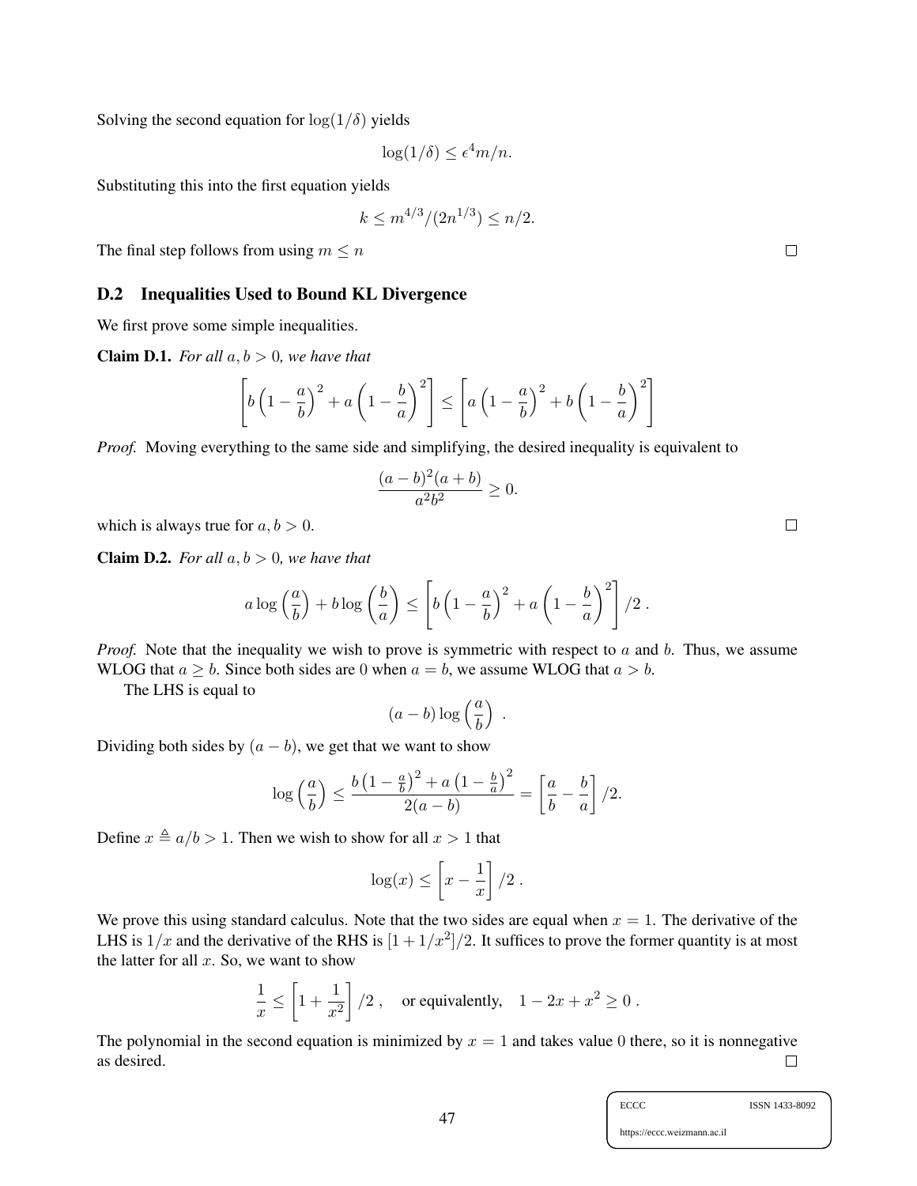Solving the second equation for $\log(1/\delta)$ yields

$$\log(1/\delta) \leq \epsilon^4 m/n.$$

Substituting this into the first equation yields

$$k \leq m^{4/3}/(2n^{1/3}) \leq n/2.$$

The final step follows from using $m \leq n$ $\square$

### D.2 Inequalities Used to Bound KL Divergence

We first prove some simple inequalities.

**Claim D.1.** *For all $a, b > 0$, we have that*

$$\left[b\left(1-\frac{a}{b}\right)^2 + a\left(1-\frac{b}{a}\right)^2\right] \leq \left[a\left(1-\frac{a}{b}\right)^2 + b\left(1-\frac{b}{a}\right)^2\right]$$

*Proof.* Moving everything to the same side and simplifying, the desired inequality is equivalent to

$$\frac{(a-b)^2(a+b)}{a^2b^2} \geq 0.$$

which is always true for $a, b > 0$. $\square$

**Claim D.2.** *For all $a, b > 0$, we have that*

$$a\log\left(\frac{a}{b}\right) + b\log\left(\frac{b}{a}\right) \leq \left[b\left(1-\frac{a}{b}\right)^2 + a\left(1-\frac{b}{a}\right)^2\right]/2 .$$

*Proof.* Note that the inequality we wish to prove is symmetric with respect to $a$ and $b$. Thus, we assume WLOG that $a \geq b$. Since both sides are 0 when $a = b$, we assume WLOG that $a > b$.

The LHS is equal to

$$(a-b)\log\left(\frac{a}{b}\right) .$$

Dividing both sides by $(a-b)$, we get that we want to show

$$\log\left(\frac{a}{b}\right) \leq \frac{b\left(1-\frac{a}{b}\right)^2 + a\left(1-\frac{b}{a}\right)^2}{2(a-b)} = \left[\frac{a}{b} - \frac{b}{a}\right]/2.$$

Define $x \triangleq a/b > 1$. Then we wish to show for all $x > 1$ that

$$\log(x) \leq \left[x - \frac{1}{x}\right]/2 .$$

We prove this using standard calculus. Note that the two sides are equal when $x = 1$. The derivative of the LHS is $1/x$ and the derivative of the RHS is $[1 + 1/x^2]/2$. It suffices to prove the former quantity is at most the latter for all $x$. So, we want to show

$$\frac{1}{x} \leq \left[1 + \frac{1}{x^2}\right]/2 , \quad \text{or equivalently,} \quad 1 - 2x + x^2 \geq 0 .$$

The polynomial in the second equation is minimized by $x = 1$ and takes value 0 there, so it is nonnegative as desired. $\square$